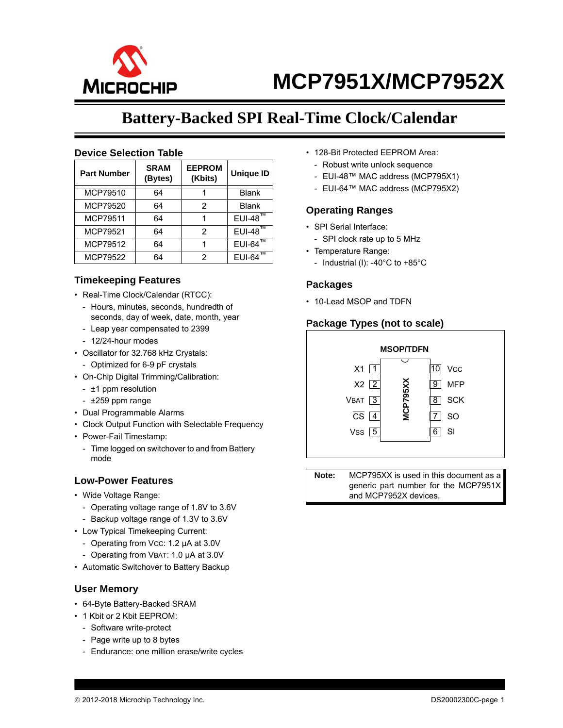# MCP7951X/MCP7952X

## Battery-Backed SPI Real-Time Clock/Calendar

### Device Selection Table

| Part Number | SRAM (Bytes) | EEPROM (Kbits) | Unique ID |
|---|---|---|---|
| MCP79510 | 64 | 1 | Blank |
| MCP79520 | 64 | 2 | Blank |
| MCP79511 | 64 | 1 | EUI-48™ |
| MCP79521 | 64 | 2 | EUI-48™ |
| MCP79512 | 64 | 1 | EUI-64™ |
| MCP79522 | 64 | 2 | EUI-64™ |

### Timekeeping Features

- Real-Time Clock/Calendar (RTCC):
  - Hours, minutes, seconds, hundredth of seconds, day of week, date, month, year
  - Leap year compensated to 2399
  - 12/24-hour modes
- Oscillator for 32.768 kHz Crystals:
  - Optimized for 6-9 pF crystals
- On-Chip Digital Trimming/Calibration:
  - ±1 ppm resolution
  - ±259 ppm range
- Dual Programmable Alarms
- Clock Output Function with Selectable Frequency
- Power-Fail Timestamp:
  - Time logged on switchover to and from Battery mode

### Low-Power Features

- Wide Voltage Range:
  - Operating voltage range of 1.8V to 3.6V
  - Backup voltage range of 1.3V to 3.6V
- Low Typical Timekeeping Current:
  - Operating from VCC: 1.2 µA at 3.0V
  - Operating from VBAT: 1.0 µA at 3.0V
- Automatic Switchover to Battery Backup

### User Memory

- 64-Byte Battery-Backed SRAM
- 1 Kbit or 2 Kbit EEPROM:
  - Software write-protect
  - Page write up to 8 bytes
  - Endurance: one million erase/write cycles
- 128-Bit Protected EEPROM Area:
  - Robust write unlock sequence
  - EUI-48™ MAC address (MCP795X1)
  - EUI-64™ MAC address (MCP795X2)

### Operating Ranges

- SPI Serial Interface:
  - SPI clock rate up to 5 MHz
- Temperature Range:
  - Industrial (I): -40°C to +85°C

### Packages

- 10-Lead MSOP and TDFN

### Package Types (not to scale)

**MSOP/TDFN** — MCP795XX

| Pin | Name | Pin | Name |
|---|---|---|---|
| 1 | X1 | 10 | VCC |
| 2 | X2 | 9 | MFP |
| 3 | VBAT | 8 | SCK |
| 4 | CS (active low) | 7 | SO |
| 5 | VSS | 6 | SI |

**Note:** MCP795XX is used in this document as a generic part number for the MCP7951X and MCP7952X devices.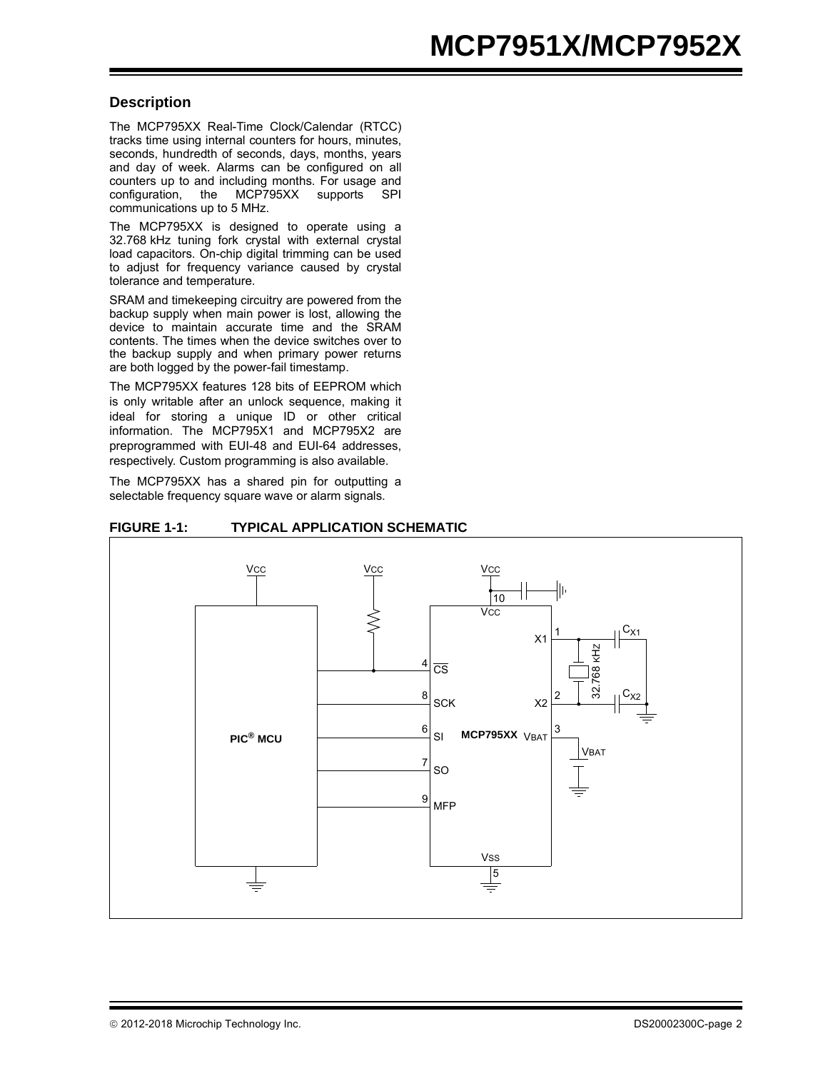## Description

The MCP795XX Real-Time Clock/Calendar (RTCC) tracks time using internal counters for hours, minutes, seconds, hundredth of seconds, days, months, years and day of week. Alarms can be configured on all counters up to and including months. For usage and configuration, the MCP795XX supports SPI communications up to 5 MHz.

The MCP795XX is designed to operate using a 32.768 kHz tuning fork crystal with external crystal load capacitors. On-chip digital trimming can be used to adjust for frequency variance caused by crystal tolerance and temperature.

SRAM and timekeeping circuitry are powered from the backup supply when main power is lost, allowing the device to maintain accurate time and the SRAM contents. The times when the device switches over to the backup supply and when primary power returns are both logged by the power-fail timestamp.

The MCP795XX features 128 bits of EEPROM which is only writable after an unlock sequence, making it ideal for storing a unique ID or other critical information. The MCP795X1 and MCP795X2 are preprogrammed with EUI-48 and EUI-64 addresses, respectively. Custom programming is also available.

The MCP795XX has a shared pin for outputting a selectable frequency square wave or alarm signals.

**FIGURE 1-1: TYPICAL APPLICATION SCHEMATIC**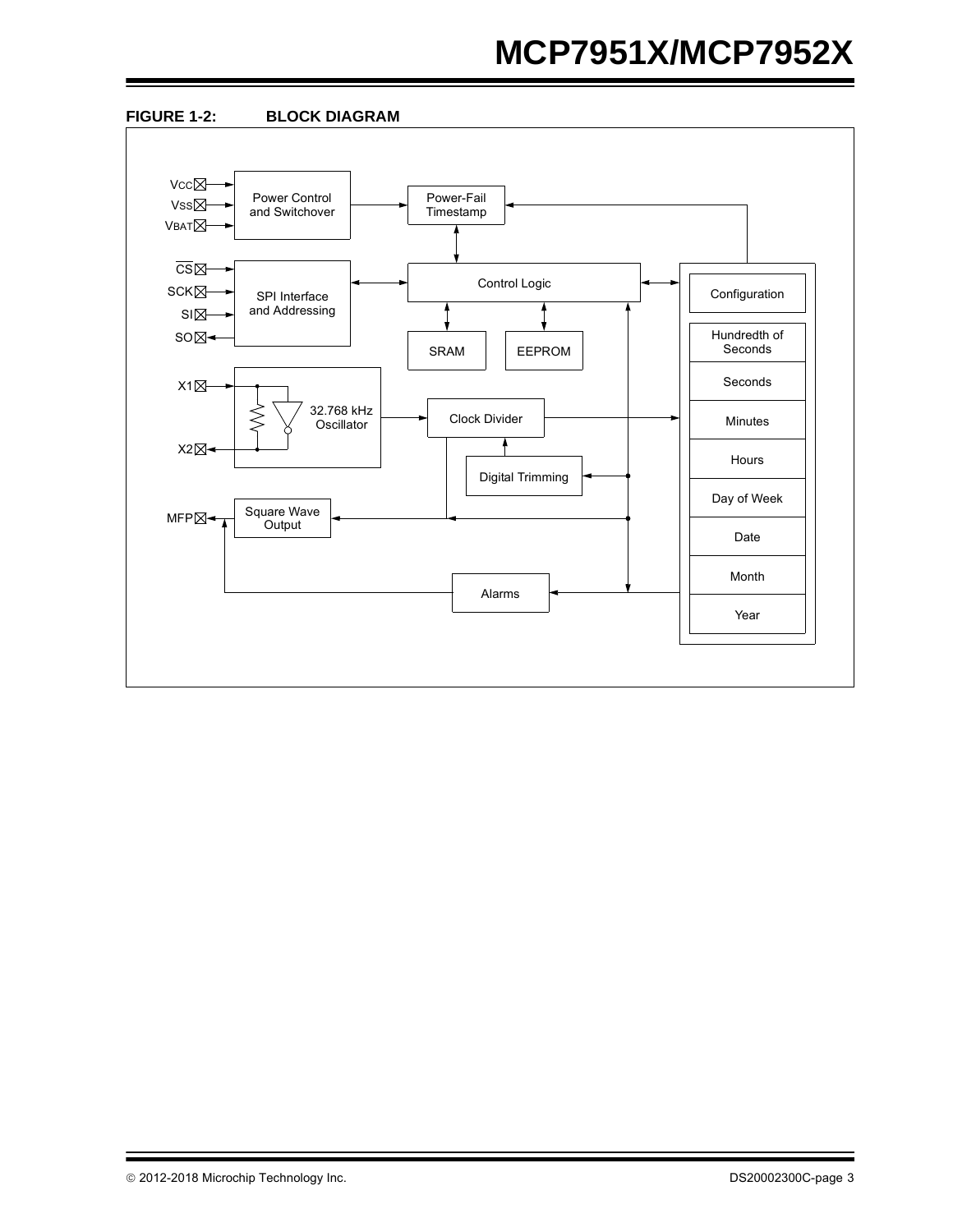**FIGURE 1-2: BLOCK DIAGRAM**

Vcc
Vss
VBAT
Power Control and Switchover
Power-Fail Timestamp
CS
SCK
SI
SO
SPI Interface and Addressing
Control Logic
SRAM
EEPROM
X1
X2
32.768 kHz Oscillator
Clock Divider
Digital Trimming
MFP
Square Wave Output
Alarms
Configuration
Hundredth of Seconds
Seconds
Minutes
Hours
Day of Week
Date
Month
Year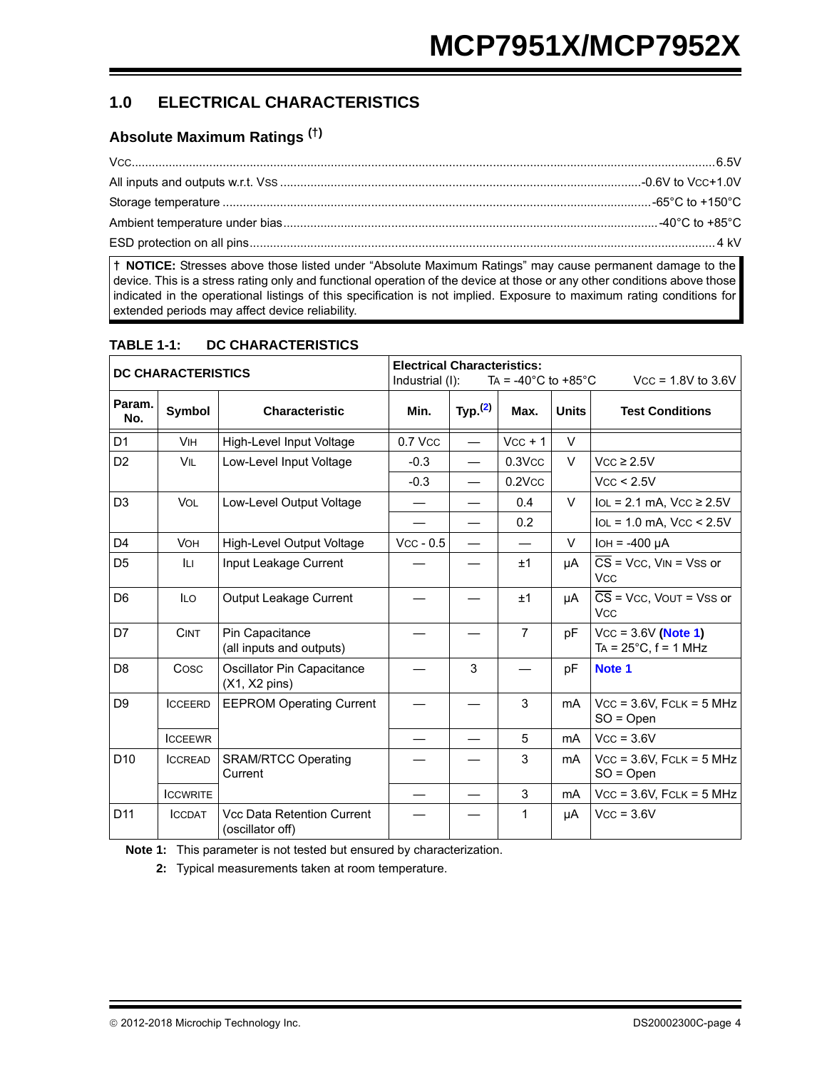## 1.0 ELECTRICAL CHARACTERISTICS

### Absolute Maximum Ratings (†)

$V_{CC}$ .......... 6.5V

All inputs and outputs w.r.t. $V_{SS}$ .......... -0.6V to $V_{CC}$+1.0V

Storage temperature .......... -65°C to +150°C

Ambient temperature under bias .......... -40°C to +85°C

ESD protection on all pins .......... 4 kV

† **NOTICE:** Stresses above those listed under "Absolute Maximum Ratings" may cause permanent damage to the device. This is a stress rating only and functional operation of the device at those or any other conditions above those indicated in the operational listings of this specification is not implied. Exposure to maximum rating conditions for extended periods may affect device reliability.

**TABLE 1-1: DC CHARACTERISTICS**

| **DC CHARACTERISTICS** | | | **Electrical Characteristics:** Industrial (I): $T_A$ = -40°C to +85°C $V_{CC}$ = 1.8V to 3.6V | | | | |
|---|---|---|---|---|---|---|---|
| **Param. No.** | **Symbol** | **Characteristic** | **Min.** | **Typ.(2)** | **Max.** | **Units** | **Test Conditions** |
| D1 | $V_{IH}$ | High-Level Input Voltage | 0.7 $V_{CC}$ | — | $V_{CC}$ + 1 | V | |
| D2 | $V_{IL}$ | Low-Level Input Voltage | -0.3 | — | 0.3$V_{CC}$ | V | $V_{CC}$ ≥ 2.5V |
| | | | -0.3 | — | 0.2$V_{CC}$ | | $V_{CC}$ < 2.5V |
| D3 | $V_{OL}$ | Low-Level Output Voltage | — | — | 0.4 | V | $I_{OL}$ = 2.1 mA, $V_{CC}$ ≥ 2.5V |
| | | | — | — | 0.2 | | $I_{OL}$ = 1.0 mA, $V_{CC}$ < 2.5V |
| D4 | $V_{OH}$ | High-Level Output Voltage | $V_{CC}$ - 0.5 | — | — | V | $I_{OH}$ = -400 µA |
| D5 | $I_{LI}$ | Input Leakage Current | — | — | ±1 | µA | $\overline{CS}$ = $V_{CC}$, $V_{IN}$ = $V_{SS}$ or $V_{CC}$ |
| D6 | $I_{LO}$ | Output Leakage Current | — | — | ±1 | µA | $\overline{CS}$ = $V_{CC}$, $V_{OUT}$ = $V_{SS}$ or $V_{CC}$ |
| D7 | $C_{INT}$ | Pin Capacitance (all inputs and outputs) | — | — | 7 | pF | $V_{CC}$ = 3.6V (**Note 1**) $T_A$ = 25°C, f = 1 MHz |
| D8 | $C_{OSC}$ | Oscillator Pin Capacitance (X1, X2 pins) | — | 3 | — | pF | **Note 1** |
| D9 | $I_{CCEERD}$ | EEPROM Operating Current | — | — | 3 | mA | $V_{CC}$ = 3.6V, $F_{CLK}$ = 5 MHz SO = Open |
| | $I_{CCEEWR}$ | | — | — | 5 | mA | $V_{CC}$ = 3.6V |
| D10 | $I_{CCREAD}$ | SRAM/RTCC Operating Current | — | — | 3 | mA | $V_{CC}$ = 3.6V, $F_{CLK}$ = 5 MHz SO = Open |
| | $I_{CCWRITE}$ | | — | — | 3 | mA | $V_{CC}$ = 3.6V, $F_{CLK}$ = 5 MHz |
| D11 | $I_{CCDAT}$ | Vcc Data Retention Current (oscillator off) | — | — | 1 | µA | $V_{CC}$ = 3.6V |

**Note 1:** This parameter is not tested but ensured by characterization.

**2:** Typical measurements taken at room temperature.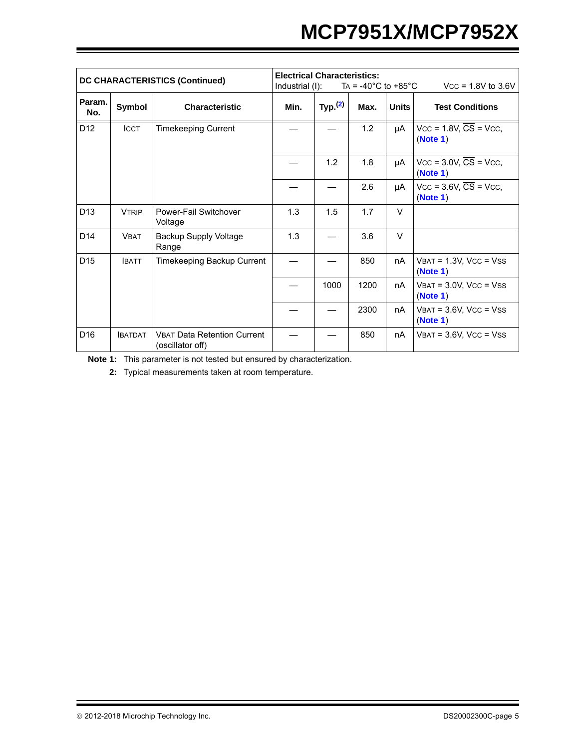| DC CHARACTERISTICS (Continued) | | | Electrical Characteristics:<br>Industrial (I): $T_A$ = -40°C to +85°C $V_{CC}$ = 1.8V to 3.6V | | | | |
|---|---|---|---|---|---|---|---|
| Param. No. | Symbol | Characteristic | Min. | Typ.[2] | Max. | Units | Test Conditions |
| D12 | $I_{CCT}$ | Timekeeping Current | — | — | 1.2 | μA | $V_{CC}$ = 1.8V, $\overline{CS}$ = $V_{CC}$, (Note 1) |
| | | | — | 1.2 | 1.8 | μA | $V_{CC}$ = 3.0V, $\overline{CS}$ = $V_{CC}$, (Note 1) |
| | | | — | — | 2.6 | μA | $V_{CC}$ = 3.6V, $\overline{CS}$ = $V_{CC}$, (Note 1) |
| D13 | $V_{TRIP}$ | Power-Fail Switchover Voltage | 1.3 | 1.5 | 1.7 | V | |
| D14 | $V_{BAT}$ | Backup Supply Voltage Range | 1.3 | — | 3.6 | V | |
| D15 | $I_{BATT}$ | Timekeeping Backup Current | — | — | 850 | nA | $V_{BAT}$ = 1.3V, $V_{CC}$ = $V_{SS}$ (Note 1) |
| | | | — | 1000 | 1200 | nA | $V_{BAT}$ = 3.0V, $V_{CC}$ = $V_{SS}$ (Note 1) |
| | | | — | — | 2300 | nA | $V_{BAT}$ = 3.6V, $V_{CC}$ = $V_{SS}$ (Note 1) |
| D16 | $I_{BATDAT}$ | $V_{BAT}$ Data Retention Current (oscillator off) | — | — | 850 | nA | $V_{BAT}$ = 3.6V, $V_{CC}$ = $V_{SS}$ |

**Note 1:** This parameter is not tested but ensured by characterization.

**2:** Typical measurements taken at room temperature.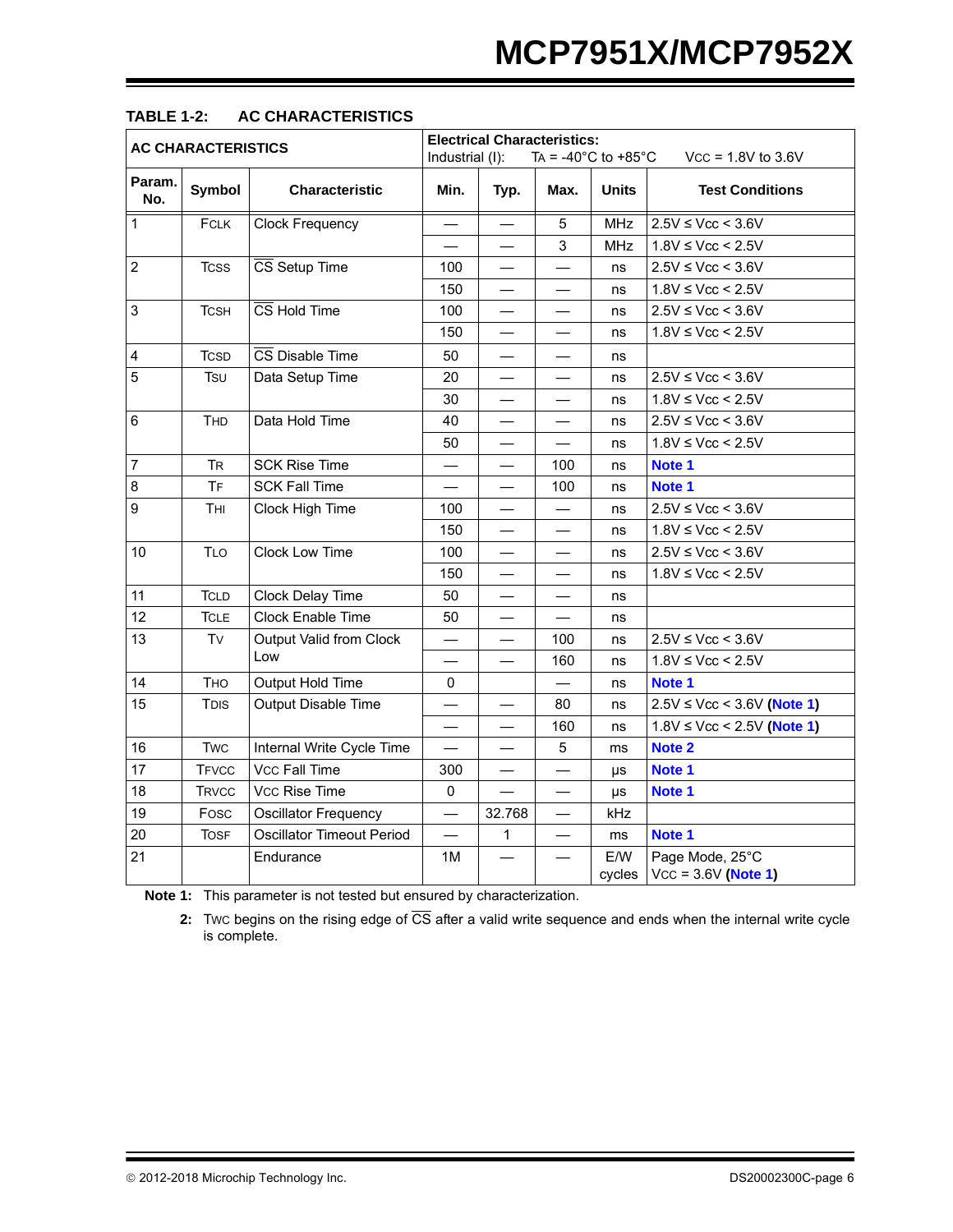**TABLE 1-2: AC CHARACTERISTICS**

| AC CHARACTERISTICS | | | Electrical Characteristics: Industrial (I): $T_A$ = -40°C to +85°C $V_{CC}$ = 1.8V to 3.6V | | | | |
|---|---|---|---|---|---|---|---|
| **Param. No.** | **Symbol** | **Characteristic** | **Min.** | **Typ.** | **Max.** | **Units** | **Test Conditions** |
| 1 | FCLK | Clock Frequency | — | — | 5 | MHz | 2.5V ≤ Vcc < 3.6V |
| | | | — | — | 3 | MHz | 1.8V ≤ Vcc < 2.5V |
| 2 | TCSS | $\overline{CS}$ Setup Time | 100 | — | — | ns | 2.5V ≤ Vcc < 3.6V |
| | | | 150 | — | — | ns | 1.8V ≤ Vcc < 2.5V |
| 3 | TCSH | $\overline{CS}$ Hold Time | 100 | — | — | ns | 2.5V ≤ Vcc < 3.6V |
| | | | 150 | — | — | ns | 1.8V ≤ Vcc < 2.5V |
| 4 | TCSD | $\overline{CS}$ Disable Time | 50 | — | — | ns | |
| 5 | TSU | Data Setup Time | 20 | — | — | ns | 2.5V ≤ Vcc < 3.6V |
| | | | 30 | — | — | ns | 1.8V ≤ Vcc < 2.5V |
| 6 | THD | Data Hold Time | 40 | — | — | ns | 2.5V ≤ Vcc < 3.6V |
| | | | 50 | — | — | ns | 1.8V ≤ Vcc < 2.5V |
| 7 | TR | SCK Rise Time | — | — | 100 | ns | **Note 1** |
| 8 | TF | SCK Fall Time | — | — | 100 | ns | **Note 1** |
| 9 | THI | Clock High Time | 100 | — | — | ns | 2.5V ≤ Vcc < 3.6V |
| | | | 150 | — | — | ns | 1.8V ≤ Vcc < 2.5V |
| 10 | TLO | Clock Low Time | 100 | — | — | ns | 2.5V ≤ Vcc < 3.6V |
| | | | 150 | — | — | ns | 1.8V ≤ Vcc < 2.5V |
| 11 | TCLD | Clock Delay Time | 50 | — | — | ns | |
| 12 | TCLE | Clock Enable Time | 50 | — | — | ns | |
| 13 | TV | Output Valid from Clock Low | — | — | 100 | ns | 2.5V ≤ Vcc < 3.6V |
| | | | — | — | 160 | ns | 1.8V ≤ Vcc < 2.5V |
| 14 | THO | Output Hold Time | 0 | | — | ns | **Note 1** |
| 15 | TDIS | Output Disable Time | — | — | 80 | ns | 2.5V ≤ Vcc < 3.6V (**Note 1**) |
| | | | — | — | 160 | ns | 1.8V ≤ Vcc < 2.5V (**Note 1**) |
| 16 | TWC | Internal Write Cycle Time | — | — | 5 | ms | **Note 2** |
| 17 | TFVCC | VCC Fall Time | 300 | — | — | µs | **Note 1** |
| 18 | TRVCC | VCC Rise Time | 0 | — | — | µs | **Note 1** |
| 19 | FOSC | Oscillator Frequency | — | 32.768 | — | kHz | |
| 20 | TOSF | Oscillator Timeout Period | — | 1 | — | ms | **Note 1** |
| 21 | | Endurance | 1M | — | — | E/W cycles | Page Mode, 25°C VCC = 3.6V (**Note 1**) |

**Note 1:** This parameter is not tested but ensured by characterization.

**2:** TWC begins on the rising edge of $\overline{CS}$ after a valid write sequence and ends when the internal write cycle is complete.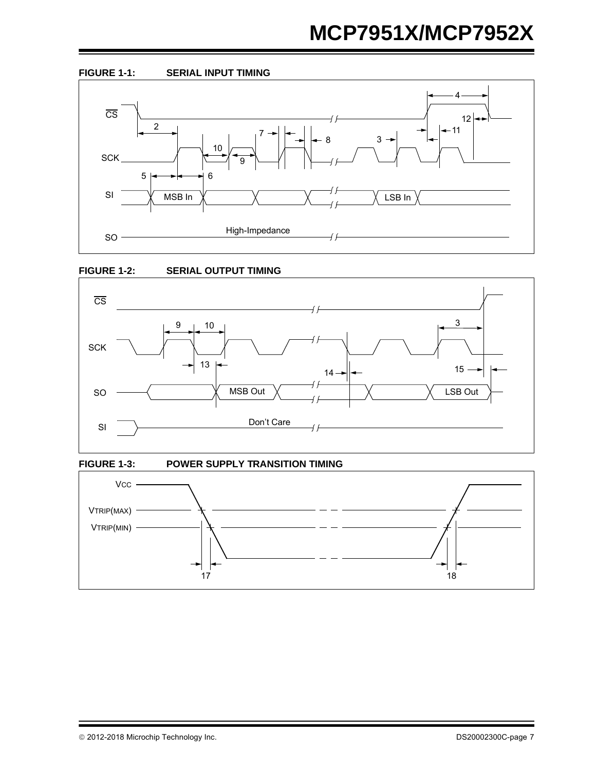**FIGURE 1-1: SERIAL INPUT TIMING**

CS, SCK, SI, SO — 2, 3, 4, 5, 6, 7, 8, 9, 10, 11, 12 — MSB In, LSB In, High-Impedance

**FIGURE 1-2: SERIAL OUTPUT TIMING**

CS, SCK, SO, SI — 3, 9, 10, 13, 14, 15 — MSB Out, LSB Out, Don't Care

**FIGURE 1-3: POWER SUPPLY TRANSITION TIMING**

VCC, VTRIP(MAX), VTRIP(MIN) — 17, 18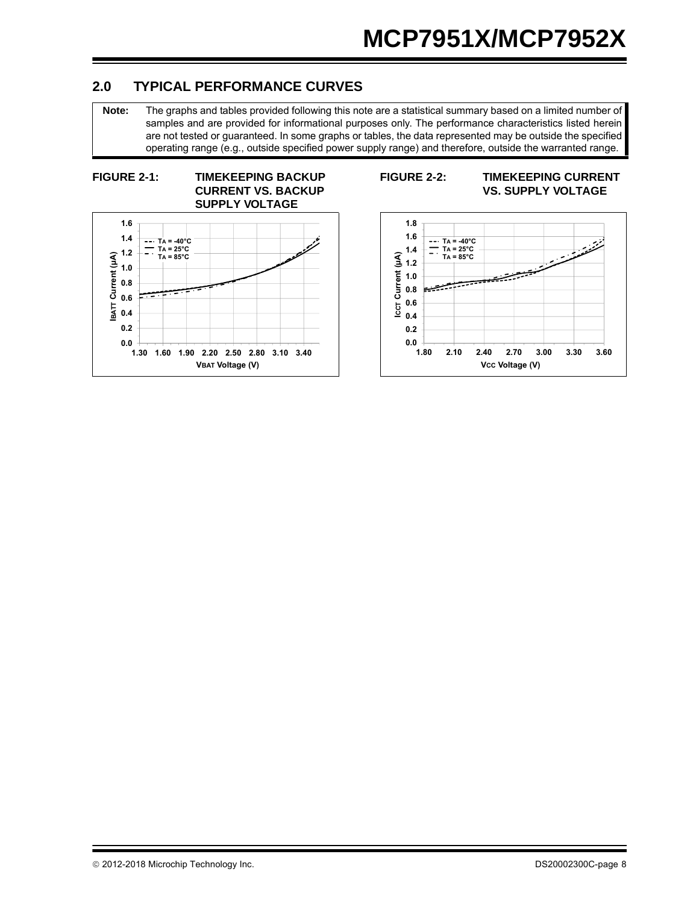## 2.0 TYPICAL PERFORMANCE CURVES

**Note:** The graphs and tables provided following this note are a statistical summary based on a limited number of samples and are provided for informational purposes only. The performance characteristics listed herein are not tested or guaranteed. In some graphs or tables, the data represented may be outside the specified operating range (e.g., outside specified power supply range) and therefore, outside the warranted range.

**FIGURE 2-1: TIMEKEEPING BACKUP CURRENT VS. BACKUP SUPPLY VOLTAGE**

**FIGURE 2-2: TIMEKEEPING CURRENT VS. SUPPLY VOLTAGE**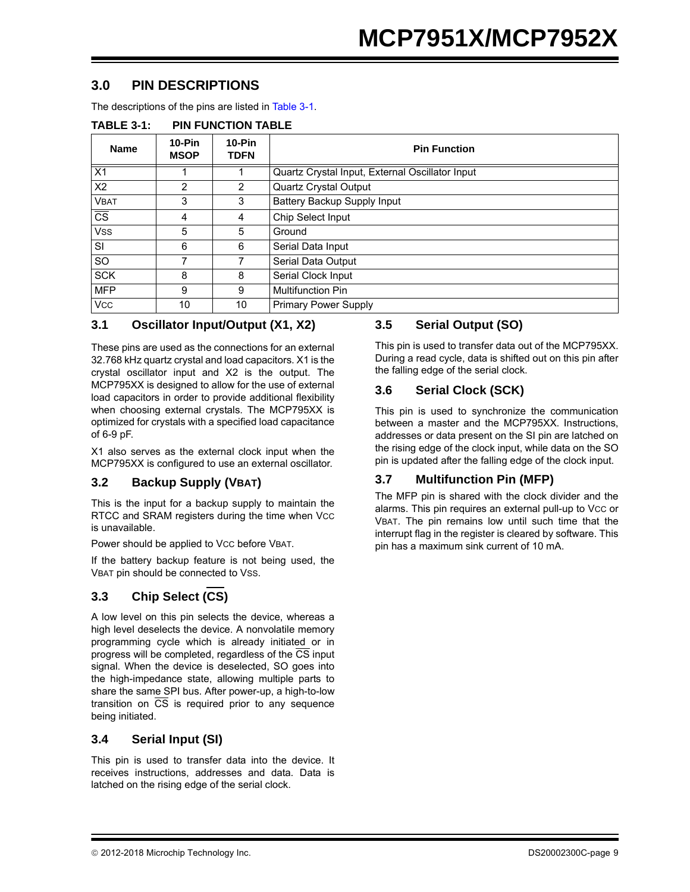## 3.0 PIN DESCRIPTIONS

The descriptions of the pins are listed in Table 3-1.

**TABLE 3-1: PIN FUNCTION TABLE**

| Name | 10-Pin MSOP | 10-Pin TDFN | Pin Function |
|---|---|---|---|
| X1 | 1 | 1 | Quartz Crystal Input, External Oscillator Input |
| X2 | 2 | 2 | Quartz Crystal Output |
| VBAT | 3 | 3 | Battery Backup Supply Input |
| $\overline{CS}$ | 4 | 4 | Chip Select Input |
| VSS | 5 | 5 | Ground |
| SI | 6 | 6 | Serial Data Input |
| SO | 7 | 7 | Serial Data Output |
| SCK | 8 | 8 | Serial Clock Input |
| MFP | 9 | 9 | Multifunction Pin |
| VCC | 10 | 10 | Primary Power Supply |

### 3.1 Oscillator Input/Output (X1, X2)

These pins are used as the connections for an external 32.768 kHz quartz crystal and load capacitors. X1 is the crystal oscillator input and X2 is the output. The MCP795XX is designed to allow for the use of external load capacitors in order to provide additional flexibility when choosing external crystals. The MCP795XX is optimized for crystals with a specified load capacitance of 6-9 pF.

X1 also serves as the external clock input when the MCP795XX is configured to use an external oscillator.

### 3.2 Backup Supply (VBAT)

This is the input for a backup supply to maintain the RTCC and SRAM registers during the time when VCC is unavailable.

Power should be applied to VCC before VBAT.

If the battery backup feature is not being used, the VBAT pin should be connected to VSS.

### 3.3 Chip Select ($\overline{CS}$)

A low level on this pin selects the device, whereas a high level deselects the device. A nonvolatile memory programming cycle which is already initiated or in progress will be completed, regardless of the $\overline{CS}$ input signal. When the device is deselected, SO goes into the high-impedance state, allowing multiple parts to share the same SPI bus. After power-up, a high-to-low transition on $\overline{CS}$ is required prior to any sequence being initiated.

### 3.4 Serial Input (SI)

This pin is used to transfer data into the device. It receives instructions, addresses and data. Data is latched on the rising edge of the serial clock.

### 3.5 Serial Output (SO)

This pin is used to transfer data out of the MCP795XX. During a read cycle, data is shifted out on this pin after the falling edge of the serial clock.

### 3.6 Serial Clock (SCK)

This pin is used to synchronize the communication between a master and the MCP795XX. Instructions, addresses or data present on the SI pin are latched on the rising edge of the clock input, while data on the SO pin is updated after the falling edge of the clock input.

### 3.7 Multifunction Pin (MFP)

The MFP pin is shared with the clock divider and the alarms. This pin requires an external pull-up to VCC or VBAT. The pin remains low until such time that the interrupt flag in the register is cleared by software. This pin has a maximum sink current of 10 mA.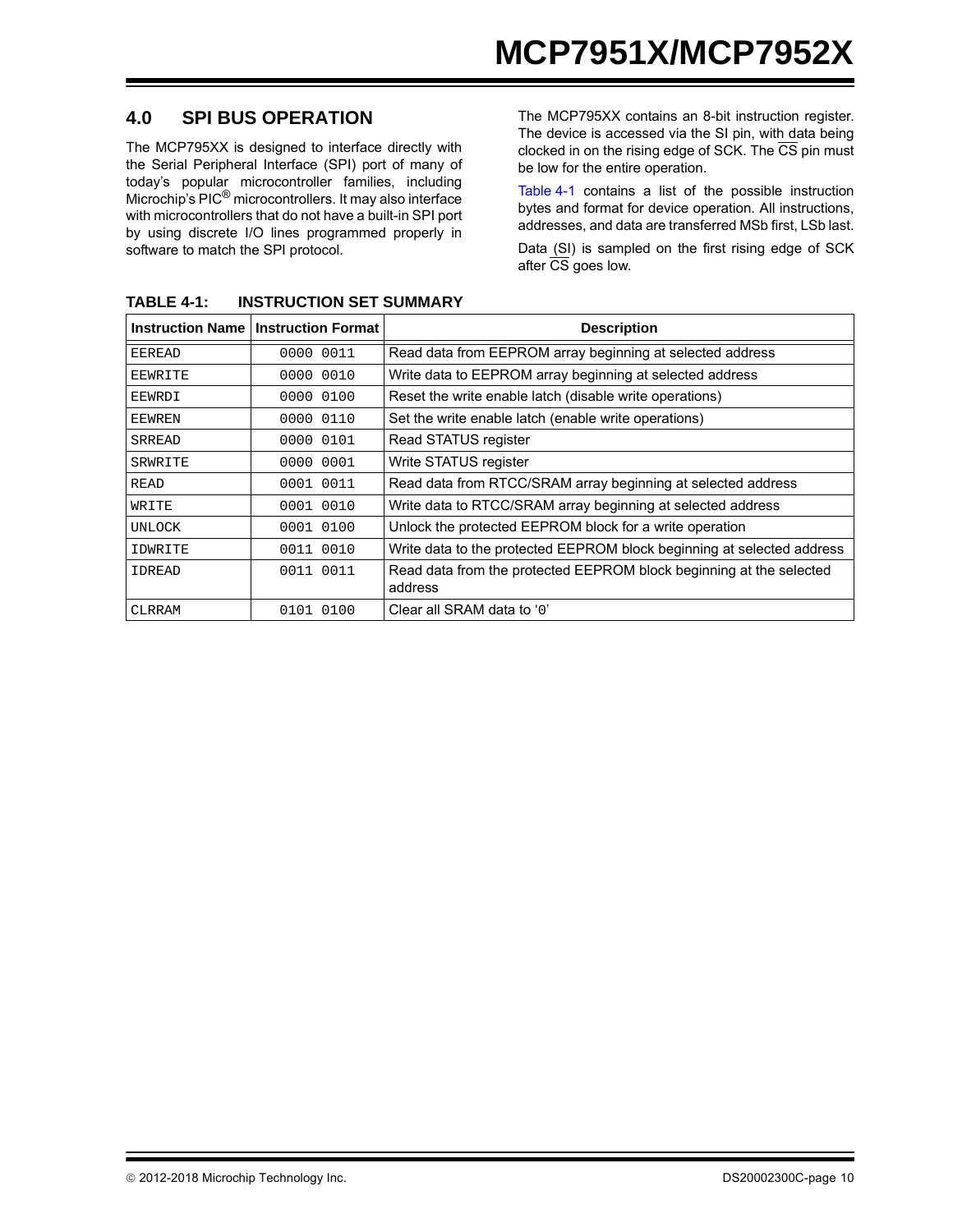## 4.0 SPI BUS OPERATION

The MCP795XX is designed to interface directly with the Serial Peripheral Interface (SPI) port of many of today's popular microcontroller families, including Microchip's PIC® microcontrollers. It may also interface with microcontrollers that do not have a built-in SPI port by using discrete I/O lines programmed properly in software to match the SPI protocol.

The MCP795XX contains an 8-bit instruction register. The device is accessed via the SI pin, with data being clocked in on the rising edge of SCK. The $\overline{CS}$ pin must be low for the entire operation.

Table 4-1 contains a list of the possible instruction bytes and format for device operation. All instructions, addresses, and data are transferred MSb first, LSb last.

Data (SI) is sampled on the first rising edge of SCK after $\overline{CS}$ goes low.

**TABLE 4-1: INSTRUCTION SET SUMMARY**

| Instruction Name | Instruction Format | Description |
|---|---|---|
| EEREAD | 0000 0011 | Read data from EEPROM array beginning at selected address |
| EEWRITE | 0000 0010 | Write data to EEPROM array beginning at selected address |
| EEWRDI | 0000 0100 | Reset the write enable latch (disable write operations) |
| EEWREN | 0000 0110 | Set the write enable latch (enable write operations) |
| SRREAD | 0000 0101 | Read STATUS register |
| SRWRITE | 0000 0001 | Write STATUS register |
| READ | 0001 0011 | Read data from RTCC/SRAM array beginning at selected address |
| WRITE | 0001 0010 | Write data to RTCC/SRAM array beginning at selected address |
| UNLOCK | 0001 0100 | Unlock the protected EEPROM block for a write operation |
| IDWRITE | 0011 0010 | Write data to the protected EEPROM block beginning at selected address |
| IDREAD | 0011 0011 | Read data from the protected EEPROM block beginning at the selected address |
| CLRRAM | 0101 0100 | Clear all SRAM data to '0' |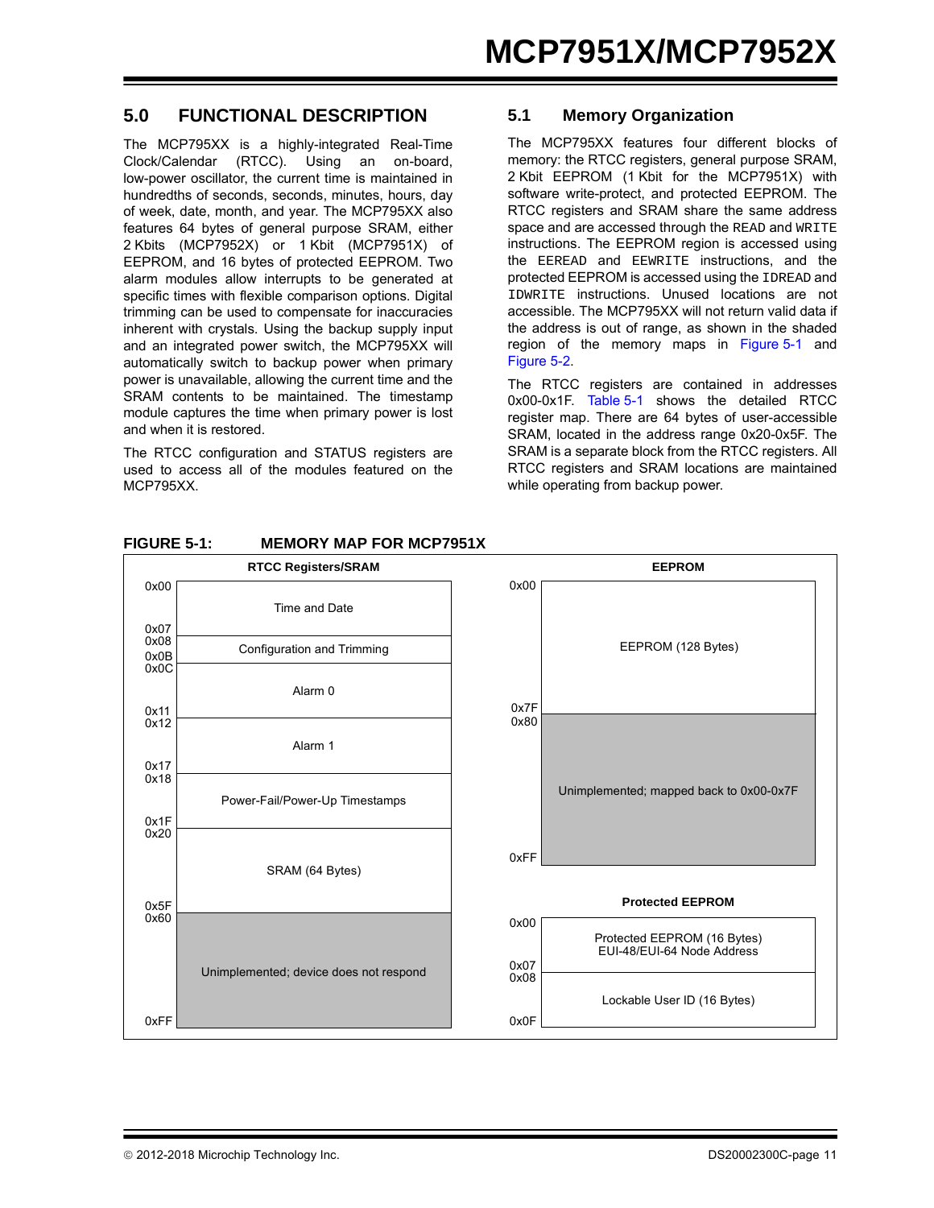## 5.0 FUNCTIONAL DESCRIPTION

The MCP795XX is a highly-integrated Real-Time Clock/Calendar (RTCC). Using an on-board, low-power oscillator, the current time is maintained in hundredths of seconds, seconds, minutes, hours, day of week, date, month, and year. The MCP795XX also features 64 bytes of general purpose SRAM, either 2 Kbits (MCP7952X) or 1 Kbit (MCP7951X) of EEPROM, and 16 bytes of protected EEPROM. Two alarm modules allow interrupts to be generated at specific times with flexible comparison options. Digital trimming can be used to compensate for inaccuracies inherent with crystals. Using the backup supply input and an integrated power switch, the MCP795XX will automatically switch to backup power when primary power is unavailable, allowing the current time and the SRAM contents to be maintained. The timestamp module captures the time when primary power is lost and when it is restored.

The RTCC configuration and STATUS registers are used to access all of the modules featured on the MCP795XX.

### 5.1 Memory Organization

The MCP795XX features four different blocks of memory: the RTCC registers, general purpose SRAM, 2 Kbit EEPROM (1 Kbit for the MCP7951X) with software write-protect, and protected EEPROM. The RTCC registers and SRAM share the same address space and are accessed through the `READ` and `WRITE` instructions. The EEPROM region is accessed using the `EEREAD` and `EEWRITE` instructions, and the protected EEPROM is accessed using the `IDREAD` and `IDWRITE` instructions. Unused locations are not accessible. The MCP795XX will not return valid data if the address is out of range, as shown in the shaded region of the memory maps in Figure 5-1 and Figure 5-2.

The RTCC registers are contained in addresses 0x00-0x1F. Table 5-1 shows the detailed RTCC register map. There are 64 bytes of user-accessible SRAM, located in the address range 0x20-0x5F. The SRAM is a separate block from the RTCC registers. All RTCC registers and SRAM locations are maintained while operating from backup power.

**FIGURE 5-1: MEMORY MAP FOR MCP7951X**

**RTCC Registers/SRAM**

| Address | Contents |
|---|---|
| 0x00-0x07 | Time and Date |
| 0x08-0x0B | Configuration and Trimming |
| 0x0C-0x11 | Alarm 0 |
| 0x12-0x17 | Alarm 1 |
| 0x18-0x1F | Power-Fail/Power-Up Timestamps |
| 0x20-0x5F | SRAM (64 Bytes) |
| 0x60-0xFF | Unimplemented; device does not respond |

**EEPROM**

| Address | Contents |
|---|---|
| 0x00-0x7F | EEPROM (128 Bytes) |
| 0x80-0xFF | Unimplemented; mapped back to 0x00-0x7F |

**Protected EEPROM**

| Address | Contents |
|---|---|
| 0x00-0x07 | Protected EEPROM (16 Bytes) EUI-48/EUI-64 Node Address |
| 0x08-0x0F | Lockable User ID (16 Bytes) |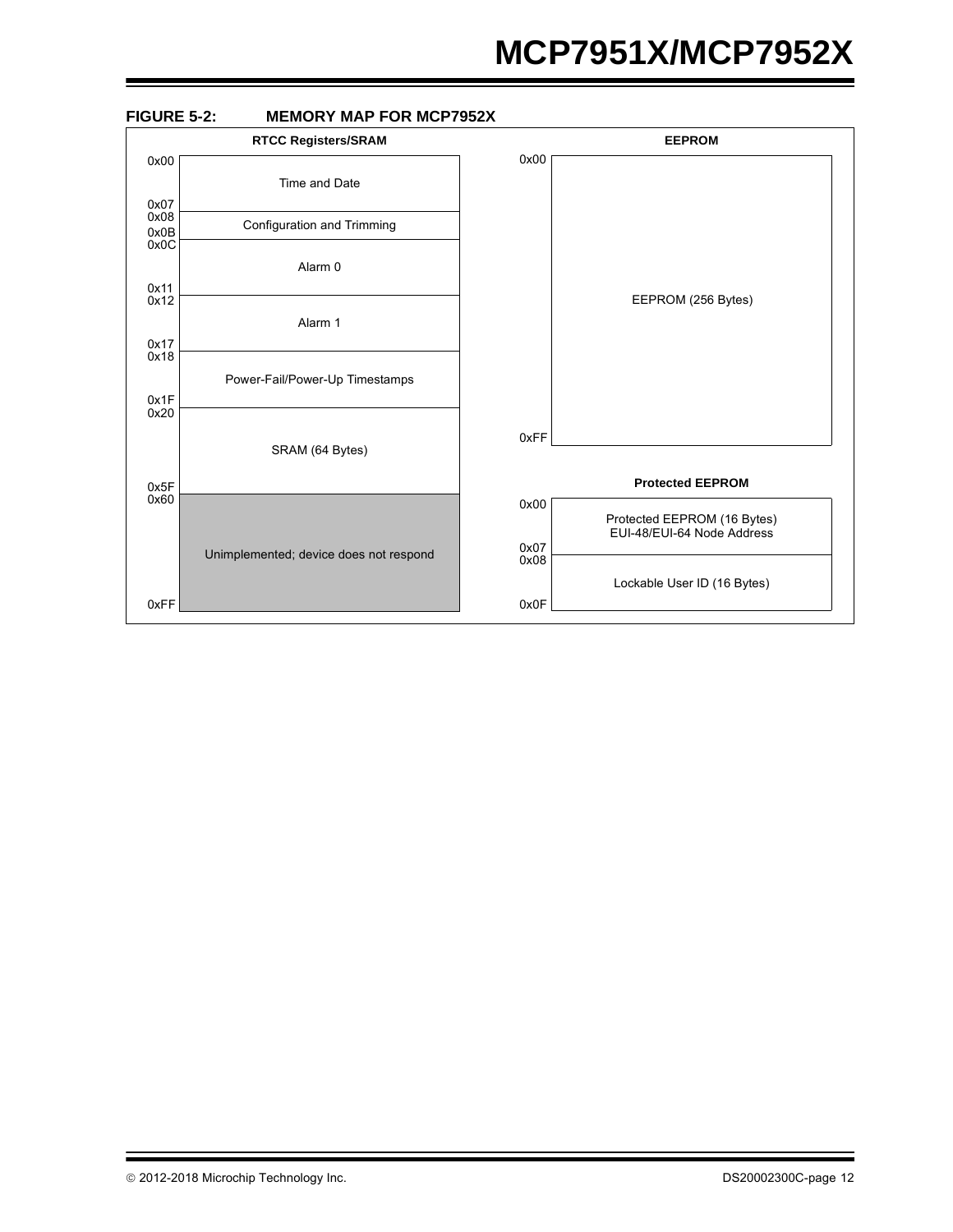**FIGURE 5-2: MEMORY MAP FOR MCP7952X**

**RTCC Registers/SRAM**

| Address | Contents |
|---|---|
| 0x00 – 0x07 | Time and Date |
| 0x08 – 0x0B | Configuration and Trimming |
| 0x0C – 0x11 | Alarm 0 |
| 0x12 – 0x17 | Alarm 1 |
| 0x18 – 0x1F | Power-Fail/Power-Up Timestamps |
| 0x20 – 0x5F | SRAM (64 Bytes) |
| 0x60 – 0xFF | Unimplemented; device does not respond |

**EEPROM**

| Address | Contents |
|---|---|
| 0x00 – 0xFF | EEPROM (256 Bytes) |

**Protected EEPROM**

| Address | Contents |
|---|---|
| 0x00 – 0x07 | Protected EEPROM (16 Bytes) EUI-48/EUI-64 Node Address |
| 0x08 – 0x0F | Lockable User ID (16 Bytes) |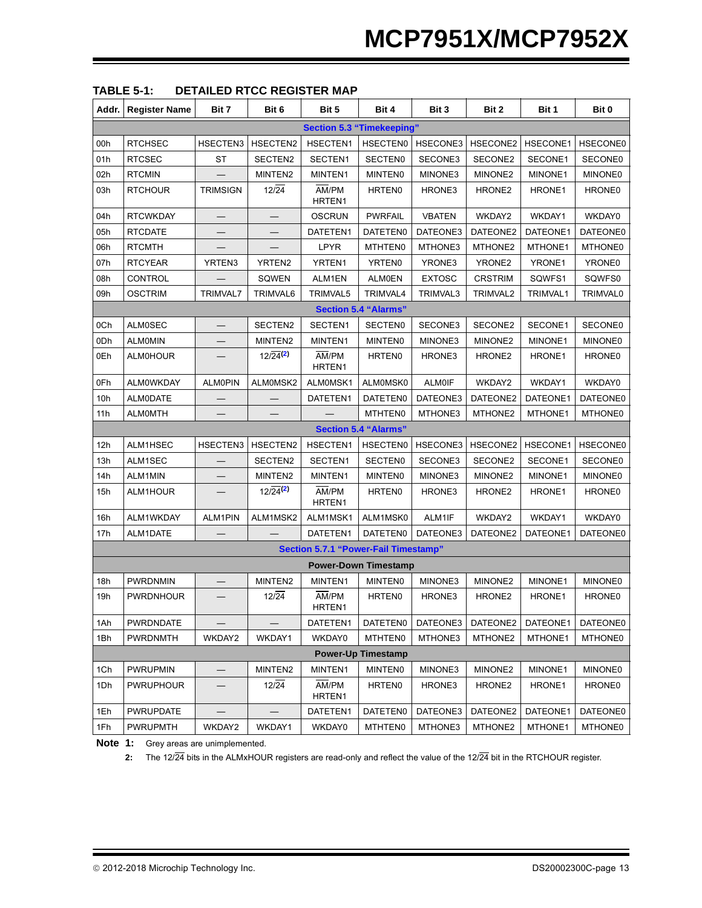**TABLE 5-1: DETAILED RTCC REGISTER MAP**

| Addr. | Register Name | Bit 7 | Bit 6 | Bit 5 | Bit 4 | Bit 3 | Bit 2 | Bit 1 | Bit 0 |
|---|---|---|---|---|---|---|---|---|---|
| **Section 5.3 "Timekeeping"** | | | | | | | | | |
| 00h | RTCHSEC | HSECTEN3 | HSECTEN2 | HSECTEN1 | HSECTEN0 | HSECONE3 | HSECONE2 | HSECONE1 | HSECONE0 |
| 01h | RTCSEC | ST | SECTEN2 | SECTEN1 | SECTEN0 | SECONE3 | SECONE2 | SECONE1 | SECONE0 |
| 02h | RTCMIN | — | MINTEN2 | MINTEN1 | MINTEN0 | MINONE3 | MINONE2 | MINONE1 | MINONE0 |
| 03h | RTCHOUR | TRIMSIGN | 12/$\overline{24}$ | $\overline{AM}$/PM HRTEN1 | HRTEN0 | HRONE3 | HRONE2 | HRONE1 | HRONE0 |
| 04h | RTCWKDAY | — | — | OSCRUN | PWRFAIL | VBATEN | WKDAY2 | WKDAY1 | WKDAY0 |
| 05h | RTCDATE | — | — | DATETEN1 | DATETEN0 | DATEONE3 | DATEONE2 | DATEONE1 | DATEONE0 |
| 06h | RTCMTH | — | — | LPYR | MTHTEN0 | MTHONE3 | MTHONE2 | MTHONE1 | MTHONE0 |
| 07h | RTCYEAR | YRTEN3 | YRTEN2 | YRTEN1 | YRTEN0 | YRONE3 | YRONE2 | YRONE1 | YRONE0 |
| 08h | CONTROL | — | SQWEN | ALM1EN | ALM0EN | EXTOSC | CRSTRIM | SQWFS1 | SQWFS0 |
| 09h | OSCTRIM | TRIMVAL7 | TRIMVAL6 | TRIMVAL5 | TRIMVAL4 | TRIMVAL3 | TRIMVAL2 | TRIMVAL1 | TRIMVAL0 |
| **Section 5.4 "Alarms"** | | | | | | | | | |
| 0Ch | ALM0SEC | — | SECTEN2 | SECTEN1 | SECTEN0 | SECONE3 | SECONE2 | SECONE1 | SECONE0 |
| 0Dh | ALM0MIN | — | MINTEN2 | MINTEN1 | MINTEN0 | MINONE3 | MINONE2 | MINONE1 | MINONE0 |
| 0Eh | ALM0HOUR | — | 12/$\overline{24}$[2] | $\overline{AM}$/PM HRTEN1 | HRTEN0 | HRONE3 | HRONE2 | HRONE1 | HRONE0 |
| 0Fh | ALM0WKDAY | ALM0PIN | ALM0MSK2 | ALM0MSK1 | ALM0MSK0 | ALM0IF | WKDAY2 | WKDAY1 | WKDAY0 |
| 10h | ALM0DATE | — | — | DATETEN1 | DATETEN0 | DATEONE3 | DATEONE2 | DATEONE1 | DATEONE0 |
| 11h | ALM0MTH | — | — | — | MTHTEN0 | MTHONE3 | MTHONE2 | MTHONE1 | MTHONE0 |
| **Section 5.4 "Alarms"** | | | | | | | | | |
| 12h | ALM1HSEC | HSECTEN3 | HSECTEN2 | HSECTEN1 | HSECTEN0 | HSECONE3 | HSECONE2 | HSECONE1 | HSECONE0 |
| 13h | ALM1SEC | — | SECTEN2 | SECTEN1 | SECTEN0 | SECONE3 | SECONE2 | SECONE1 | SECONE0 |
| 14h | ALM1MIN | — | MINTEN2 | MINTEN1 | MINTEN0 | MINONE3 | MINONE2 | MINONE1 | MINONE0 |
| 15h | ALM1HOUR | — | 12/$\overline{24}$[2] | $\overline{AM}$/PM HRTEN1 | HRTEN0 | HRONE3 | HRONE2 | HRONE1 | HRONE0 |
| 16h | ALM1WKDAY | ALM1PIN | ALM1MSK2 | ALM1MSK1 | ALM1MSK0 | ALM1IF | WKDAY2 | WKDAY1 | WKDAY0 |
| 17h | ALM1DATE | — | — | DATETEN1 | DATETEN0 | DATEONE3 | DATEONE2 | DATEONE1 | DATEONE0 |
| **Section 5.7.1 "Power-Fail Timestamp"** | | | | | | | | | |
| **Power-Down Timestamp** | | | | | | | | | |
| 18h | PWRDNMIN | — | MINTEN2 | MINTEN1 | MINTEN0 | MINONE3 | MINONE2 | MINONE1 | MINONE0 |
| 19h | PWRDNHOUR | — | 12/$\overline{24}$ | $\overline{AM}$/PM HRTEN1 | HRTEN0 | HRONE3 | HRONE2 | HRONE1 | HRONE0 |
| 1Ah | PWRDNDATE | — | — | DATETEN1 | DATETEN0 | DATEONE3 | DATEONE2 | DATEONE1 | DATEONE0 |
| 1Bh | PWRDNMTH | WKDAY2 | WKDAY1 | WKDAY0 | MTHTEN0 | MTHONE3 | MTHONE2 | MTHONE1 | MTHONE0 |
| **Power-Up Timestamp** | | | | | | | | | |
| 1Ch | PWRUPMIN | — | MINTEN2 | MINTEN1 | MINTEN0 | MINONE3 | MINONE2 | MINONE1 | MINONE0 |
| 1Dh | PWRUPHOUR | — | 12/$\overline{24}$ | $\overline{AM}$/PM HRTEN1 | HRTEN0 | HRONE3 | HRONE2 | HRONE1 | HRONE0 |
| 1Eh | PWRUPDATE | — | — | DATETEN1 | DATETEN0 | DATEONE3 | DATEONE2 | DATEONE1 | DATEONE0 |
| 1Fh | PWRUPMTH | WKDAY2 | WKDAY1 | WKDAY0 | MTHTEN0 | MTHONE3 | MTHONE2 | MTHONE1 | MTHONE0 |

**Note 1:** Grey areas are unimplemented.

**2:** The 12/$\overline{24}$ bits in the ALMxHOUR registers are read-only and reflect the value of the 12/$\overline{24}$ bit in the RTCHOUR register.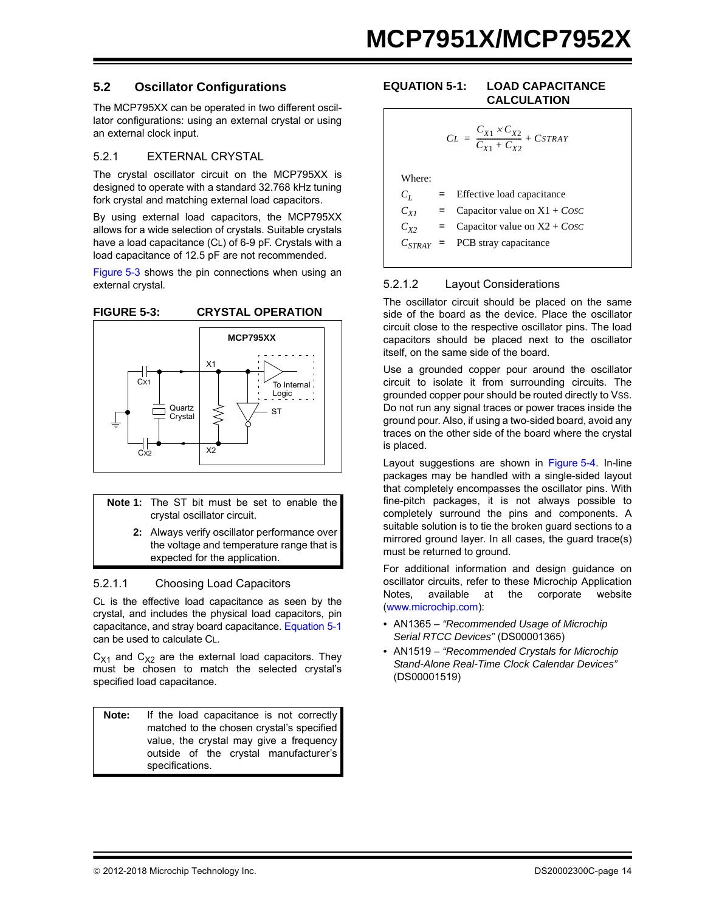## 5.2 Oscillator Configurations

The MCP795XX can be operated in two different oscillator configurations: using an external crystal or using an external clock input.

### 5.2.1 EXTERNAL CRYSTAL

The crystal oscillator circuit on the MCP795XX is designed to operate with a standard 32.768 kHz tuning fork crystal and matching external load capacitors.

By using external load capacitors, the MCP795XX allows for a wide selection of crystals. Suitable crystals have a load capacitance ($C_L$) of 6-9 pF. Crystals with a load capacitance of 12.5 pF are not recommended.

Figure 5-3 shows the pin connections when using an external crystal.

**FIGURE 5-3: CRYSTAL OPERATION**

MCP795XX, X1, X2, Cx1, Cx2, Quartz Crystal, To Internal Logic, ST

> **Note 1:** The ST bit must be set to enable the crystal oscillator circuit.
>
> **2:** Always verify oscillator performance over the voltage and temperature range that is expected for the application.

#### 5.2.1.1 Choosing Load Capacitors

$C_L$ is the effective load capacitance as seen by the crystal, and includes the physical load capacitors, pin capacitance, and stray board capacitance. Equation 5-1 can be used to calculate $C_L$.

$C_{X1}$ and $C_{X2}$ are the external load capacitors. They must be chosen to match the selected crystal's specified load capacitance.

> **Note:** If the load capacitance is not correctly matched to the chosen crystal's specified value, the crystal may give a frequency outside of the crystal manufacturer's specifications.

**EQUATION 5-1: LOAD CAPACITANCE CALCULATION**

$$C_L = \frac{C_{X1} \times C_{X2}}{C_{X1} + C_{X2}} + C_{STRAY}$$

Where:

| | | |
|---|---|---|
| $C_L$ | = | Effective load capacitance |
| $C_{X1}$ | = | Capacitor value on X1 + $C_{OSC}$ |
| $C_{X2}$ | = | Capacitor value on X2 + $C_{OSC}$ |
| $C_{STRAY}$ | = | PCB stray capacitance |

#### 5.2.1.2 Layout Considerations

The oscillator circuit should be placed on the same side of the board as the device. Place the oscillator circuit close to the respective oscillator pins. The load capacitors should be placed next to the oscillator itself, on the same side of the board.

Use a grounded copper pour around the oscillator circuit to isolate it from surrounding circuits. The grounded copper pour should be routed directly to $V_{SS}$. Do not run any signal traces or power traces inside the ground pour. Also, if using a two-sided board, avoid any traces on the other side of the board where the crystal is placed.

Layout suggestions are shown in Figure 5-4. In-line packages may be handled with a single-sided layout that completely encompasses the oscillator pins. With fine-pitch packages, it is not always possible to completely surround the pins and components. A suitable solution is to tie the broken guard sections to a mirrored ground layer. In all cases, the guard trace(s) must be returned to ground.

For additional information and design guidance on oscillator circuits, refer to these Microchip Application Notes, available at the corporate website (www.microchip.com):

- AN1365 – *"Recommended Usage of Microchip Serial RTCC Devices"* (DS00001365)
- AN1519 – *"Recommended Crystals for Microchip Stand-Alone Real-Time Clock Calendar Devices"* (DS00001519)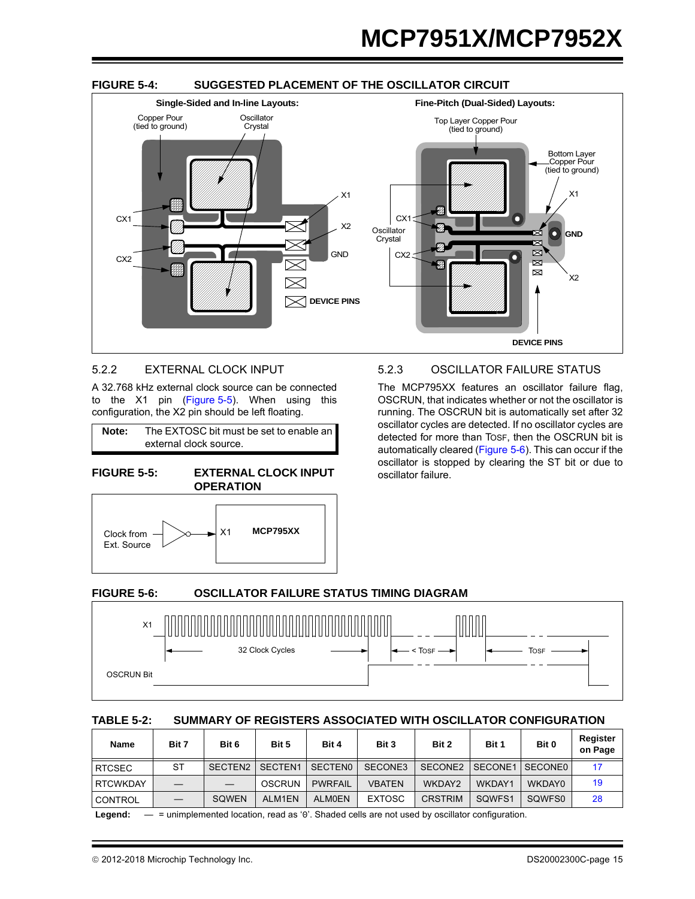**FIGURE 5-4: SUGGESTED PLACEMENT OF THE OSCILLATOR CIRCUIT**

Single-Sided and In-line Layouts: Copper Pour (tied to ground), Oscillator Crystal, CX1, CX2, X1, X2, GND, DEVICE PINS

Fine-Pitch (Dual-Sided) Layouts: Top Layer Copper Pour (tied to ground), Bottom Layer Copper Pour (tied to ground), CX1, CX2, Oscillator Crystal, X1, X2, GND, DEVICE PINS

### 5.2.2 EXTERNAL CLOCK INPUT

A 32.768 kHz external clock source can be connected to the X1 pin (Figure 5-5). When using this configuration, the X2 pin should be left floating.

| **Note:** | The EXTOSC bit must be set to enable an external clock source. |
|---|---|

**FIGURE 5-5: EXTERNAL CLOCK INPUT OPERATION**

Clock from Ext. Source → X1 MCP795XX

### 5.2.3 OSCILLATOR FAILURE STATUS

The MCP795XX features an oscillator failure flag, OSCRUN, that indicates whether or not the oscillator is running. The OSCRUN bit is automatically set after 32 oscillator cycles are detected. If no oscillator cycles are detected for more than TOSF, then the OSCRUN bit is automatically cleared (Figure 5-6). This can occur if the oscillator is stopped by clearing the ST bit or due to oscillator failure.

**FIGURE 5-6: OSCILLATOR FAILURE STATUS TIMING DIAGRAM**

X1, 32 Clock Cycles, < TOSF, TOSF, OSCRUN Bit

**TABLE 5-2: SUMMARY OF REGISTERS ASSOCIATED WITH OSCILLATOR CONFIGURATION**

| Name | Bit 7 | Bit 6 | Bit 5 | Bit 4 | Bit 3 | Bit 2 | Bit 1 | Bit 0 | Register on Page |
|---|---|---|---|---|---|---|---|---|---|
| RTCSEC | ST | SECTEN2 | SECTEN1 | SECTEN0 | SECONE3 | SECONE2 | SECONE1 | SECONE0 | 17 |
| RTCWKDAY | — | — | OSCRUN | PWRFAIL | VBATEN | WKDAY2 | WKDAY1 | WKDAY0 | 19 |
| CONTROL | — | SQWEN | ALM1EN | ALM0EN | EXTOSC | CRSTRIM | SQWFS1 | SQWFS0 | 28 |

**Legend:** — = unimplemented location, read as '0'. Shaded cells are not used by oscillator configuration.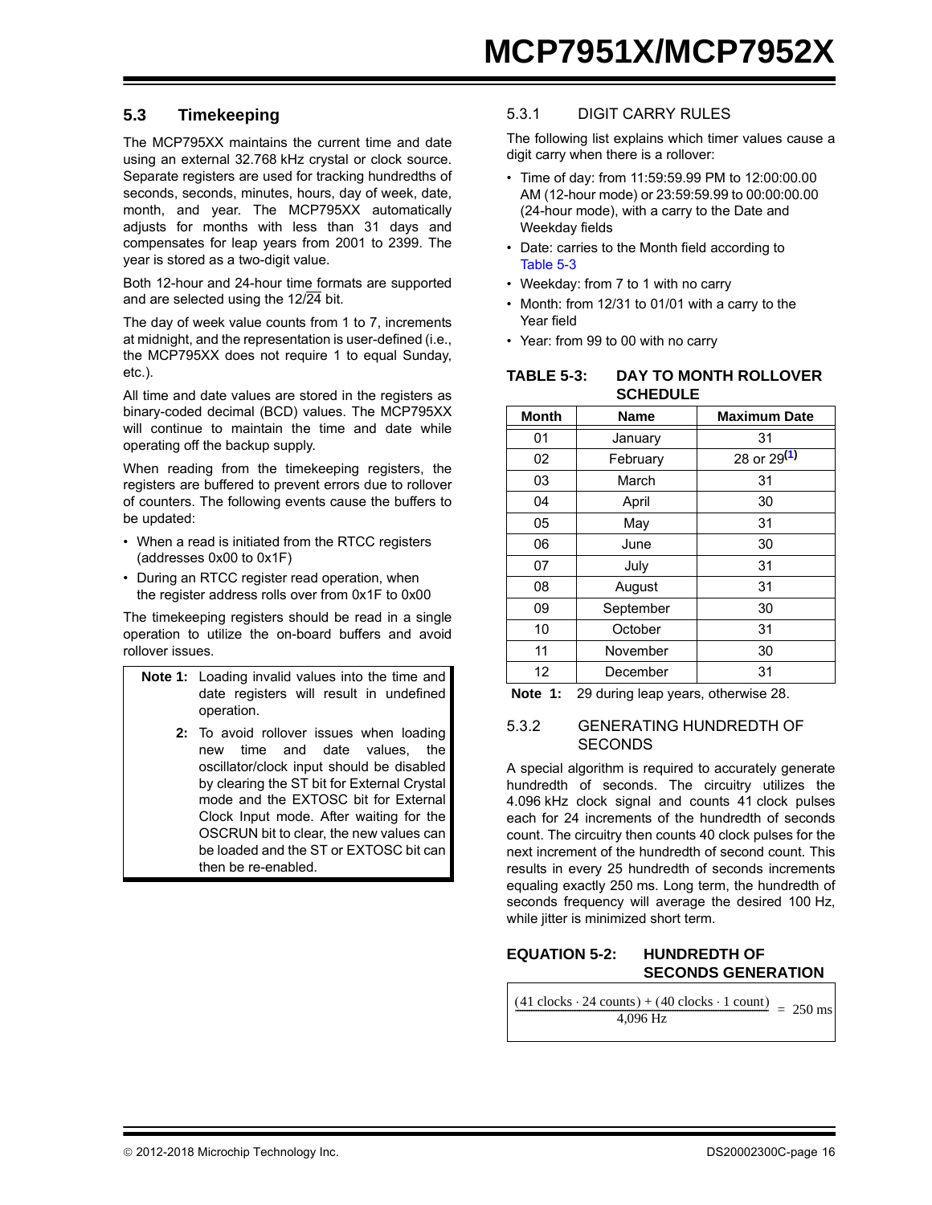## 5.3 Timekeeping

The MCP795XX maintains the current time and date using an external 32.768 kHz crystal or clock source. Separate registers are used for tracking hundredths of seconds, seconds, minutes, hours, day of week, date, month, and year. The MCP795XX automatically adjusts for months with less than 31 days and compensates for leap years from 2001 to 2399. The year is stored as a two-digit value.

Both 12-hour and 24-hour time formats are supported and are selected using the 12/$\overline{24}$ bit.

The day of week value counts from 1 to 7, increments at midnight, and the representation is user-defined (i.e., the MCP795XX does not require 1 to equal Sunday, etc.).

All time and date values are stored in the registers as binary-coded decimal (BCD) values. The MCP795XX will continue to maintain the time and date while operating off the backup supply.

When reading from the timekeeping registers, the registers are buffered to prevent errors due to rollover of counters. The following events cause the buffers to be updated:

- When a read is initiated from the RTCC registers (addresses 0x00 to 0x1F)
- During an RTCC register read operation, when the register address rolls over from 0x1F to 0x00

The timekeeping registers should be read in a single operation to utilize the on-board buffers and avoid rollover issues.

> **Note 1:** Loading invalid values into the time and date registers will result in undefined operation.
>
> **2:** To avoid rollover issues when loading new time and date values, the oscillator/clock input should be disabled by clearing the ST bit for External Crystal mode and the EXTOSC bit for External Clock Input mode. After waiting for the OSCRUN bit to clear, the new values can be loaded and the ST or EXTOSC bit can then be re-enabled.

### 5.3.1 DIGIT CARRY RULES

The following list explains which timer values cause a digit carry when there is a rollover:

- Time of day: from 11:59:59.99 PM to 12:00:00.00 AM (12-hour mode) or 23:59:59.99 to 00:00:00.00 (24-hour mode), with a carry to the Date and Weekday fields
- Date: carries to the Month field according to Table 5-3
- Weekday: from 7 to 1 with no carry
- Month: from 12/31 to 01/01 with a carry to the Year field
- Year: from 99 to 00 with no carry

**TABLE 5-3: DAY TO MONTH ROLLOVER SCHEDULE**

| Month | Name | Maximum Date |
|---|---|---|
| 01 | January | 31 |
| 02 | February | 28 or 29(1) |
| 03 | March | 31 |
| 04 | April | 30 |
| 05 | May | 31 |
| 06 | June | 30 |
| 07 | July | 31 |
| 08 | August | 31 |
| 09 | September | 30 |
| 10 | October | 31 |
| 11 | November | 30 |
| 12 | December | 31 |

**Note 1:** 29 during leap years, otherwise 28.

### 5.3.2 GENERATING HUNDREDTH OF SECONDS

A special algorithm is required to accurately generate hundredth of seconds. The circuitry utilizes the 4.096 kHz clock signal and counts 41 clock pulses each for 24 increments of the hundredth of seconds count. The circuitry then counts 40 clock pulses for the next increment of the hundredth of second count. This results in every 25 hundredth of seconds increments equaling exactly 250 ms. Long term, the hundredth of seconds frequency will average the desired 100 Hz, while jitter is minimized short term.

**EQUATION 5-2: HUNDREDTH OF SECONDS GENERATION**

$$\frac{(41\ \text{clocks} \cdot 24\ \text{counts}) + (40\ \text{clocks} \cdot 1\ \text{count})}{4{,}096\ \text{Hz}} = 250\ \text{ms}$$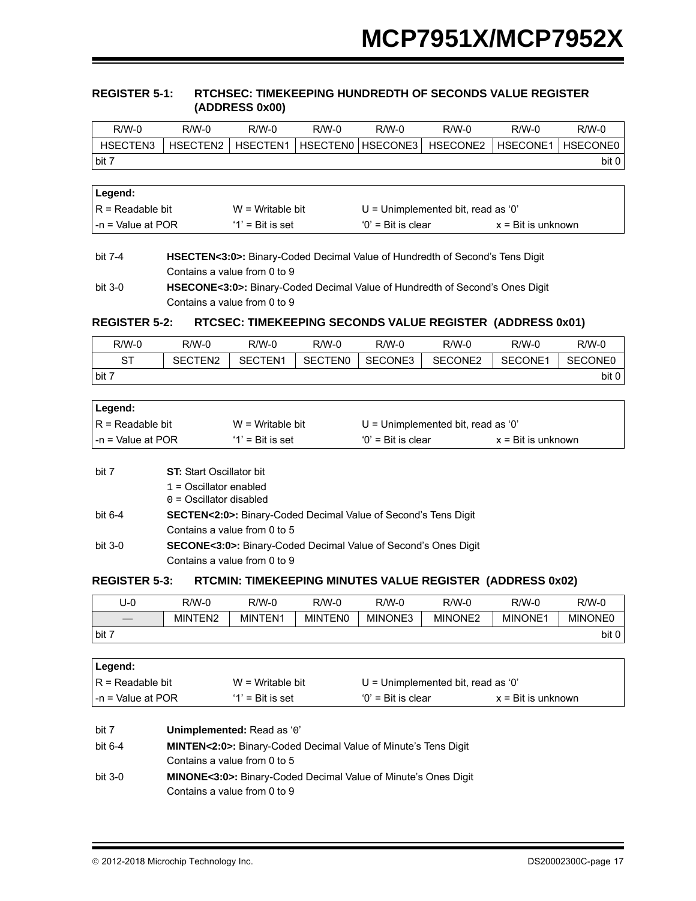### REGISTER 5-1: RTCHSEC: TIMEKEEPING HUNDREDTH OF SECONDS VALUE REGISTER (ADDRESS 0x00)

| R/W-0 | R/W-0 | R/W-0 | R/W-0 | R/W-0 | R/W-0 | R/W-0 | R/W-0 |
|---|---|---|---|---|---|---|---|
| HSECTEN3 | HSECTEN2 | HSECTEN1 | HSECTEN0 | HSECONE3 | HSECONE2 | HSECONE1 | HSECONE0 |
| bit 7 | | | | | | | bit 0 |

| Legend: | | | |
|---|---|---|---|
| R = Readable bit | W = Writable bit | U = Unimplemented bit, read as '0' | |
| -n = Value at POR | '1' = Bit is set | '0' = Bit is clear | x = Bit is unknown |

bit 7-4 **HSECTEN<3:0>:** Binary-Coded Decimal Value of Hundredth of Second's Tens Digit
Contains a value from 0 to 9

bit 3-0 **HSECONE<3:0>:** Binary-Coded Decimal Value of Hundredth of Second's Ones Digit
Contains a value from 0 to 9

### REGISTER 5-2: RTCSEC: TIMEKEEPING SECONDS VALUE REGISTER (ADDRESS 0x01)

| R/W-0 | R/W-0 | R/W-0 | R/W-0 | R/W-0 | R/W-0 | R/W-0 | R/W-0 |
|---|---|---|---|---|---|---|---|
| ST | SECTEN2 | SECTEN1 | SECTEN0 | SECONE3 | SECONE2 | SECONE1 | SECONE0 |
| bit 7 | | | | | | | bit 0 |

| Legend: | | | |
|---|---|---|---|
| R = Readable bit | W = Writable bit | U = Unimplemented bit, read as '0' | |
| -n = Value at POR | '1' = Bit is set | '0' = Bit is clear | x = Bit is unknown |

bit 7 **ST:** Start Oscillator bit
1 = Oscillator enabled
0 = Oscillator disabled

bit 6-4 **SECTEN<2:0>:** Binary-Coded Decimal Value of Second's Tens Digit
Contains a value from 0 to 5

bit 3-0 **SECONE<3:0>:** Binary-Coded Decimal Value of Second's Ones Digit
Contains a value from 0 to 9

### REGISTER 5-3: RTCMIN: TIMEKEEPING MINUTES VALUE REGISTER (ADDRESS 0x02)

| U-0 | R/W-0 | R/W-0 | R/W-0 | R/W-0 | R/W-0 | R/W-0 | R/W-0 |
|---|---|---|---|---|---|---|---|
| — | MINTEN2 | MINTEN1 | MINTEN0 | MINONE3 | MINONE2 | MINONE1 | MINONE0 |
| bit 7 | | | | | | | bit 0 |

| Legend: | | | |
|---|---|---|---|
| R = Readable bit | W = Writable bit | U = Unimplemented bit, read as '0' | |
| -n = Value at POR | '1' = Bit is set | '0' = Bit is clear | x = Bit is unknown |

bit 7 **Unimplemented:** Read as '0'

bit 6-4 **MINTEN<2:0>:** Binary-Coded Decimal Value of Minute's Tens Digit
Contains a value from 0 to 5

bit 3-0 **MINONE<3:0>:** Binary-Coded Decimal Value of Minute's Ones Digit
Contains a value from 0 to 9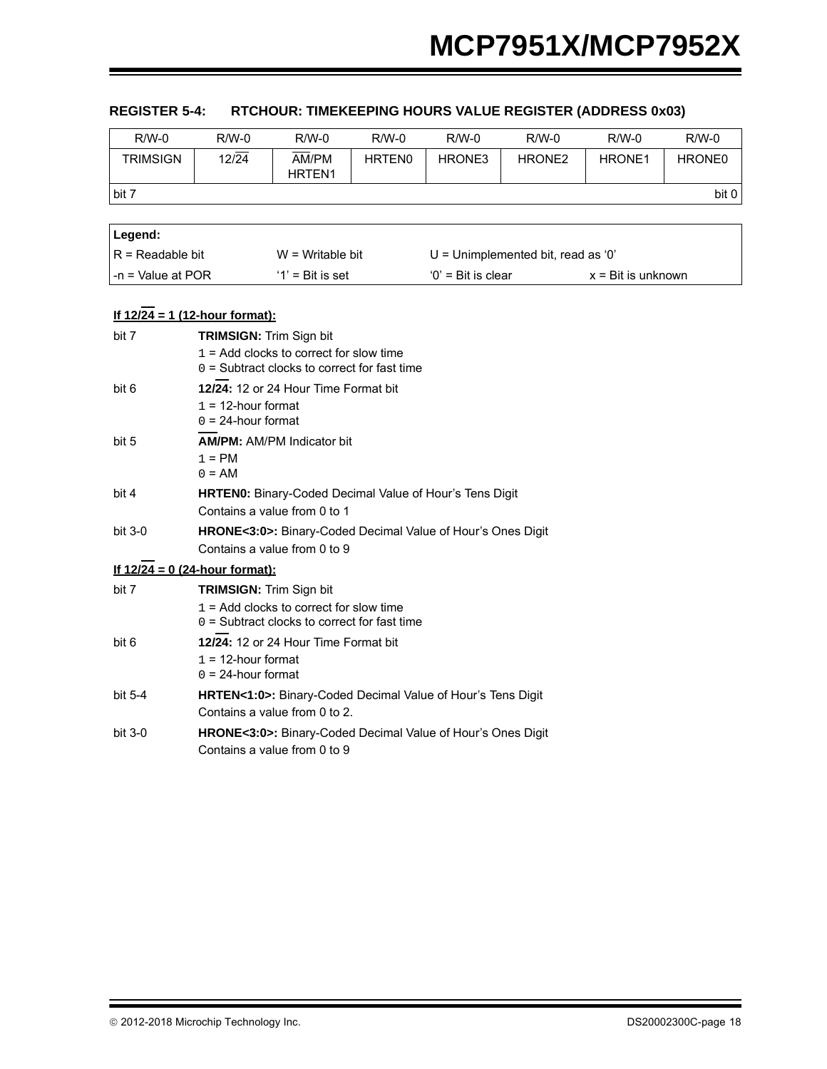### REGISTER 5-4: RTCHOUR: TIMEKEEPING HOURS VALUE REGISTER (ADDRESS 0x03)

| R/W-0 | R/W-0 | R/W-0 | R/W-0 | R/W-0 | R/W-0 | R/W-0 | R/W-0 |
|---|---|---|---|---|---|---|---|
| TRIMSIGN | $12/\overline{24}$ | $\overline{\text{AM}}$/PM HRTEN1 | HRTEN0 | HRONE3 | HRONE2 | HRONE1 | HRONE0 |
| bit 7 | | | | | | | bit 0 |

| Legend: | | | |
|---|---|---|---|
| R = Readable bit | W = Writable bit | U = Unimplemented bit, read as '0' | |
| -n = Value at POR | '1' = Bit is set | '0' = Bit is clear | x = Bit is unknown |

**If $12/\overline{24}$ = 1 (12-hour format):**

bit 7 **TRIMSIGN:** Trim Sign bit
1 = Add clocks to correct for slow time
0 = Subtract clocks to correct for fast time

bit 6 **$12/\overline{24}$:** 12 or 24 Hour Time Format bit
1 = 12-hour format
0 = 24-hour format

bit 5 **$\overline{\text{AM}}$/PM:** AM/PM Indicator bit
1 = PM
0 = AM

bit 4 **HRTEN0:** Binary-Coded Decimal Value of Hour's Tens Digit
Contains a value from 0 to 1

bit 3-0 **HRONE<3:0>:** Binary-Coded Decimal Value of Hour's Ones Digit
Contains a value from 0 to 9

**If $12/\overline{24}$ = 0 (24-hour format):**

bit 7 **TRIMSIGN:** Trim Sign bit
1 = Add clocks to correct for slow time
0 = Subtract clocks to correct for fast time

bit 6 **$12/\overline{24}$:** 12 or 24 Hour Time Format bit
1 = 12-hour format
0 = 24-hour format

bit 5-4 **HRTEN<1:0>:** Binary-Coded Decimal Value of Hour's Tens Digit
Contains a value from 0 to 2.

bit 3-0 **HRONE<3:0>:** Binary-Coded Decimal Value of Hour's Ones Digit
Contains a value from 0 to 9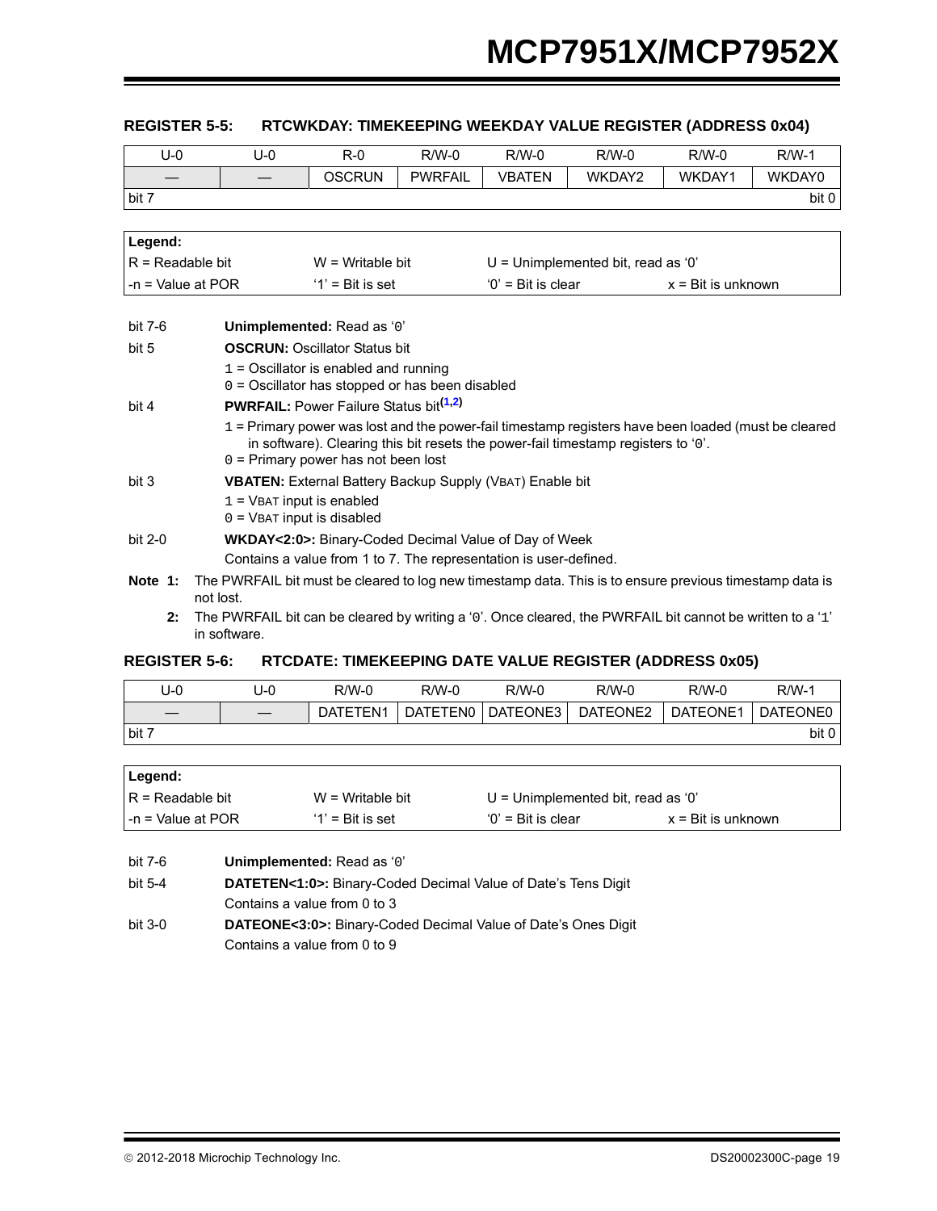### REGISTER 5-5: RTCWKDAY: TIMEKEEPING WEEKDAY VALUE REGISTER (ADDRESS 0x04)

| U-0 | U-0 | R-0 | R/W-0 | R/W-0 | R/W-0 | R/W-0 | R/W-1 |
|---|---|---|---|---|---|---|---|
| — | — | OSCRUN | PWRFAIL | VBATEN | WKDAY2 | WKDAY1 | WKDAY0 |
| bit 7 | | | | | | | bit 0 |

| Legend: | | | |
|---|---|---|---|
| R = Readable bit | W = Writable bit | U = Unimplemented bit, read as '0' | |
| -n = Value at POR | '1' = Bit is set | '0' = Bit is clear | x = Bit is unknown |

bit 7-6 **Unimplemented:** Read as '0'

bit 5 **OSCRUN:** Oscillator Status bit
- 1 = Oscillator is enabled and running
- 0 = Oscillator has stopped or has been disabled

bit 4 **PWRFAIL:** Power Failure Status bit[1,2]
- 1 = Primary power was lost and the power-fail timestamp registers have been loaded (must be cleared in software). Clearing this bit resets the power-fail timestamp registers to '0'.
- 0 = Primary power has not been lost

bit 3 **VBATEN:** External Battery Backup Supply ($V_{BAT}$) Enable bit
- 1 = $V_{BAT}$ input is enabled
- 0 = $V_{BAT}$ input is disabled

bit 2-0 **WKDAY<2:0>:** Binary-Coded Decimal Value of Day of Week
Contains a value from 1 to 7. The representation is user-defined.

**Note 1:** The PWRFAIL bit must be cleared to log new timestamp data. This is to ensure previous timestamp data is not lost.

**2:** The PWRFAIL bit can be cleared by writing a '0'. Once cleared, the PWRFAIL bit cannot be written to a '1' in software.

### REGISTER 5-6: RTCDATE: TIMEKEEPING DATE VALUE REGISTER (ADDRESS 0x05)

| U-0 | U-0 | R/W-0 | R/W-0 | R/W-0 | R/W-0 | R/W-0 | R/W-1 |
|---|---|---|---|---|---|---|---|
| — | — | DATETEN1 | DATETEN0 | DATEONE3 | DATEONE2 | DATEONE1 | DATEONE0 |
| bit 7 | | | | | | | bit 0 |

| Legend: | | | |
|---|---|---|---|
| R = Readable bit | W = Writable bit | U = Unimplemented bit, read as '0' | |
| -n = Value at POR | '1' = Bit is set | '0' = Bit is clear | x = Bit is unknown |

bit 7-6 **Unimplemented:** Read as '0'

bit 5-4 **DATETEN<1:0>:** Binary-Coded Decimal Value of Date's Tens Digit
Contains a value from 0 to 3

bit 3-0 **DATEONE<3:0>:** Binary-Coded Decimal Value of Date's Ones Digit
Contains a value from 0 to 9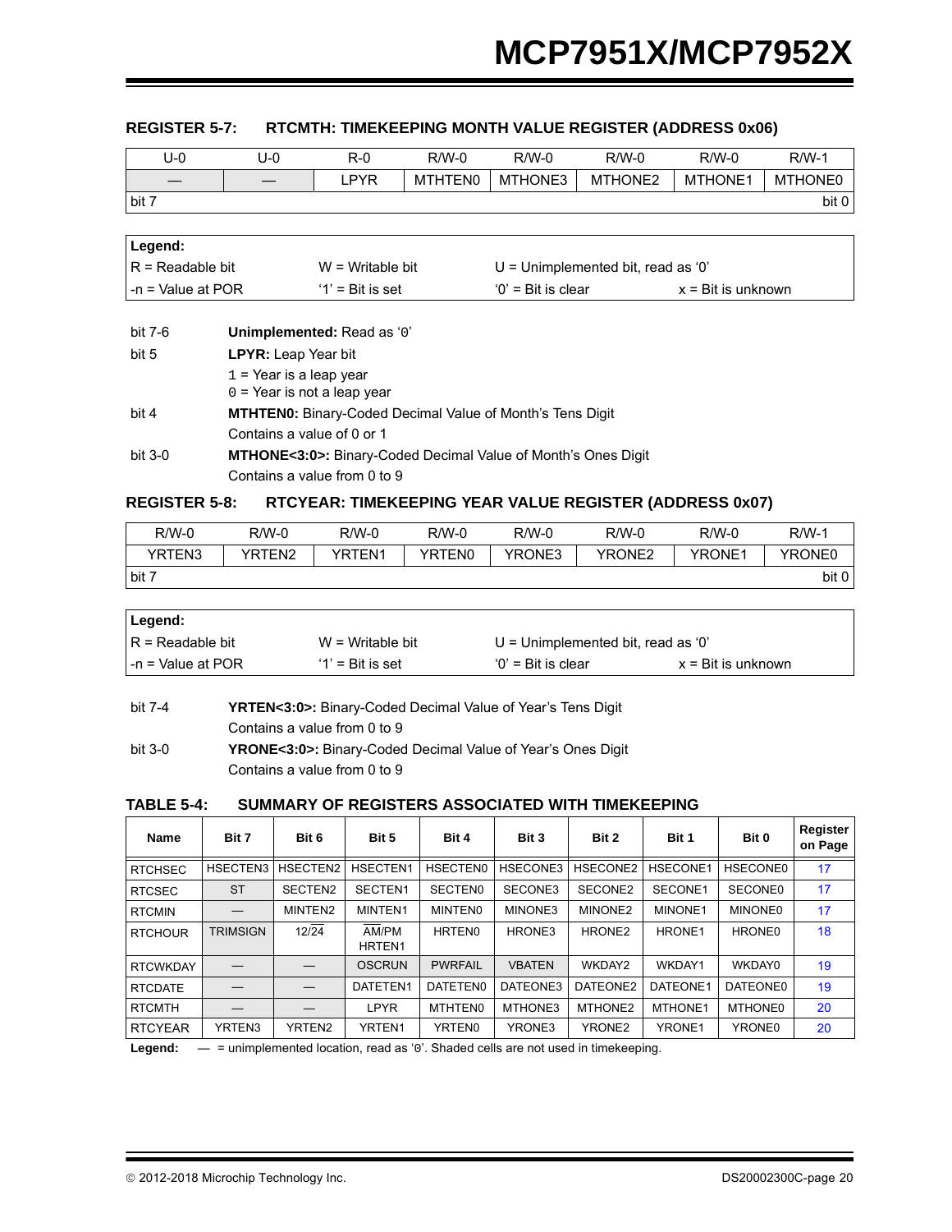## REGISTER 5-7: RTCMTH: TIMEKEEPING MONTH VALUE REGISTER (ADDRESS 0x06)

| U-0 | U-0 | R-0 | R/W-0 | R/W-0 | R/W-0 | R/W-0 | R/W-1 |
|---|---|---|---|---|---|---|---|
| — | — | LPYR | MTHTEN0 | MTHONE3 | MTHONE2 | MTHONE1 | MTHONE0 |
| bit 7 | | | | | | | bit 0 |

| Legend: | | | |
|---|---|---|---|
| R = Readable bit | W = Writable bit | U = Unimplemented bit, read as '0' | |
| -n = Value at POR | '1' = Bit is set | '0' = Bit is clear | x = Bit is unknown |

bit 7-6 **Unimplemented:** Read as '0'

bit 5 **LPYR:** Leap Year bit
1 = Year is a leap year
0 = Year is not a leap year

bit 4 **MTHTEN0:** Binary-Coded Decimal Value of Month's Tens Digit
Contains a value of 0 or 1

bit 3-0 **MTHONE<3:0>:** Binary-Coded Decimal Value of Month's Ones Digit
Contains a value from 0 to 9

## REGISTER 5-8: RTCYEAR: TIMEKEEPING YEAR VALUE REGISTER (ADDRESS 0x07)

| R/W-0 | R/W-0 | R/W-0 | R/W-0 | R/W-0 | R/W-0 | R/W-0 | R/W-1 |
|---|---|---|---|---|---|---|---|
| YRTEN3 | YRTEN2 | YRTEN1 | YRTEN0 | YRONE3 | YRONE2 | YRONE1 | YRONE0 |
| bit 7 | | | | | | | bit 0 |

| Legend: | | | |
|---|---|---|---|
| R = Readable bit | W = Writable bit | U = Unimplemented bit, read as '0' | |
| -n = Value at POR | '1' = Bit is set | '0' = Bit is clear | x = Bit is unknown |

bit 7-4 **YRTEN<3:0>:** Binary-Coded Decimal Value of Year's Tens Digit
Contains a value from 0 to 9

bit 3-0 **YRONE<3:0>:** Binary-Coded Decimal Value of Year's Ones Digit
Contains a value from 0 to 9

## TABLE 5-4: SUMMARY OF REGISTERS ASSOCIATED WITH TIMEKEEPING

| Name | Bit 7 | Bit 6 | Bit 5 | Bit 4 | Bit 3 | Bit 2 | Bit 1 | Bit 0 | Register on Page |
|---|---|---|---|---|---|---|---|---|---|
| RTCHSEC | HSECTEN3 | HSECTEN2 | HSECTEN1 | HSECTEN0 | HSECONE3 | HSECONE2 | HSECONE1 | HSECONE0 | 17 |
| RTCSEC | ST | SECTEN2 | SECTEN1 | SECTEN0 | SECONE3 | SECONE2 | SECONE1 | SECONE0 | 17 |
| RTCMIN | — | MINTEN2 | MINTEN1 | MINTEN0 | MINONE3 | MINONE2 | MINONE1 | MINONE0 | 17 |
| RTCHOUR | TRIMSIGN | 12/$\overline{24}$ | $\overline{AM}$/PM HRTEN1 | HRTEN0 | HRONE3 | HRONE2 | HRONE1 | HRONE0 | 18 |
| RTCWKDAY | — | — | OSCRUN | PWRFAIL | VBATEN | WKDAY2 | WKDAY1 | WKDAY0 | 19 |
| RTCDATE | — | — | DATETEN1 | DATETEN0 | DATEONE3 | DATEONE2 | DATEONE1 | DATEONE0 | 19 |
| RTCMTH | — | — | LPYR | MTHTEN0 | MTHONE3 | MTHONE2 | MTHONE1 | MTHONE0 | 20 |
| RTCYEAR | YRTEN3 | YRTEN2 | YRTEN1 | YRTEN0 | YRONE3 | YRONE2 | YRONE1 | YRONE0 | 20 |

**Legend:** — = unimplemented location, read as '0'. Shaded cells are not used in timekeeping.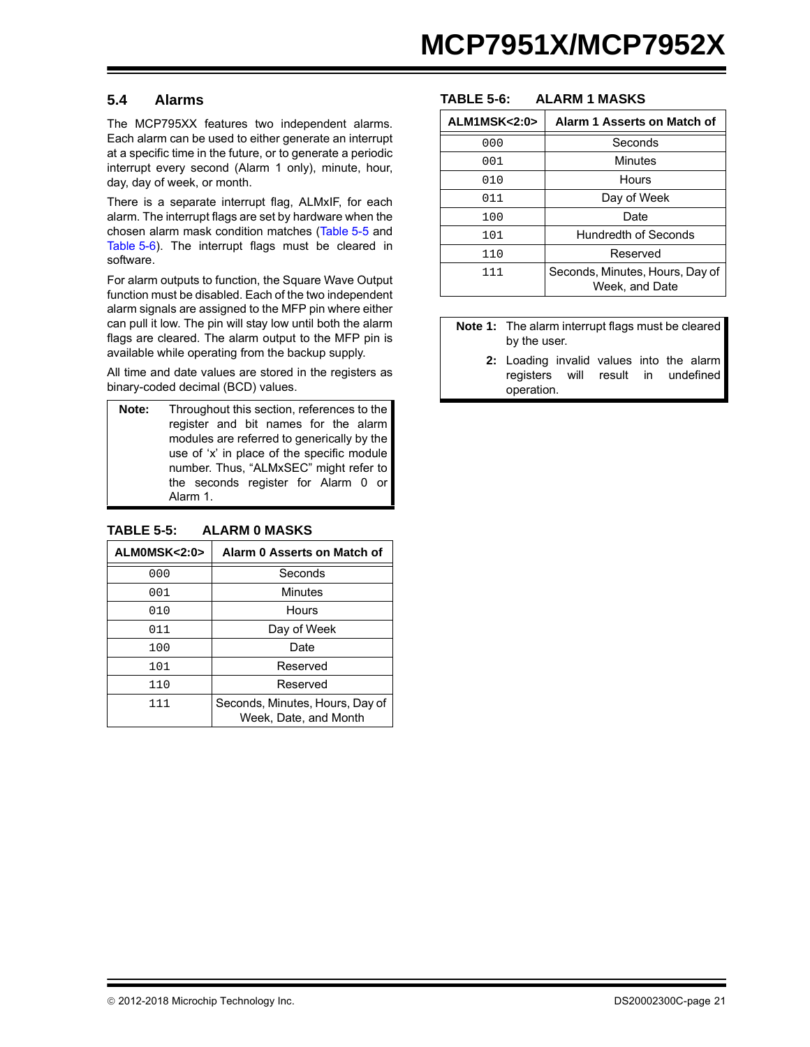## 5.4 Alarms

The MCP795XX features two independent alarms. Each alarm can be used to either generate an interrupt at a specific time in the future, or to generate a periodic interrupt every second (Alarm 1 only), minute, hour, day, day of week, or month.

There is a separate interrupt flag, ALMxIF, for each alarm. The interrupt flags are set by hardware when the chosen alarm mask condition matches (Table 5-5 and Table 5-6). The interrupt flags must be cleared in software.

For alarm outputs to function, the Square Wave Output function must be disabled. Each of the two independent alarm signals are assigned to the MFP pin where either can pull it low. The pin will stay low until both the alarm flags are cleared. The alarm output to the MFP pin is available while operating from the backup supply.

All time and date values are stored in the registers as binary-coded decimal (BCD) values.

| **Note:** | Throughout this section, references to the register and bit names for the alarm modules are referred to generically by the use of 'x' in place of the specific module number. Thus, "ALMxSEC" might refer to the seconds register for Alarm 0 or Alarm 1. |
|---|---|

**TABLE 5-5: ALARM 0 MASKS**

| ALM0MSK<2:0> | Alarm 0 Asserts on Match of |
|---|---|
| 000 | Seconds |
| 001 | Minutes |
| 010 | Hours |
| 011 | Day of Week |
| 100 | Date |
| 101 | Reserved |
| 110 | Reserved |
| 111 | Seconds, Minutes, Hours, Day of Week, Date, and Month |

**TABLE 5-6: ALARM 1 MASKS**

| ALM1MSK<2:0> | Alarm 1 Asserts on Match of |
|---|---|
| 000 | Seconds |
| 001 | Minutes |
| 010 | Hours |
| 011 | Day of Week |
| 100 | Date |
| 101 | Hundredth of Seconds |
| 110 | Reserved |
| 111 | Seconds, Minutes, Hours, Day of Week, and Date |

| **Note 1:** | The alarm interrupt flags must be cleared by the user. |
|---|---|
| **2:** | Loading invalid values into the alarm registers will result in undefined operation. |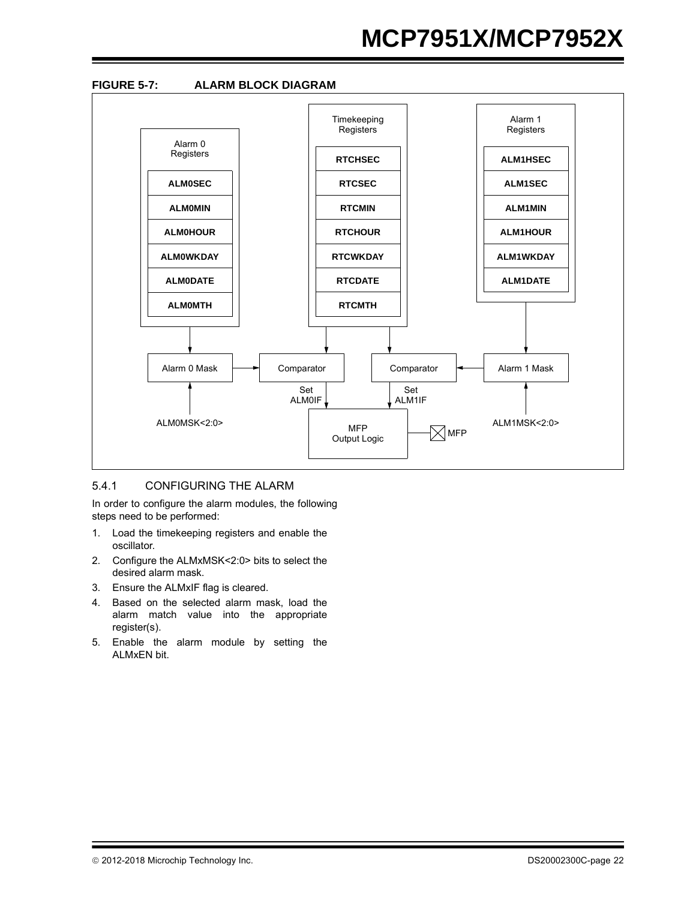**FIGURE 5-7: ALARM BLOCK DIAGRAM**

Alarm 0 Registers: ALM0SEC, ALM0MIN, ALM0HOUR, ALM0WKDAY, ALM0DATE, ALM0MTH

Timekeeping Registers: RTCHSEC, RTCSEC, RTCMIN, RTCHOUR, RTCWKDAY, RTCDATE, RTCMTH

Alarm 1 Registers: ALM1HSEC, ALM1SEC, ALM1MIN, ALM1HOUR, ALM1WKDAY, ALM1DATE

Alarm 0 Mask, Comparator, Comparator, Alarm 1 Mask

ALM0MSK<2:0>, Set ALM0IF, Set ALM1IF, ALM1MSK<2:0>

MFP Output Logic, MFP

### 5.4.1 CONFIGURING THE ALARM

In order to configure the alarm modules, the following steps need to be performed:

1. Load the timekeeping registers and enable the oscillator.
2. Configure the ALMxMSK<2:0> bits to select the desired alarm mask.
3. Ensure the ALMxIF flag is cleared.
4. Based on the selected alarm mask, load the alarm match value into the appropriate register(s).
5. Enable the alarm module by setting the ALMxEN bit.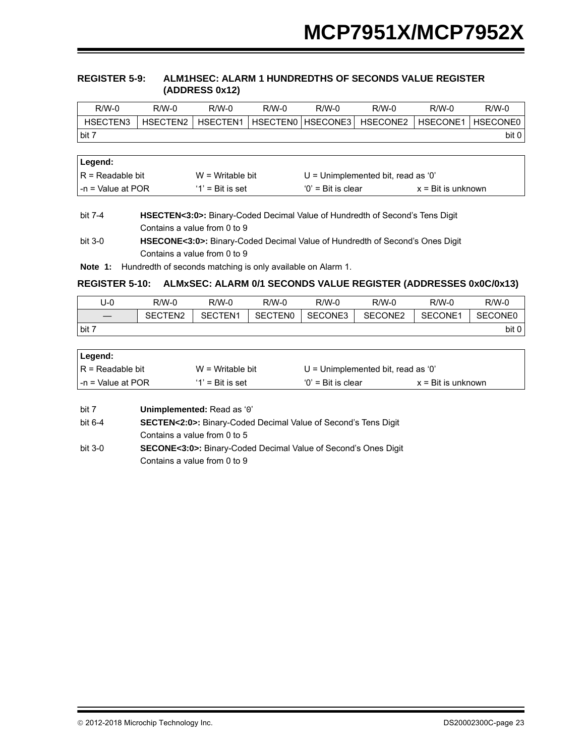### REGISTER 5-9: ALM1HSEC: ALARM 1 HUNDREDTHS OF SECONDS VALUE REGISTER (ADDRESS 0x12)

| R/W-0 | R/W-0 | R/W-0 | R/W-0 | R/W-0 | R/W-0 | R/W-0 | R/W-0 |
|---|---|---|---|---|---|---|---|
| HSECTEN3 | HSECTEN2 | HSECTEN1 | HSECTEN0 | HSECONE3 | HSECONE2 | HSECONE1 | HSECONE0 |
| bit 7 | | | | | | | bit 0 |

| **Legend:** | | | |
|---|---|---|---|
| R = Readable bit | W = Writable bit | U = Unimplemented bit, read as '0' | |
| -n = Value at POR | '1' = Bit is set | '0' = Bit is clear | x = Bit is unknown |

bit 7-4 **HSECTEN<3:0>:** Binary-Coded Decimal Value of Hundredth of Second's Tens Digit
Contains a value from 0 to 9

bit 3-0 **HSECONE<3:0>:** Binary-Coded Decimal Value of Hundredth of Second's Ones Digit
Contains a value from 0 to 9

**Note 1:** Hundredth of seconds matching is only available on Alarm 1.

### REGISTER 5-10: ALMxSEC: ALARM 0/1 SECONDS VALUE REGISTER (ADDRESSES 0x0C/0x13)

| U-0 | R/W-0 | R/W-0 | R/W-0 | R/W-0 | R/W-0 | R/W-0 | R/W-0 |
|---|---|---|---|---|---|---|---|
| — | SECTEN2 | SECTEN1 | SECTEN0 | SECONE3 | SECONE2 | SECONE1 | SECONE0 |
| bit 7 | | | | | | | bit 0 |

| **Legend:** | | | |
|---|---|---|---|
| R = Readable bit | W = Writable bit | U = Unimplemented bit, read as '0' | |
| -n = Value at POR | '1' = Bit is set | '0' = Bit is clear | x = Bit is unknown |

bit 7 **Unimplemented:** Read as '0'

bit 6-4 **SECTEN<2:0>:** Binary-Coded Decimal Value of Second's Tens Digit
Contains a value from 0 to 5

bit 3-0 **SECONE<3:0>:** Binary-Coded Decimal Value of Second's Ones Digit
Contains a value from 0 to 9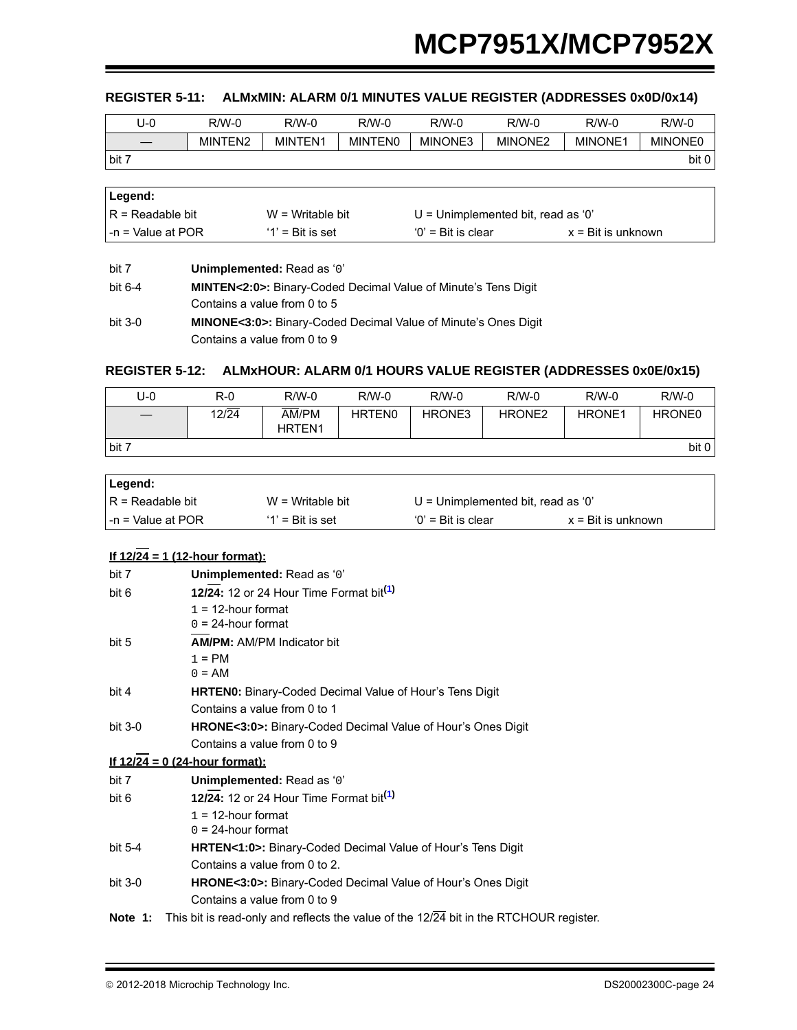### REGISTER 5-11: ALMxMIN: ALARM 0/1 MINUTES VALUE REGISTER (ADDRESSES 0x0D/0x14)

| U-0 | R/W-0 | R/W-0 | R/W-0 | R/W-0 | R/W-0 | R/W-0 | R/W-0 |
|---|---|---|---|---|---|---|---|
| — | MINTEN2 | MINTEN1 | MINTEN0 | MINONE3 | MINONE2 | MINONE1 | MINONE0 |
| bit 7 | | | | | | | bit 0 |

| Legend: | | | |
|---|---|---|---|
| R = Readable bit | W = Writable bit | U = Unimplemented bit, read as '0' | |
| -n = Value at POR | '1' = Bit is set | '0' = Bit is clear | x = Bit is unknown |

bit 7 **Unimplemented:** Read as '0'

bit 6-4 **MINTEN<2:0>:** Binary-Coded Decimal Value of Minute's Tens Digit
Contains a value from 0 to 5

bit 3-0 **MINONE<3:0>:** Binary-Coded Decimal Value of Minute's Ones Digit
Contains a value from 0 to 9

### REGISTER 5-12: ALMxHOUR: ALARM 0/1 HOURS VALUE REGISTER (ADDRESSES 0x0E/0x15)

| U-0 | R-0 | R/W-0 | R/W-0 | R/W-0 | R/W-0 | R/W-0 | R/W-0 |
|---|---|---|---|---|---|---|---|
| — | $12/\overline{24}$ | $\overline{AM}$/PM HRTEN1 | HRTEN0 | HRONE3 | HRONE2 | HRONE1 | HRONE0 |
| bit 7 | | | | | | | bit 0 |

| Legend: | | | |
|---|---|---|---|
| R = Readable bit | W = Writable bit | U = Unimplemented bit, read as '0' | |
| -n = Value at POR | '1' = Bit is set | '0' = Bit is clear | x = Bit is unknown |

**If $12/\overline{24}$ = 1 (12-hour format):**

bit 7 **Unimplemented:** Read as '0'

bit 6 **$12/\overline{24}$:** 12 or 24 Hour Time Format bit[1]
1 = 12-hour format
0 = 24-hour format

bit 5 **$\overline{AM}$/PM:** AM/PM Indicator bit
1 = PM
0 = AM

bit 4 **HRTEN0:** Binary-Coded Decimal Value of Hour's Tens Digit
Contains a value from 0 to 1

bit 3-0 **HRONE<3:0>:** Binary-Coded Decimal Value of Hour's Ones Digit
Contains a value from 0 to 9

**If $12/\overline{24}$ = 0 (24-hour format):**

bit 7 **Unimplemented:** Read as '0'

bit 6 **$12/\overline{24}$:** 12 or 24 Hour Time Format bit[1]
1 = 12-hour format
0 = 24-hour format

bit 5-4 **HRTEN<1:0>:** Binary-Coded Decimal Value of Hour's Tens Digit
Contains a value from 0 to 2.

bit 3-0 **HRONE<3:0>:** Binary-Coded Decimal Value of Hour's Ones Digit
Contains a value from 0 to 9

**Note 1:** This bit is read-only and reflects the value of the $12/\overline{24}$ bit in the RTCHOUR register.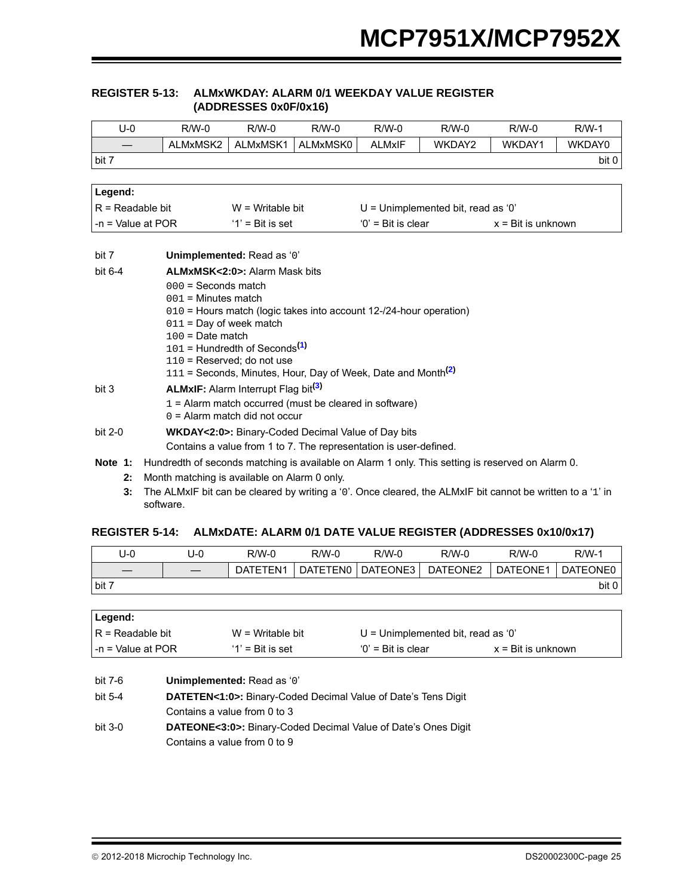## REGISTER 5-13: ALMxWKDAY: ALARM 0/1 WEEKDAY VALUE REGISTER (ADDRESSES 0x0F/0x16)

| U-0 | R/W-0 | R/W-0 | R/W-0 | R/W-0 | R/W-0 | R/W-0 | R/W-1 |
|---|---|---|---|---|---|---|---|
| — | ALMxMSK2 | ALMxMSK1 | ALMxMSK0 | ALMxIF | WKDAY2 | WKDAY1 | WKDAY0 |
| bit 7 | | | | | | | bit 0 |

| **Legend:** | | | |
|---|---|---|---|
| R = Readable bit | W = Writable bit | U = Unimplemented bit, read as '0' | |
| -n = Value at POR | '1' = Bit is set | '0' = Bit is clear | x = Bit is unknown |

bit 7 **Unimplemented:** Read as '0'

bit 6-4 **ALMxMSK<2:0>:** Alarm Mask bits
- 000 = Seconds match
- 001 = Minutes match
- 010 = Hours match (logic takes into account 12-/24-hour operation)
- 011 = Day of week match
- 100 = Date match
- 101 = Hundredth of Seconds[1]
- 110 = Reserved; do not use
- 111 = Seconds, Minutes, Hour, Day of Week, Date and Month[2]

bit 3 **ALMxIF:** Alarm Interrupt Flag bit[3]
- 1 = Alarm match occurred (must be cleared in software)
- 0 = Alarm match did not occur

bit 2-0 **WKDAY<2:0>:** Binary-Coded Decimal Value of Day bits
Contains a value from 1 to 7. The representation is user-defined.

**Note 1:** Hundredth of seconds matching is available on Alarm 1 only. This setting is reserved on Alarm 0.

**2:** Month matching is available on Alarm 0 only.

**3:** The ALMxIF bit can be cleared by writing a '0'. Once cleared, the ALMxIF bit cannot be written to a '1' in software.

## REGISTER 5-14: ALMxDATE: ALARM 0/1 DATE VALUE REGISTER (ADDRESSES 0x10/0x17)

| U-0 | U-0 | R/W-0 | R/W-0 | R/W-0 | R/W-0 | R/W-0 | R/W-1 |
|---|---|---|---|---|---|---|---|
| — | — | DATETEN1 | DATETEN0 | DATEONE3 | DATEONE2 | DATEONE1 | DATEONE0 |
| bit 7 | | | | | | | bit 0 |

| **Legend:** | | | |
|---|---|---|---|
| R = Readable bit | W = Writable bit | U = Unimplemented bit, read as '0' | |
| -n = Value at POR | '1' = Bit is set | '0' = Bit is clear | x = Bit is unknown |

bit 7-6 **Unimplemented:** Read as '0'

bit 5-4 **DATETEN<1:0>:** Binary-Coded Decimal Value of Date's Tens Digit
Contains a value from 0 to 3

bit 3-0 **DATEONE<3:0>:** Binary-Coded Decimal Value of Date's Ones Digit
Contains a value from 0 to 9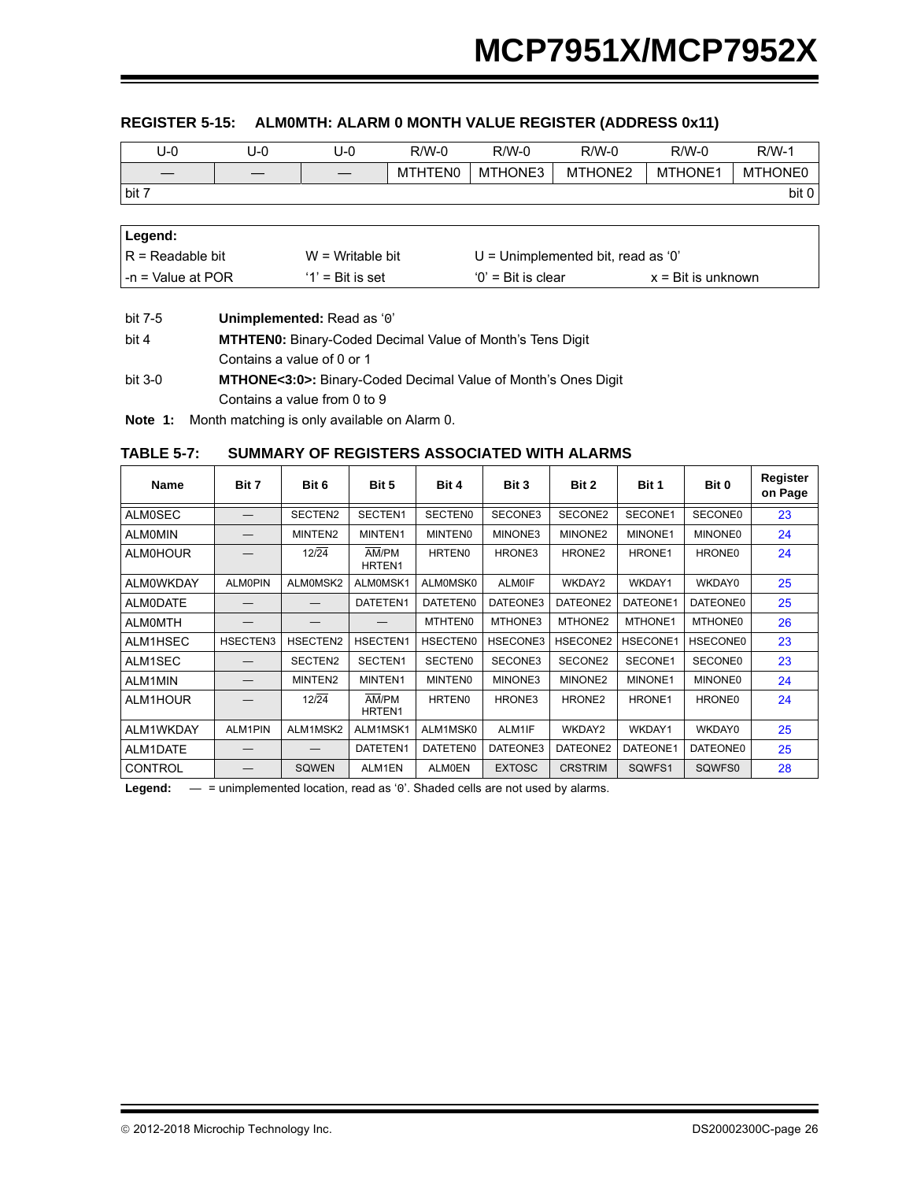### REGISTER 5-15: ALM0MTH: ALARM 0 MONTH VALUE REGISTER (ADDRESS 0x11)

| U-0 | U-0 | U-0 | R/W-0 | R/W-0 | R/W-0 | R/W-0 | R/W-1 |
|---|---|---|---|---|---|---|---|
| — | — | — | MTHTEN0 | MTHONE3 | MTHONE2 | MTHONE1 | MTHONE0 |
| bit 7 | | | | | | | bit 0 |

| **Legend:** | | | |
|---|---|---|---|
| R = Readable bit | W = Writable bit | U = Unimplemented bit, read as '0' | |
| -n = Value at POR | '1' = Bit is set | '0' = Bit is clear | x = Bit is unknown |

bit 7-5 **Unimplemented:** Read as '0'

bit 4 **MTHTEN0:** Binary-Coded Decimal Value of Month's Tens Digit
Contains a value of 0 or 1

bit 3-0 **MTHONE<3:0>:** Binary-Coded Decimal Value of Month's Ones Digit
Contains a value from 0 to 9

**Note 1:** Month matching is only available on Alarm 0.

### TABLE 5-7: SUMMARY OF REGISTERS ASSOCIATED WITH ALARMS

| Name | Bit 7 | Bit 6 | Bit 5 | Bit 4 | Bit 3 | Bit 2 | Bit 1 | Bit 0 | Register on Page |
|---|---|---|---|---|---|---|---|---|---|
| ALM0SEC | — | SECTEN2 | SECTEN1 | SECTEN0 | SECONE3 | SECONE2 | SECONE1 | SECONE0 | 23 |
| ALM0MIN | — | MINTEN2 | MINTEN1 | MINTEN0 | MINONE3 | MINONE2 | MINONE1 | MINONE0 | 24 |
| ALM0HOUR | — | 12/$\overline{24}$ | $\overline{AM}$/PM HRTEN1 | HRTEN0 | HRONE3 | HRONE2 | HRONE1 | HRONE0 | 24 |
| ALM0WKDAY | ALM0PIN | ALM0MSK2 | ALM0MSK1 | ALM0MSK0 | ALM0IF | WKDAY2 | WKDAY1 | WKDAY0 | 25 |
| ALM0DATE | — | — | DATETEN1 | DATETEN0 | DATEONE3 | DATEONE2 | DATEONE1 | DATEONE0 | 25 |
| ALM0MTH | — | — | — | MTHTEN0 | MTHONE3 | MTHONE2 | MTHONE1 | MTHONE0 | 26 |
| ALM1HSEC | HSECTEN3 | HSECTEN2 | HSECTEN1 | HSECTEN0 | HSECONE3 | HSECONE2 | HSECONE1 | HSECONE0 | 23 |
| ALM1SEC | — | SECTEN2 | SECTEN1 | SECTEN0 | SECONE3 | SECONE2 | SECONE1 | SECONE0 | 23 |
| ALM1MIN | — | MINTEN2 | MINTEN1 | MINTEN0 | MINONE3 | MINONE2 | MINONE1 | MINONE0 | 24 |
| ALM1HOUR | — | 12/$\overline{24}$ | $\overline{AM}$/PM HRTEN1 | HRTEN0 | HRONE3 | HRONE2 | HRONE1 | HRONE0 | 24 |
| ALM1WKDAY | ALM1PIN | ALM1MSK2 | ALM1MSK1 | ALM1MSK0 | ALM1IF | WKDAY2 | WKDAY1 | WKDAY0 | 25 |
| ALM1DATE | — | — | DATETEN1 | DATETEN0 | DATEONE3 | DATEONE2 | DATEONE1 | DATEONE0 | 25 |
| CONTROL | — | SQWEN | ALM1EN | ALM0EN | EXTOSC | CRSTRIM | SQWFS1 | SQWFS0 | 28 |

**Legend:** — = unimplemented location, read as '0'. Shaded cells are not used by alarms.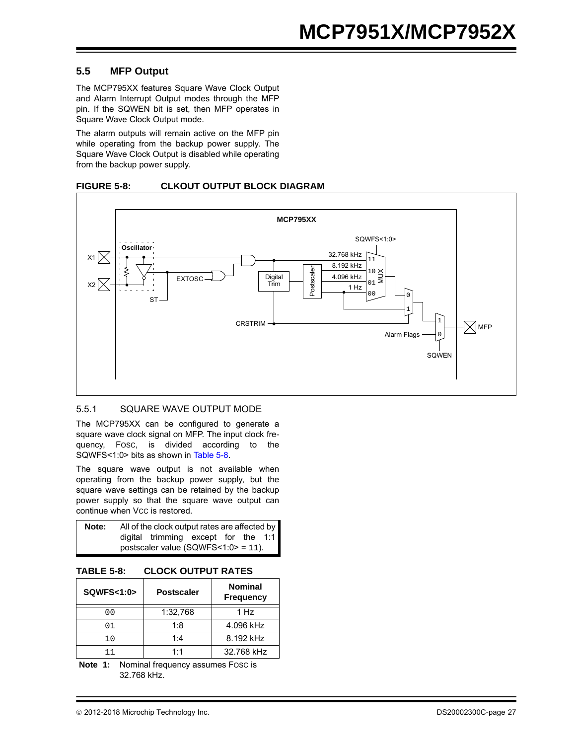## 5.5 MFP Output

The MCP795XX features Square Wave Clock Output and Alarm Interrupt Output modes through the MFP pin. If the SQWEN bit is set, then MFP operates in Square Wave Clock Output mode.

The alarm outputs will remain active on the MFP pin while operating from the backup power supply. The Square Wave Clock Output is disabled while operating from the backup power supply.

**FIGURE 5-8: CLKOUT OUTPUT BLOCK DIAGRAM**

### 5.5.1 SQUARE WAVE OUTPUT MODE

The MCP795XX can be configured to generate a square wave clock signal on MFP. The input clock frequency, $F_{OSC}$, is divided according to the SQWFS<1:0> bits as shown in Table 5-8.

The square wave output is not available when operating from the backup power supply, but the square wave settings can be retained by the backup power supply so that the square wave output can continue when $V_{CC}$ is restored.

> **Note:** All of the clock output rates are affected by digital trimming except for the 1:1 postscaler value (SQWFS<1:0> = 11).

**TABLE 5-8: CLOCK OUTPUT RATES**

| SQWFS<1:0> | Postscaler | Nominal Frequency |
|---|---|---|
| 00 | 1:32,768 | 1 Hz |
| 01 | 1:8 | 4.096 kHz |
| 10 | 1:4 | 8.192 kHz |
| 11 | 1:1 | 32.768 kHz |

**Note 1:** Nominal frequency assumes $F_{OSC}$ is 32.768 kHz.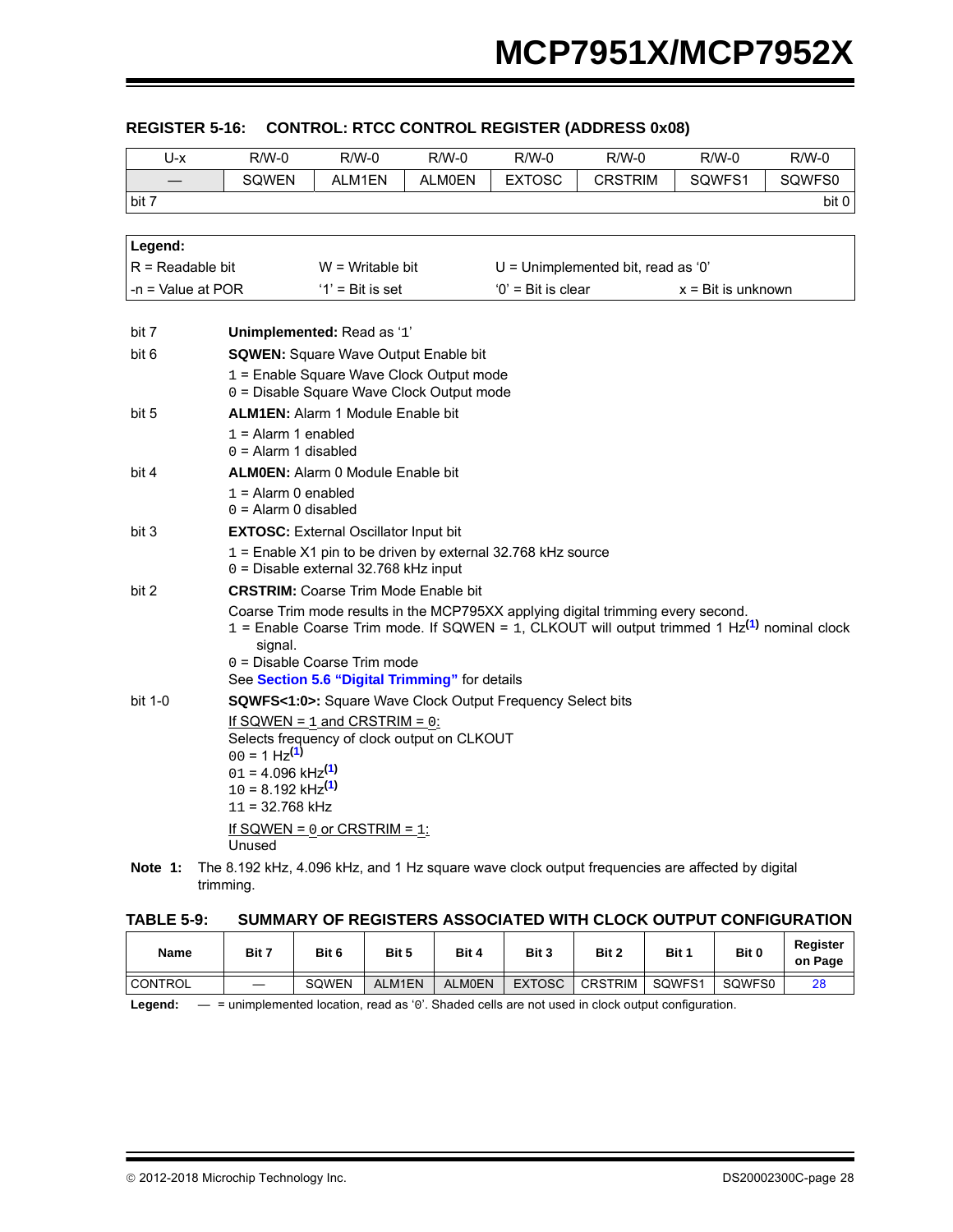## REGISTER 5-16: CONTROL: RTCC CONTROL REGISTER (ADDRESS 0x08)

| U-x | R/W-0 | R/W-0 | R/W-0 | R/W-0 | R/W-0 | R/W-0 | R/W-0 |
|---|---|---|---|---|---|---|---|
| — | SQWEN | ALM1EN | ALM0EN | EXTOSC | CRSTRIM | SQWFS1 | SQWFS0 |
| bit 7 | | | | | | | bit 0 |

| Legend: | | | |
|---|---|---|---|
| R = Readable bit | W = Writable bit | U = Unimplemented bit, read as '0' | |
| -n = Value at POR | '1' = Bit is set | '0' = Bit is clear | x = Bit is unknown |

bit 7 **Unimplemented:** Read as '1'

bit 6 **SQWEN:** Square Wave Output Enable bit
- 1 = Enable Square Wave Clock Output mode
- 0 = Disable Square Wave Clock Output mode

bit 5 **ALM1EN:** Alarm 1 Module Enable bit
- 1 = Alarm 1 enabled
- 0 = Alarm 1 disabled

bit 4 **ALM0EN:** Alarm 0 Module Enable bit
- 1 = Alarm 0 enabled
- 0 = Alarm 0 disabled

bit 3 **EXTOSC:** External Oscillator Input bit
- 1 = Enable X1 pin to be driven by external 32.768 kHz source
- 0 = Disable external 32.768 kHz input

bit 2 **CRSTRIM:** Coarse Trim Mode Enable bit

Coarse Trim mode results in the MCP795XX applying digital trimming every second.
- 1 = Enable Coarse Trim mode. If SQWEN = 1, CLKOUT will output trimmed 1 Hz[(1)] nominal clock signal.
- 0 = Disable Coarse Trim mode

See **Section 5.6 "Digital Trimming"** for details

bit 1-0 **SQWFS<1:0>:** Square Wave Clock Output Frequency Select bits

If SQWEN = 1 and CRSTRIM = 0:

Selects frequency of clock output on CLKOUT
- 00 = 1 Hz[(1)]
- 01 = 4.096 kHz[(1)]
- 10 = 8.192 kHz[(1)]
- 11 = 32.768 kHz

If SQWEN = 0 or CRSTRIM = 1:

Unused

**Note 1:** The 8.192 kHz, 4.096 kHz, and 1 Hz square wave clock output frequencies are affected by digital trimming.

## TABLE 5-9: SUMMARY OF REGISTERS ASSOCIATED WITH CLOCK OUTPUT CONFIGURATION

| Name | Bit 7 | Bit 6 | Bit 5 | Bit 4 | Bit 3 | Bit 2 | Bit 1 | Bit 0 | Register on Page |
|---|---|---|---|---|---|---|---|---|---|
| CONTROL | — | SQWEN | ALM1EN | ALM0EN | EXTOSC | CRSTRIM | SQWFS1 | SQWFS0 | 28 |

**Legend:** — = unimplemented location, read as '0'. Shaded cells are not used in clock output configuration.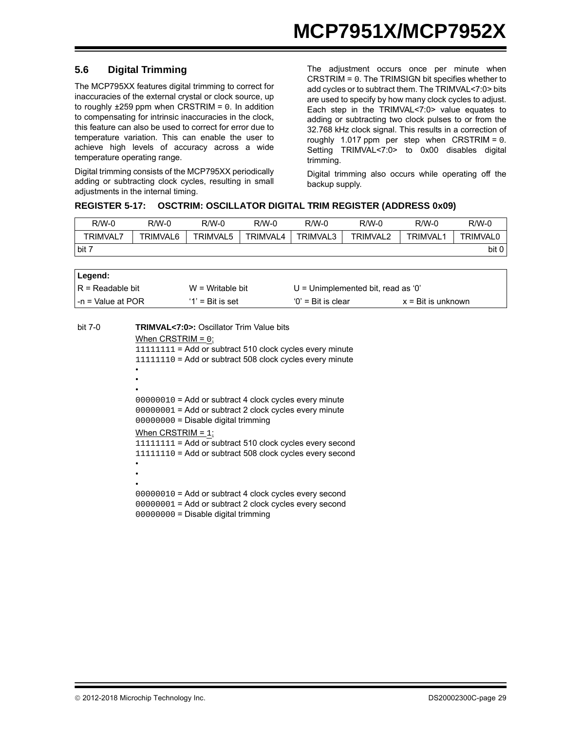## 5.6 Digital Trimming

The MCP795XX features digital trimming to correct for inaccuracies of the external crystal or clock source, up to roughly ±259 ppm when CRSTRIM = `0`. In addition to compensating for intrinsic inaccuracies in the clock, this feature can also be used to correct for error due to temperature variation. This can enable the user to achieve high levels of accuracy across a wide temperature operating range.

Digital trimming consists of the MCP795XX periodically adding or subtracting clock cycles, resulting in small adjustments in the internal timing.

The adjustment occurs once per minute when CRSTRIM = `0`. The TRIMSIGN bit specifies whether to add cycles or to subtract them. The TRIMVAL<7:0> bits are used to specify by how many clock cycles to adjust. Each step in the TRIMVAL<7:0> value equates to adding or subtracting two clock pulses to or from the 32.768 kHz clock signal. This results in a correction of roughly 1.017 ppm per step when CRSTRIM = `0`. Setting TRIMVAL<7:0> to 0x00 disables digital trimming.

Digital trimming also occurs while operating off the backup supply.

**REGISTER 5-17: OSCTRIM: OSCILLATOR DIGITAL TRIM REGISTER (ADDRESS 0x09)**

| R/W-0 | R/W-0 | R/W-0 | R/W-0 | R/W-0 | R/W-0 | R/W-0 | R/W-0 |
|---|---|---|---|---|---|---|---|
| TRIMVAL7 | TRIMVAL6 | TRIMVAL5 | TRIMVAL4 | TRIMVAL3 | TRIMVAL2 | TRIMVAL1 | TRIMVAL0 |
| bit 7 | | | | | | | bit 0 |

| **Legend:** | | | |
|---|---|---|---|
| R = Readable bit | W = Writable bit | U = Unimplemented bit, read as '0' | |
| -n = Value at POR | '1' = Bit is set | '0' = Bit is clear | x = Bit is unknown |

bit 7-0 **TRIMVAL<7:0>:** Oscillator Trim Value bits

When CRSTRIM = `0`:
`11111111` = Add or subtract 510 clock cycles every minute
`11111110` = Add or subtract 508 clock cycles every minute
•
•
•
`00000010` = Add or subtract 4 clock cycles every minute
`00000001` = Add or subtract 2 clock cycles every minute
`00000000` = Disable digital trimming

When CRSTRIM = `1`:
`11111111` = Add or subtract 510 clock cycles every second
`11111110` = Add or subtract 508 clock cycles every second
•
•
•
`00000010` = Add or subtract 4 clock cycles every second
`00000001` = Add or subtract 2 clock cycles every second
`00000000` = Disable digital trimming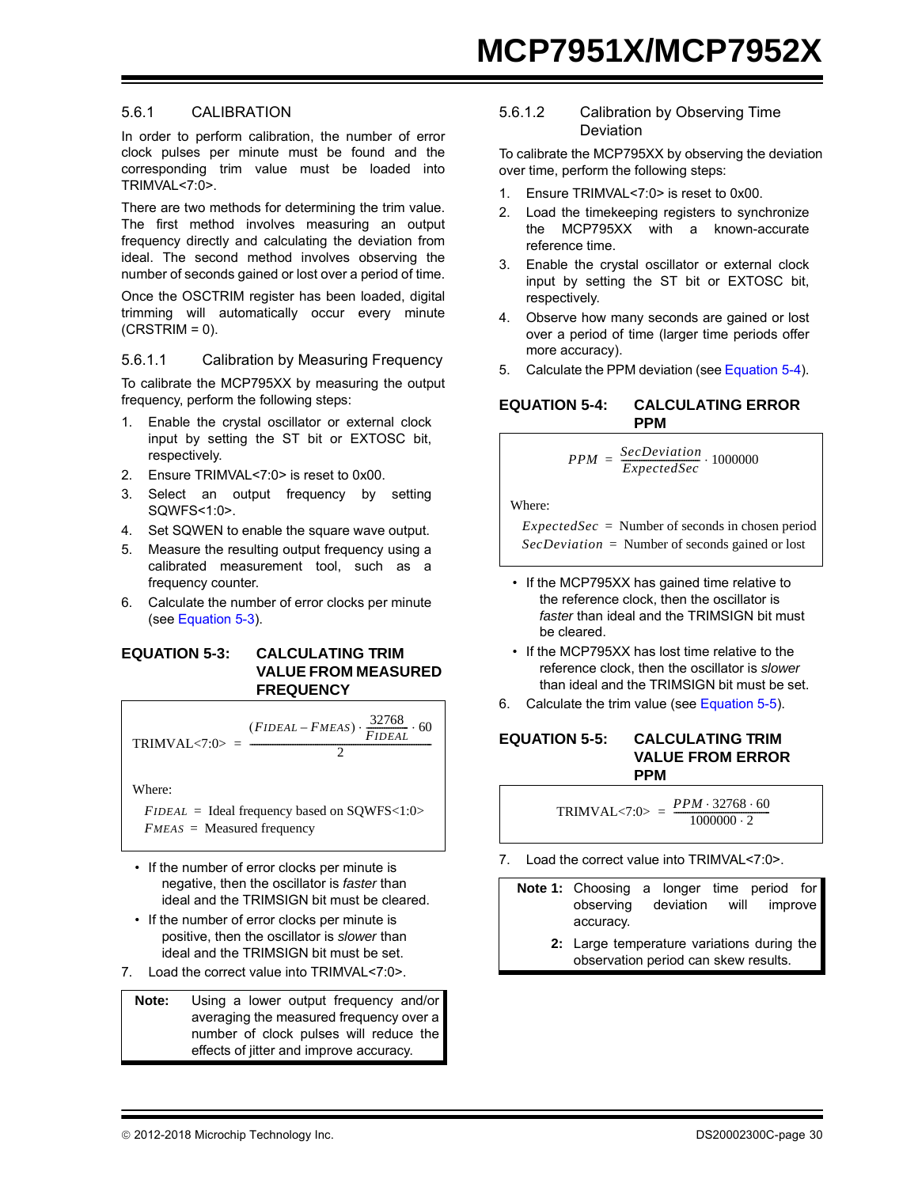### 5.6.1 CALIBRATION

In order to perform calibration, the number of error clock pulses per minute must be found and the corresponding trim value must be loaded into TRIMVAL<7:0>.

There are two methods for determining the trim value. The first method involves measuring an output frequency directly and calculating the deviation from ideal. The second method involves observing the number of seconds gained or lost over a period of time.

Once the OSCTRIM register has been loaded, digital trimming will automatically occur every minute (CRSTRIM = 0).

#### 5.6.1.1 Calibration by Measuring Frequency

To calibrate the MCP795XX by measuring the output frequency, perform the following steps:

1. Enable the crystal oscillator or external clock input by setting the ST bit or EXTOSC bit, respectively.
2. Ensure TRIMVAL<7:0> is reset to 0x00.
3. Select an output frequency by setting SQWFS<1:0>.
4. Set SQWEN to enable the square wave output.
5. Measure the resulting output frequency using a calibrated measurement tool, such as a frequency counter.
6. Calculate the number of error clocks per minute (see Equation 5-3).

**EQUATION 5-3: CALCULATING TRIM VALUE FROM MEASURED FREQUENCY**

$$\text{TRIMVAL<7:0>} = \frac{(F_{IDEAL} - F_{MEAS}) \cdot \frac{32768}{F_{IDEAL}} \cdot 60}{2}$$

Where:

$F_{IDEAL}$ = Ideal frequency based on SQWFS<1:0>

$F_{MEAS}$ = Measured frequency

- If the number of error clocks per minute is negative, then the oscillator is *faster* than ideal and the TRIMSIGN bit must be cleared.
- If the number of error clocks per minute is positive, then the oscillator is *slower* than ideal and the TRIMSIGN bit must be set.

7. Load the correct value into TRIMVAL<7:0>.

> **Note:** Using a lower output frequency and/or averaging the measured frequency over a number of clock pulses will reduce the effects of jitter and improve accuracy.

#### 5.6.1.2 Calibration by Observing Time Deviation

To calibrate the MCP795XX by observing the deviation over time, perform the following steps:

1. Ensure TRIMVAL<7:0> is reset to 0x00.
2. Load the timekeeping registers to synchronize the MCP795XX with a known-accurate reference time.
3. Enable the crystal oscillator or external clock input by setting the ST bit or EXTOSC bit, respectively.
4. Observe how many seconds are gained or lost over a period of time (larger time periods offer more accuracy).
5. Calculate the PPM deviation (see Equation 5-4).

**EQUATION 5-4: CALCULATING ERROR PPM**

$$PPM = \frac{SecDeviation}{ExpectedSec} \cdot 1000000$$

Where:

$ExpectedSec$ = Number of seconds in chosen period

$SecDeviation$ = Number of seconds gained or lost

- If the MCP795XX has gained time relative to the reference clock, then the oscillator is *faster* than ideal and the TRIMSIGN bit must be cleared.
- If the MCP795XX has lost time relative to the reference clock, then the oscillator is *slower* than ideal and the TRIMSIGN bit must be set.

6. Calculate the trim value (see Equation 5-5).

**EQUATION 5-5: CALCULATING TRIM VALUE FROM ERROR PPM**

$$\text{TRIMVAL<7:0>} = \frac{PPM \cdot 32768 \cdot 60}{1000000 \cdot 2}$$

7. Load the correct value into TRIMVAL<7:0>.

> **Note 1:** Choosing a longer time period for observing deviation will improve accuracy.
>
> **2:** Large temperature variations during the observation period can skew results.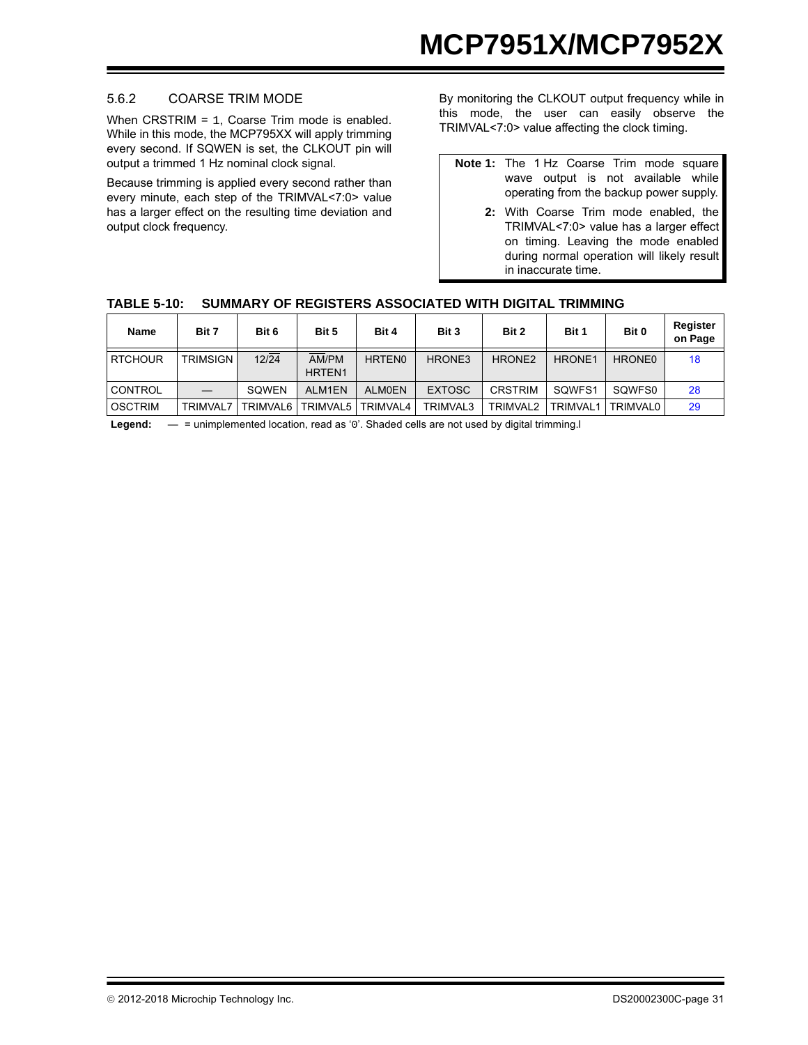### 5.6.2 COARSE TRIM MODE

When CRSTRIM = 1, Coarse Trim mode is enabled. While in this mode, the MCP795XX will apply trimming every second. If SQWEN is set, the CLKOUT pin will output a trimmed 1 Hz nominal clock signal.

Because trimming is applied every second rather than every minute, each step of the TRIMVAL<7:0> value has a larger effect on the resulting time deviation and output clock frequency.

By monitoring the CLKOUT output frequency while in this mode, the user can easily observe the TRIMVAL<7:0> value affecting the clock timing.

> **Note 1:** The 1 Hz Coarse Trim mode square wave output is not available while operating from the backup power supply.
>
> **2:** With Coarse Trim mode enabled, the TRIMVAL<7:0> value has a larger effect on timing. Leaving the mode enabled during normal operation will likely result in inaccurate time.

**TABLE 5-10: SUMMARY OF REGISTERS ASSOCIATED WITH DIGITAL TRIMMING**

| Name | Bit 7 | Bit 6 | Bit 5 | Bit 4 | Bit 3 | Bit 2 | Bit 1 | Bit 0 | Register on Page |
|---|---|---|---|---|---|---|---|---|---|
| RTCHOUR | TRIMSIGN | 12/$\overline{24}$ | $\overline{AM}$/PM HRTEN1 | HRTEN0 | HRONE3 | HRONE2 | HRONE1 | HRONE0 | 18 |
| CONTROL | — | SQWEN | ALM1EN | ALM0EN | EXTOSC | CRSTRIM | SQWFS1 | SQWFS0 | 28 |
| OSCTRIM | TRIMVAL7 | TRIMVAL6 | TRIMVAL5 | TRIMVAL4 | TRIMVAL3 | TRIMVAL2 | TRIMVAL1 | TRIMVAL0 | 29 |

**Legend:** — = unimplemented location, read as '0'. Shaded cells are not used by digital trimming.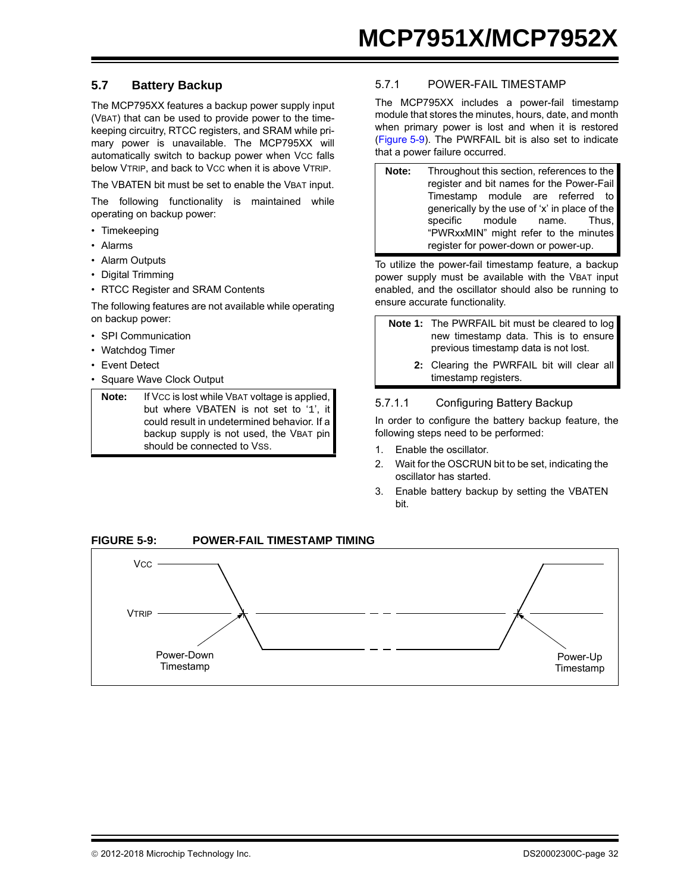## 5.7 Battery Backup

The MCP795XX features a backup power supply input ($V_{BAT}$) that can be used to provide power to the time-keeping circuitry, RTCC registers, and SRAM while primary power is unavailable. The MCP795XX will automatically switch to backup power when $V_{CC}$ falls below $V_{TRIP}$, and back to $V_{CC}$ when it is above $V_{TRIP}$.

The VBATEN bit must be set to enable the $V_{BAT}$ input.

The following functionality is maintained while operating on backup power:

- Timekeeping
- Alarms
- Alarm Outputs
- Digital Trimming
- RTCC Register and SRAM Contents

The following features are not available while operating on backup power:

- SPI Communication
- Watchdog Timer
- Event Detect
- Square Wave Clock Output

> **Note:** If $V_{CC}$ is lost while $V_{BAT}$ voltage is applied, but where VBATEN is not set to '1', it could result in undetermined behavior. If a backup supply is not used, the $V_{BAT}$ pin should be connected to $V_{SS}$.

### 5.7.1 POWER-FAIL TIMESTAMP

The MCP795XX includes a power-fail timestamp module that stores the minutes, hours, date, and month when primary power is lost and when it is restored (Figure 5-9). The PWRFAIL bit is also set to indicate that a power failure occurred.

> **Note:** Throughout this section, references to the register and bit names for the Power-Fail Timestamp module are referred to generically by the use of 'x' in place of the specific module name. Thus, "PWRxxMIN" might refer to the minutes register for power-down or power-up.

To utilize the power-fail timestamp feature, a backup power supply must be available with the $V_{BAT}$ input enabled, and the oscillator should also be running to ensure accurate functionality.

> **Note 1:** The PWRFAIL bit must be cleared to log new timestamp data. This is to ensure previous timestamp data is not lost.
>
> **2:** Clearing the PWRFAIL bit will clear all timestamp registers.

#### 5.7.1.1 Configuring Battery Backup

In order to configure the battery backup feature, the following steps need to be performed:

1. Enable the oscillator.
2. Wait for the OSCRUN bit to be set, indicating the oscillator has started.
3. Enable battery backup by setting the VBATEN bit.

**FIGURE 5-9: POWER-FAIL TIMESTAMP TIMING**

$V_{CC}$

$V_{TRIP}$

Power-Down Timestamp

Power-Up Timestamp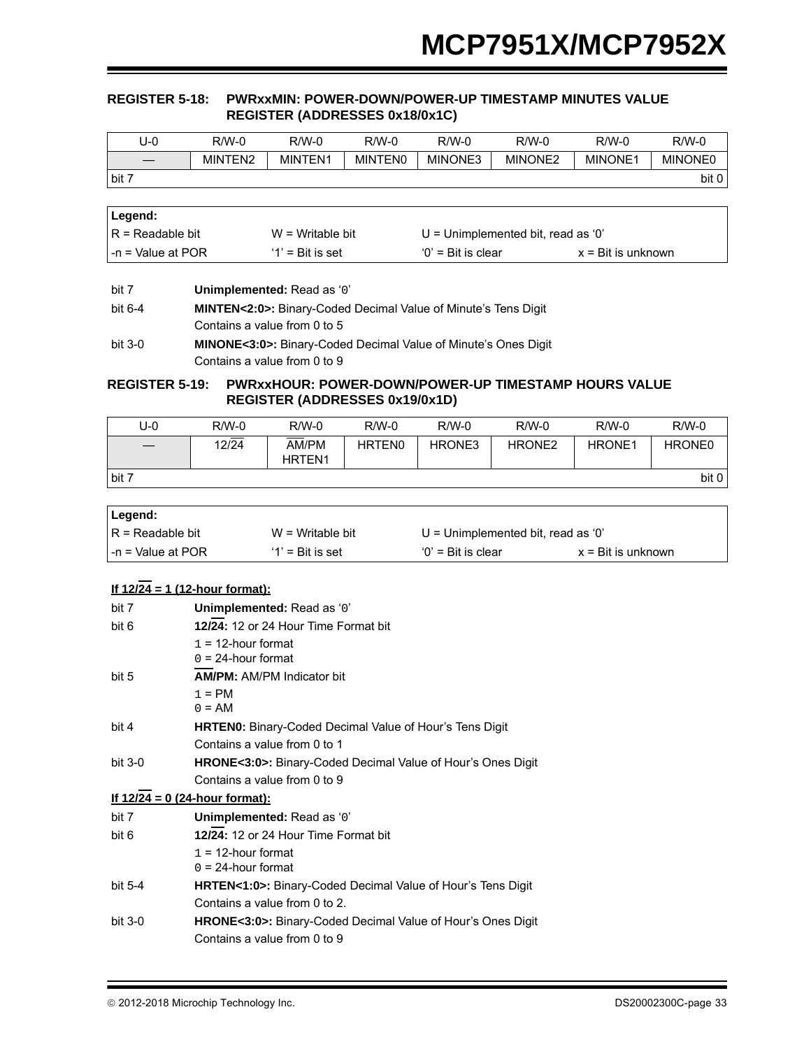### REGISTER 5-18: PWRxxMIN: POWER-DOWN/POWER-UP TIMESTAMP MINUTES VALUE REGISTER (ADDRESSES 0x18/0x1C)

| U-0 | R/W-0 | R/W-0 | R/W-0 | R/W-0 | R/W-0 | R/W-0 | R/W-0 |
|---|---|---|---|---|---|---|---|
| — | MINTEN2 | MINTEN1 | MINTEN0 | MINONE3 | MINONE2 | MINONE1 | MINONE0 |
| bit 7 | | | | | | | bit 0 |

| Legend: | | | |
|---|---|---|---|
| R = Readable bit | W = Writable bit | U = Unimplemented bit, read as ‘0’ | |
| -n = Value at POR | ‘1’ = Bit is set | ‘0’ = Bit is clear | x = Bit is unknown |

bit 7 **Unimplemented:** Read as ‘0’

bit 6-4 **MINTEN<2:0>:** Binary-Coded Decimal Value of Minute’s Tens Digit
Contains a value from 0 to 5

bit 3-0 **MINONE<3:0>:** Binary-Coded Decimal Value of Minute’s Ones Digit
Contains a value from 0 to 9

### REGISTER 5-19: PWRxxHOUR: POWER-DOWN/POWER-UP TIMESTAMP HOURS VALUE REGISTER (ADDRESSES 0x19/0x1D)

| U-0 | R/W-0 | R/W-0 | R/W-0 | R/W-0 | R/W-0 | R/W-0 | R/W-0 |
|---|---|---|---|---|---|---|---|
| — | 12/$\overline{24}$ | $\overline{\text{AM}}$/PM HRTEN1 | HRTEN0 | HRONE3 | HRONE2 | HRONE1 | HRONE0 |
| bit 7 | | | | | | | bit 0 |

| Legend: | | | |
|---|---|---|---|
| R = Readable bit | W = Writable bit | U = Unimplemented bit, read as ‘0’ | |
| -n = Value at POR | ‘1’ = Bit is set | ‘0’ = Bit is clear | x = Bit is unknown |

**If 12/$\overline{24}$ = 1 (12-hour format):**

bit 7 **Unimplemented:** Read as ‘0’

bit 6 **12/$\overline{24}$:** 12 or 24 Hour Time Format bit
1 = 12-hour format
0 = 24-hour format

bit 5 **$\overline{\text{AM}}$/PM:** AM/PM Indicator bit
1 = PM
0 = AM

bit 4 **HRTEN0:** Binary-Coded Decimal Value of Hour’s Tens Digit
Contains a value from 0 to 1

bit 3-0 **HRONE<3:0>:** Binary-Coded Decimal Value of Hour’s Ones Digit
Contains a value from 0 to 9

**If 12/$\overline{24}$ = 0 (24-hour format):**

bit 7 **Unimplemented:** Read as ‘0’

bit 6 **12/$\overline{24}$:** 12 or 24 Hour Time Format bit
1 = 12-hour format
0 = 24-hour format

bit 5-4 **HRTEN<1:0>:** Binary-Coded Decimal Value of Hour’s Tens Digit
Contains a value from 0 to 2.

bit 3-0 **HRONE<3:0>:** Binary-Coded Decimal Value of Hour’s Ones Digit
Contains a value from 0 to 9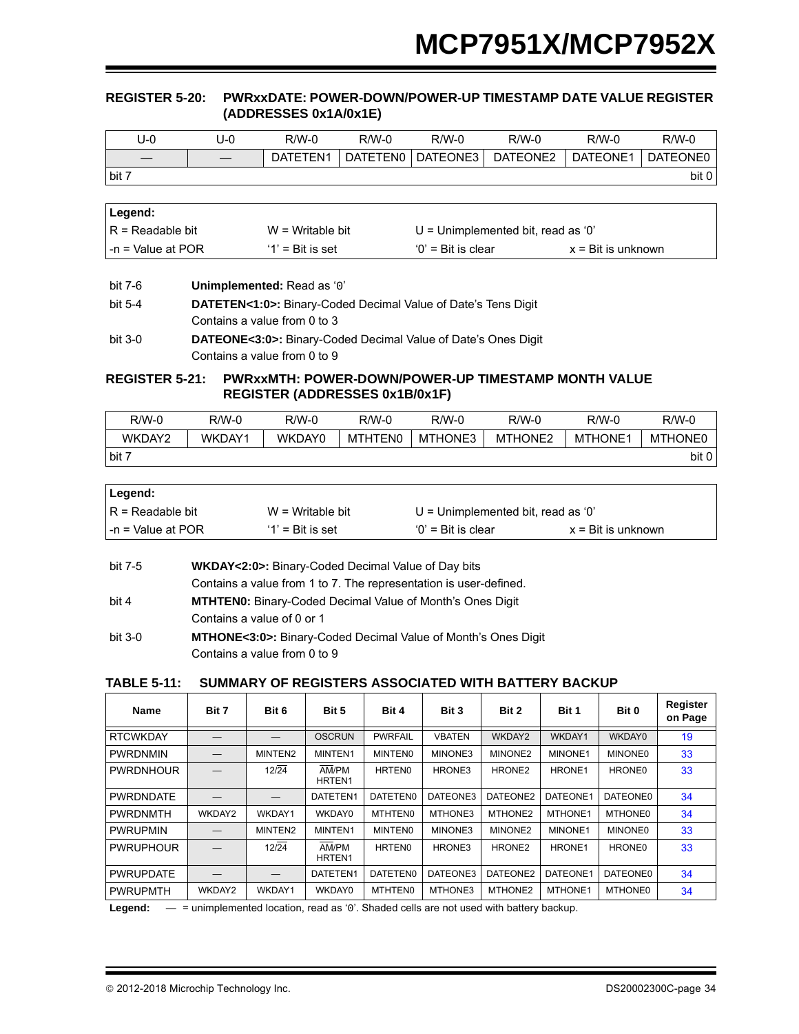### REGISTER 5-20: PWRxxDATE: POWER-DOWN/POWER-UP TIMESTAMP DATE VALUE REGISTER (ADDRESSES 0x1A/0x1E)

| U-0 | U-0 | R/W-0 | R/W-0 | R/W-0 | R/W-0 | R/W-0 | R/W-0 |
|---|---|---|---|---|---|---|---|
| — | — | DATETEN1 | DATETEN0 | DATEONE3 | DATEONE2 | DATEONE1 | DATEONE0 |
| bit 7 | | | | | | | bit 0 |

| **Legend:** | | | |
|---|---|---|---|
| R = Readable bit | W = Writable bit | U = Unimplemented bit, read as ‘0’ | |
| -n = Value at POR | ‘1’ = Bit is set | ‘0’ = Bit is clear | x = Bit is unknown |

bit 7-6 **Unimplemented:** Read as ‘0’

bit 5-4 **DATETEN<1:0>:** Binary-Coded Decimal Value of Date’s Tens Digit
Contains a value from 0 to 3

bit 3-0 **DATEONE<3:0>:** Binary-Coded Decimal Value of Date’s Ones Digit
Contains a value from 0 to 9

### REGISTER 5-21: PWRxxMTH: POWER-DOWN/POWER-UP TIMESTAMP MONTH VALUE REGISTER (ADDRESSES 0x1B/0x1F)

| R/W-0 | R/W-0 | R/W-0 | R/W-0 | R/W-0 | R/W-0 | R/W-0 | R/W-0 |
|---|---|---|---|---|---|---|---|
| WKDAY2 | WKDAY1 | WKDAY0 | MTHTEN0 | MTHONE3 | MTHONE2 | MTHONE1 | MTHONE0 |
| bit 7 | | | | | | | bit 0 |

| **Legend:** | | | |
|---|---|---|---|
| R = Readable bit | W = Writable bit | U = Unimplemented bit, read as ‘0’ | |
| -n = Value at POR | ‘1’ = Bit is set | ‘0’ = Bit is clear | x = Bit is unknown |

bit 7-5 **WKDAY<2:0>:** Binary-Coded Decimal Value of Day bits
Contains a value from 1 to 7. The representation is user-defined.

bit 4 **MTHTEN0:** Binary-Coded Decimal Value of Month’s Ones Digit
Contains a value of 0 or 1

bit 3-0 **MTHONE<3:0>:** Binary-Coded Decimal Value of Month’s Ones Digit
Contains a value from 0 to 9

### TABLE 5-11: SUMMARY OF REGISTERS ASSOCIATED WITH BATTERY BACKUP

| Name | Bit 7 | Bit 6 | Bit 5 | Bit 4 | Bit 3 | Bit 2 | Bit 1 | Bit 0 | Register on Page |
|---|---|---|---|---|---|---|---|---|---|
| RTCWKDAY | — | — | OSCRUN | PWRFAIL | VBATEN | WKDAY2 | WKDAY1 | WKDAY0 | 19 |
| PWRDNMIN | — | MINTEN2 | MINTEN1 | MINTEN0 | MINONE3 | MINONE2 | MINONE1 | MINONE0 | 33 |
| PWRDNHOUR | — | 12/$\overline{24}$ | $\overline{AM}$/PM HRTEN1 | HRTEN0 | HRONE3 | HRONE2 | HRONE1 | HRONE0 | 33 |
| PWRDNDATE | — | — | DATETEN1 | DATETEN0 | DATEONE3 | DATEONE2 | DATEONE1 | DATEONE0 | 34 |
| PWRDNMTH | WKDAY2 | WKDAY1 | WKDAY0 | MTHTEN0 | MTHONE3 | MTHONE2 | MTHONE1 | MTHONE0 | 34 |
| PWRUPMIN | — | MINTEN2 | MINTEN1 | MINTEN0 | MINONE3 | MINONE2 | MINONE1 | MINONE0 | 33 |
| PWRUPHOUR | — | 12/$\overline{24}$ | $\overline{AM}$/PM HRTEN1 | HRTEN0 | HRONE3 | HRONE2 | HRONE1 | HRONE0 | 33 |
| PWRUPDATE | — | — | DATETEN1 | DATETEN0 | DATEONE3 | DATEONE2 | DATEONE1 | DATEONE0 | 34 |
| PWRUPMTH | WKDAY2 | WKDAY1 | WKDAY0 | MTHTEN0 | MTHONE3 | MTHONE2 | MTHONE1 | MTHONE0 | 34 |

**Legend:** — = unimplemented location, read as ‘0’. Shaded cells are not used with battery backup.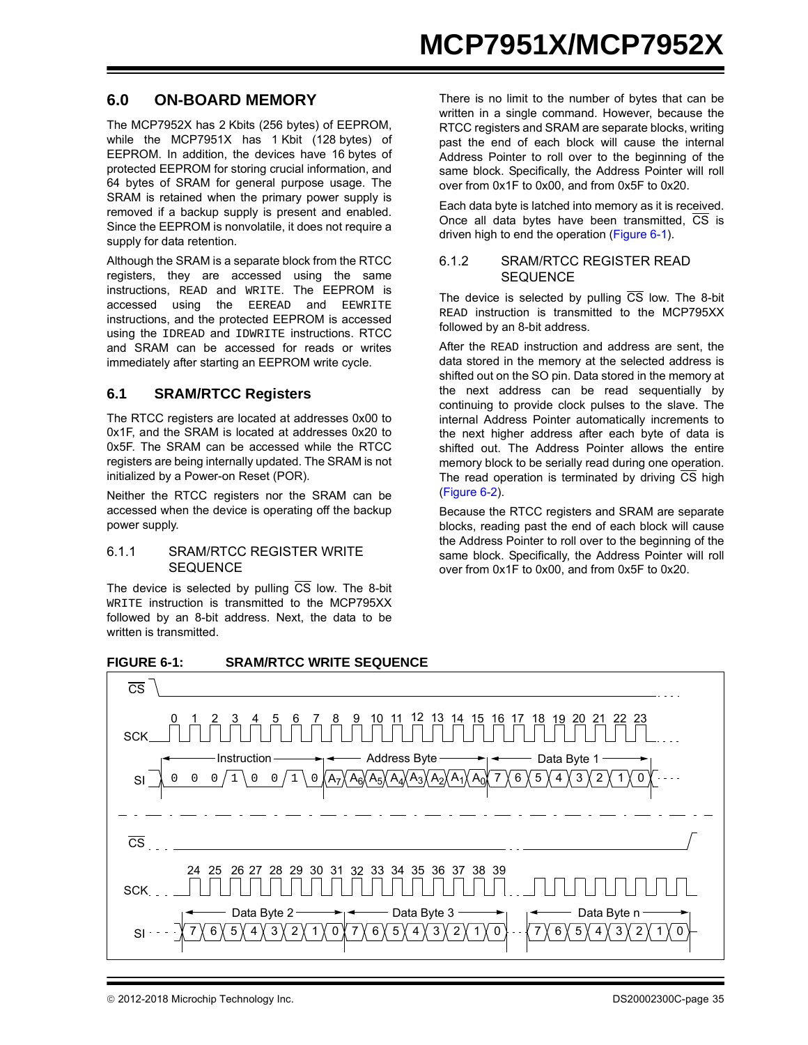## 6.0 ON-BOARD MEMORY

The MCP7952X has 2 Kbits (256 bytes) of EEPROM, while the MCP7951X has 1 Kbit (128 bytes) of EEPROM. In addition, the devices have 16 bytes of protected EEPROM for storing crucial information, and 64 bytes of SRAM for general purpose usage. The SRAM is retained when the primary power supply is removed if a backup supply is present and enabled. Since the EEPROM is nonvolatile, it does not require a supply for data retention.

Although the SRAM is a separate block from the RTCC registers, they are accessed using the same instructions, `READ` and `WRITE`. The EEPROM is accessed using the `EEREAD` and `EEWRITE` instructions, and the protected EEPROM is accessed using the `IDREAD` and `IDWRITE` instructions. RTCC and SRAM can be accessed for reads or writes immediately after starting an EEPROM write cycle.

## 6.1 SRAM/RTCC Registers

The RTCC registers are located at addresses 0x00 to 0x1F, and the SRAM is located at addresses 0x20 to 0x5F. The SRAM can be accessed while the RTCC registers are being internally updated. The SRAM is not initialized by a Power-on Reset (POR).

Neither the RTCC registers nor the SRAM can be accessed when the device is operating off the backup power supply.

### 6.1.1 SRAM/RTCC REGISTER WRITE SEQUENCE

The device is selected by pulling $\overline{CS}$ low. The 8-bit `WRITE` instruction is transmitted to the MCP795XX followed by an 8-bit address. Next, the data to be written is transmitted.

There is no limit to the number of bytes that can be written in a single command. However, because the RTCC registers and SRAM are separate blocks, writing past the end of each block will cause the internal Address Pointer to roll over to the beginning of the same block. Specifically, the Address Pointer will roll over from 0x1F to 0x00, and from 0x5F to 0x20.

Each data byte is latched into memory as it is received. Once all data bytes have been transmitted, $\overline{CS}$ is driven high to end the operation (Figure 6-1).

### 6.1.2 SRAM/RTCC REGISTER READ SEQUENCE

The device is selected by pulling $\overline{CS}$ low. The 8-bit `READ` instruction is transmitted to the MCP795XX followed by an 8-bit address.

After the `READ` instruction and address are sent, the data stored in the memory at the selected address is shifted out on the SO pin. Data stored in the memory at the next address can be read sequentially by continuing to provide clock pulses to the slave. The internal Address Pointer automatically increments to the next higher address after each byte of data is shifted out. The Address Pointer allows the entire memory block to be serially read during one operation. The read operation is terminated by driving $\overline{CS}$ high (Figure 6-2).

Because the RTCC registers and SRAM are separate blocks, reading past the end of each block will cause the Address Pointer to roll over to the beginning of the same block. Specifically, the Address Pointer will roll over from 0x1F to 0x00, and from 0x5F to 0x20.

**FIGURE 6-1: SRAM/RTCC WRITE SEQUENCE**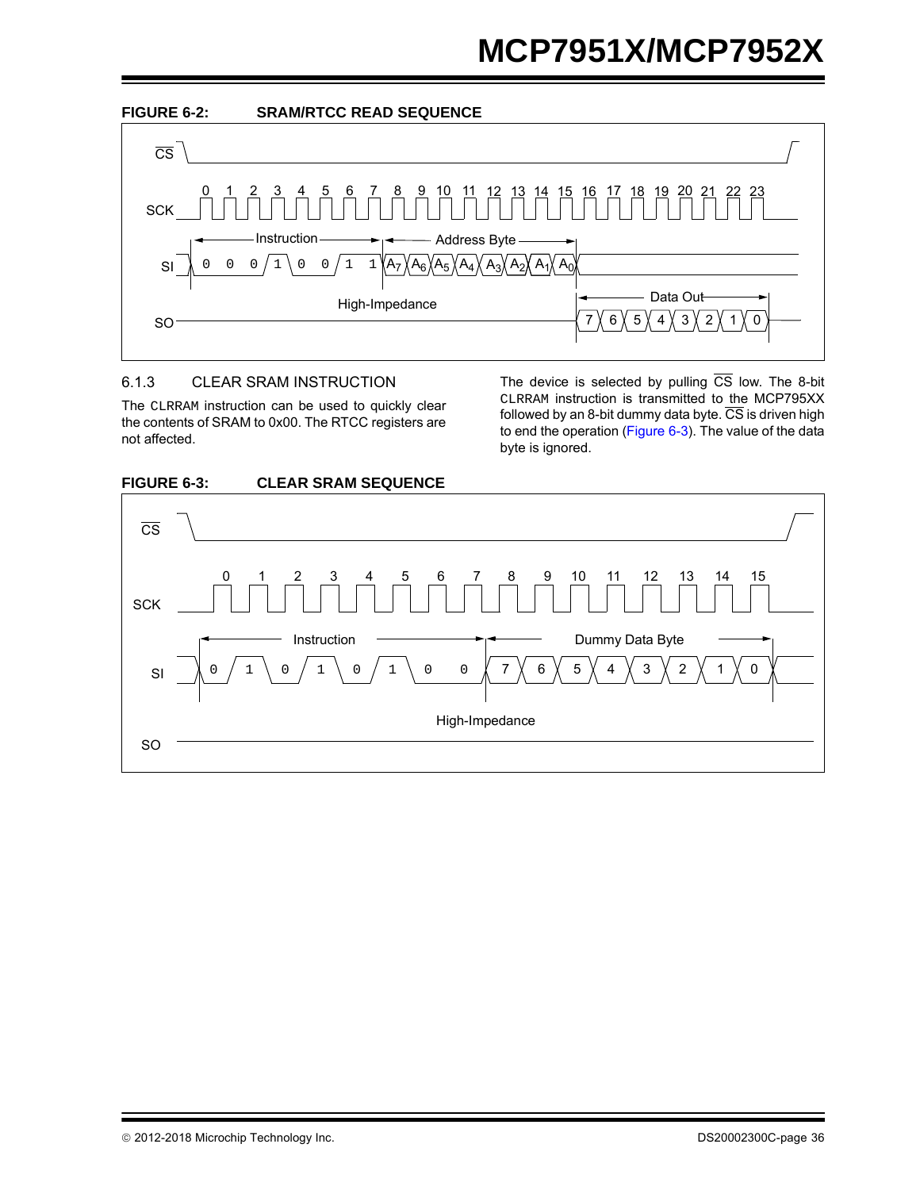**FIGURE 6-2: SRAM/RTCC READ SEQUENCE**

CS

SCK 0 1 2 3 4 5 6 7 8 9 10 11 12 13 14 15 16 17 18 19 20 21 22 23

Instruction — Address Byte

SI 0 0 0 1 0 0 1 1 $A_7$ $A_6$ $A_5$ $A_4$ $A_3$ $A_2$ $A_1$ $A_0$

High-Impedance — Data Out

SO 7 6 5 4 3 2 1 0

### 6.1.3 CLEAR SRAM INSTRUCTION

The `CLRRAM` instruction can be used to quickly clear the contents of SRAM to 0x00. The RTCC registers are not affected.

The device is selected by pulling $\overline{CS}$ low. The 8-bit `CLRRAM` instruction is transmitted to the MCP795XX followed by an 8-bit dummy data byte. $\overline{CS}$ is driven high to end the operation (Figure 6-3). The value of the data byte is ignored.

**FIGURE 6-3: CLEAR SRAM SEQUENCE**

CS

SCK 0 1 2 3 4 5 6 7 8 9 10 11 12 13 14 15

Instruction — Dummy Data Byte

SI 0 1 0 1 0 1 0 0 7 6 5 4 3 2 1 0

High-Impedance

SO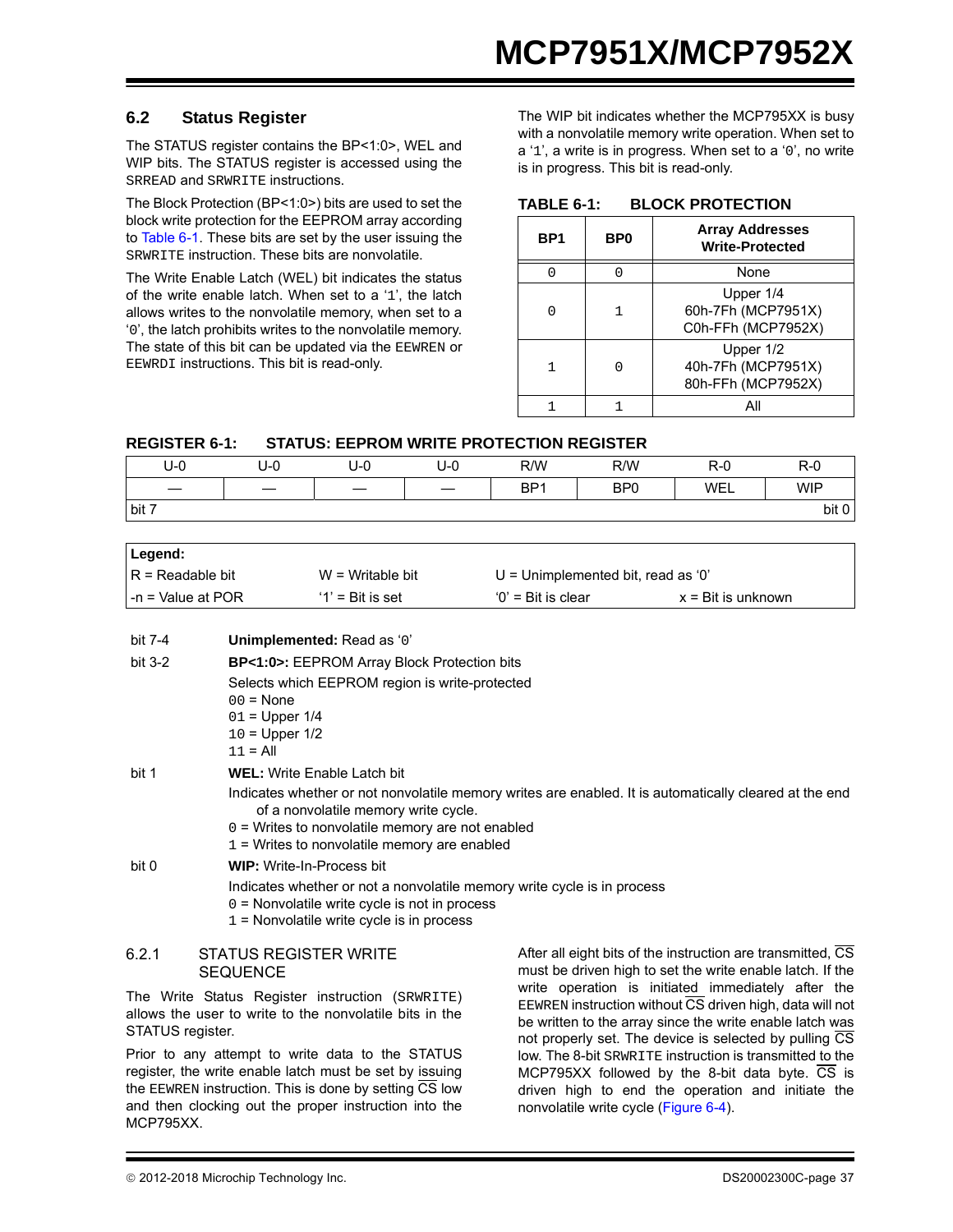## 6.2 Status Register

The STATUS register contains the BP<1:0>, WEL and WIP bits. The STATUS register is accessed using the SRREAD and SRWRITE instructions.

The Block Protection (BP<1:0>) bits are used to set the block write protection for the EEPROM array according to Table 6-1. These bits are set by the user issuing the SRWRITE instruction. These bits are nonvolatile.

The Write Enable Latch (WEL) bit indicates the status of the write enable latch. When set to a '1', the latch allows writes to the nonvolatile memory, when set to a '0', the latch prohibits writes to the nonvolatile memory. The state of this bit can be updated via the EEWREN or EEWRDI instructions. This bit is read-only.

The WIP bit indicates whether the MCP795XX is busy with a nonvolatile memory write operation. When set to a '1', a write is in progress. When set to a '0', no write is in progress. This bit is read-only.

**TABLE 6-1: BLOCK PROTECTION**

| BP1 | BP0 | Array Addresses Write-Protected |
|---|---|---|
| 0 | 0 | None |
| 0 | 1 | Upper 1/4<br>60h-7Fh (MCP7951X)<br>C0h-FFh (MCP7952X) |
| 1 | 0 | Upper 1/2<br>40h-7Fh (MCP7951X)<br>80h-FFh (MCP7952X) |
| 1 | 1 | All |

**REGISTER 6-1: STATUS: EEPROM WRITE PROTECTION REGISTER**

| U-0 | U-0 | U-0 | U-0 | R/W | R/W | R-0 | R-0 |
|---|---|---|---|---|---|---|---|
| — | — | — | — | BP1 | BP0 | WEL | WIP |
| bit 7 | | | | | | | bit 0 |

| **Legend:** | | | |
|---|---|---|---|
| R = Readable bit | W = Writable bit | U = Unimplemented bit, read as '0' | |
| -n = Value at POR | '1' = Bit is set | '0' = Bit is clear | x = Bit is unknown |

bit 7-4 **Unimplemented:** Read as '0'

bit 3-2 **BP<1:0>:** EEPROM Array Block Protection bits

Selects which EEPROM region is write-protected
- 00 = None
- 01 = Upper 1/4
- 10 = Upper 1/2
- 11 = All

bit 1 **WEL:** Write Enable Latch bit

Indicates whether or not nonvolatile memory writes are enabled. It is automatically cleared at the end of a nonvolatile memory write cycle.
- 0 = Writes to nonvolatile memory are not enabled
- 1 = Writes to nonvolatile memory are enabled

bit 0 **WIP:** Write-In-Process bit

Indicates whether or not a nonvolatile memory write cycle is in process
- 0 = Nonvolatile write cycle is not in process
- 1 = Nonvolatile write cycle is in process

### 6.2.1 STATUS REGISTER WRITE SEQUENCE

The Write Status Register instruction (SRWRITE) allows the user to write to the nonvolatile bits in the STATUS register.

Prior to any attempt to write data to the STATUS register, the write enable latch must be set by issuing the EEWREN instruction. This is done by setting CS low and then clocking out the proper instruction into the MCP795XX.

After all eight bits of the instruction are transmitted, CS must be driven high to set the write enable latch. If the write operation is initiated immediately after the EEWREN instruction without CS driven high, data will not be written to the array since the write enable latch was not properly set. The device is selected by pulling CS low. The 8-bit SRWRITE instruction is transmitted to the MCP795XX followed by the 8-bit data byte. CS is driven high to end the operation and initiate the nonvolatile write cycle (Figure 6-4).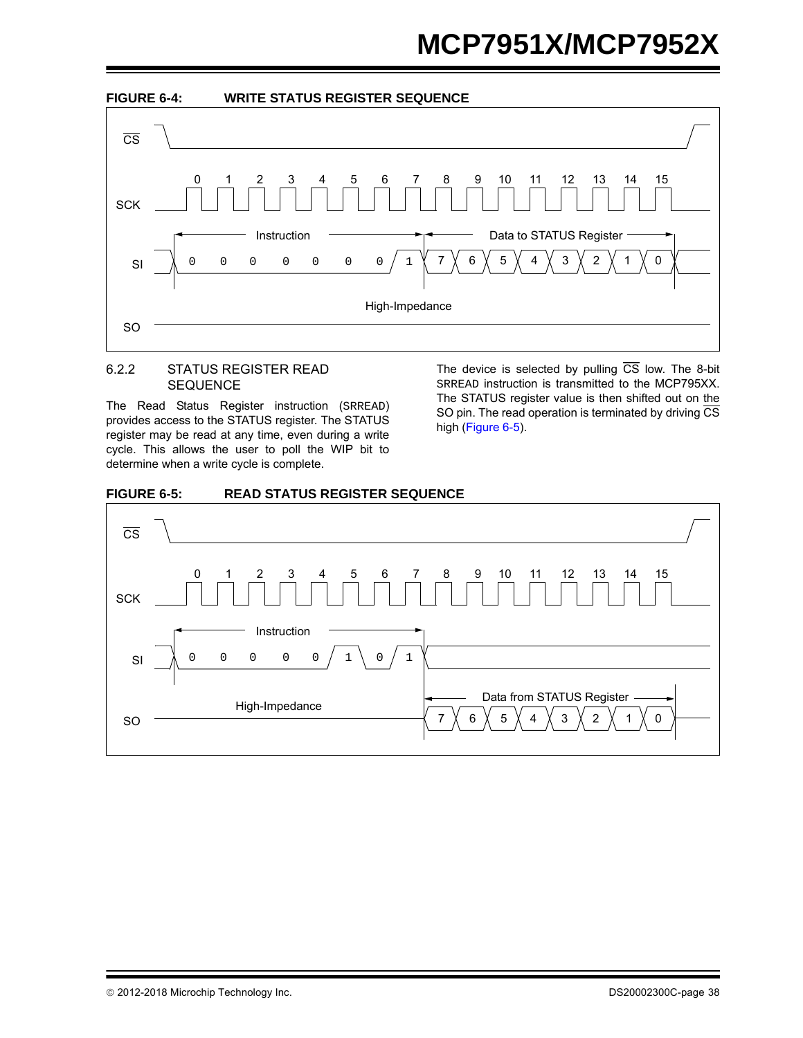**FIGURE 6-4: WRITE STATUS REGISTER SEQUENCE**

**6.2.2 STATUS REGISTER READ SEQUENCE**

The Read Status Register instruction (SRREAD) provides access to the STATUS register. The STATUS register may be read at any time, even during a write cycle. This allows the user to poll the WIP bit to determine when a write cycle is complete.

The device is selected by pulling $\overline{CS}$ low. The 8-bit SRREAD instruction is transmitted to the MCP795XX. The STATUS register value is then shifted out on the SO pin. The read operation is terminated by driving $\overline{CS}$ high (Figure 6-5).

**FIGURE 6-5: READ STATUS REGISTER SEQUENCE**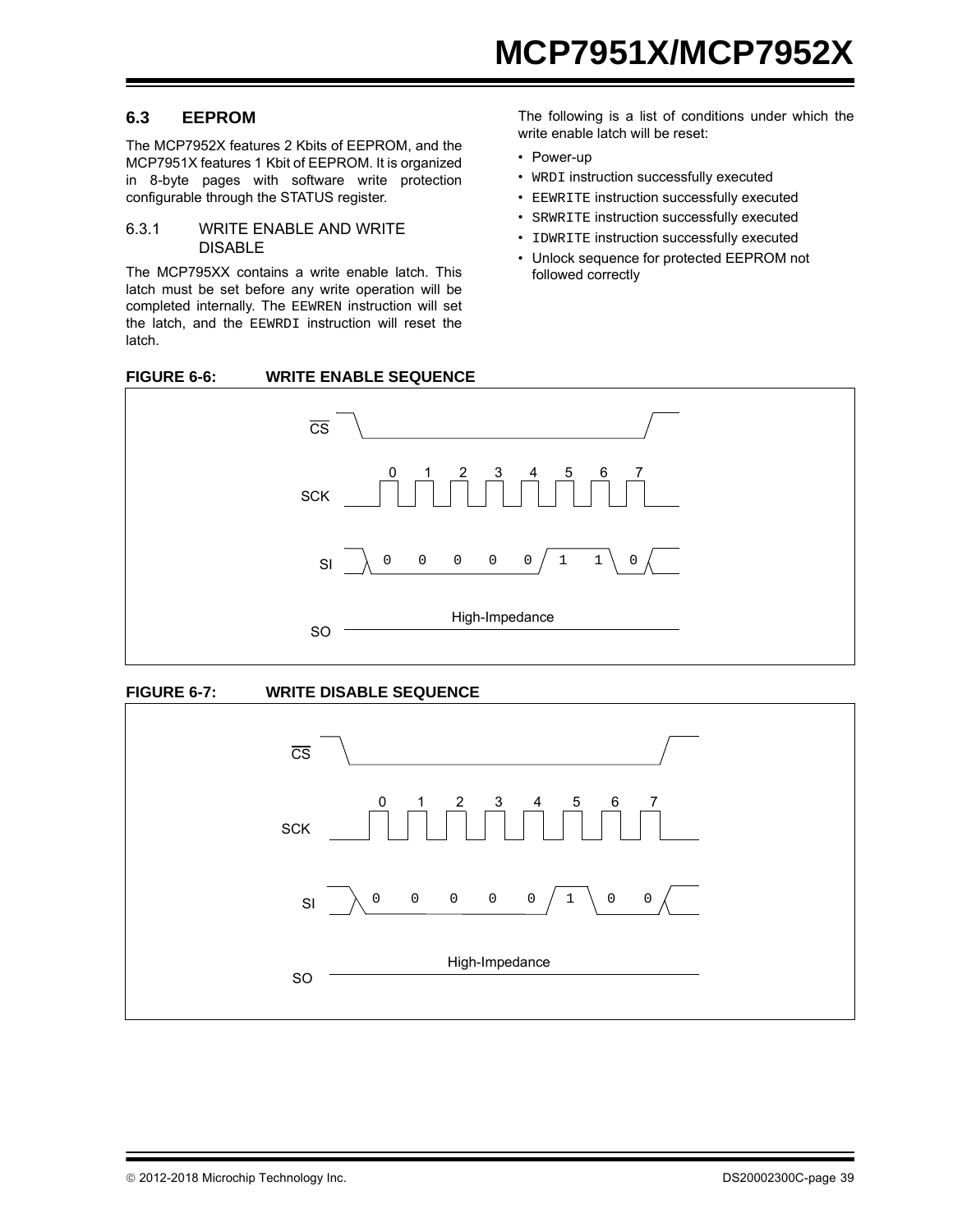## 6.3 EEPROM

The MCP7952X features 2 Kbits of EEPROM, and the MCP7951X features 1 Kbit of EEPROM. It is organized in 8-byte pages with software write protection configurable through the STATUS register.

### 6.3.1 WRITE ENABLE AND WRITE DISABLE

The MCP795XX contains a write enable latch. This latch must be set before any write operation will be completed internally. The EEWREN instruction will set the latch, and the EEWRDI instruction will reset the latch.

The following is a list of conditions under which the write enable latch will be reset:

- Power-up
- WRDI instruction successfully executed
- EEWRITE instruction successfully executed
- SRWRITE instruction successfully executed
- IDWRITE instruction successfully executed
- Unlock sequence for protected EEPROM not followed correctly

**FIGURE 6-6: WRITE ENABLE SEQUENCE**

CS

SCK 0 1 2 3 4 5 6 7

SI 0 0 0 0 0 1 1 0

SO High-Impedance

**FIGURE 6-7: WRITE DISABLE SEQUENCE**

CS

SCK 0 1 2 3 4 5 6 7

SI 0 0 0 0 0 1 0 0

SO High-Impedance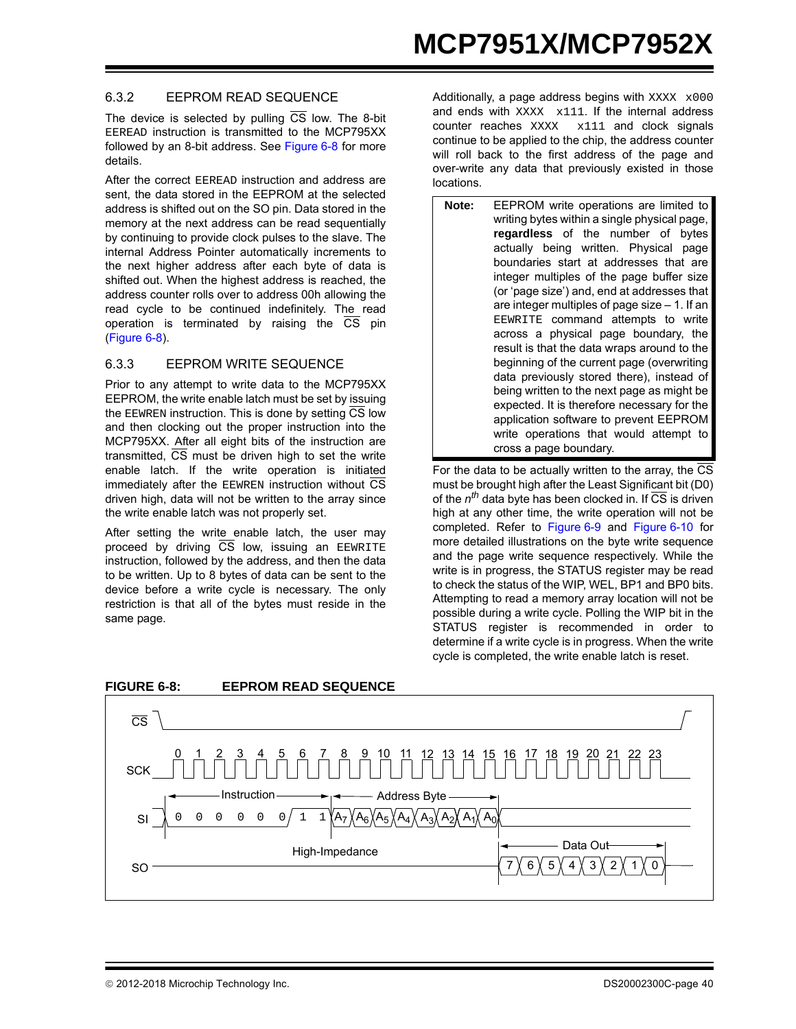### 6.3.2 EEPROM READ SEQUENCE

The device is selected by pulling $\overline{CS}$ low. The 8-bit EEREAD instruction is transmitted to the MCP795XX followed by an 8-bit address. See Figure 6-8 for more details.

After the correct EEREAD instruction and address are sent, the data stored in the EEPROM at the selected address is shifted out on the SO pin. Data stored in the memory at the next address can be read sequentially by continuing to provide clock pulses to the slave. The internal Address Pointer automatically increments to the next higher address after each byte of data is shifted out. When the highest address is reached, the address counter rolls over to address 00h allowing the read cycle to be continued indefinitely. The read operation is terminated by raising the $\overline{CS}$ pin (Figure 6-8).

### 6.3.3 EEPROM WRITE SEQUENCE

Prior to any attempt to write data to the MCP795XX EEPROM, the write enable latch must be set by issuing the EEWREN instruction. This is done by setting $\overline{CS}$ low and then clocking out the proper instruction into the MCP795XX. After all eight bits of the instruction are transmitted, $\overline{CS}$ must be driven high to set the write enable latch. If the write operation is initiated immediately after the EEWREN instruction without $\overline{CS}$ driven high, data will not be written to the array since the write enable latch was not properly set.

After setting the write enable latch, the user may proceed by driving $\overline{CS}$ low, issuing an EEWRITE instruction, followed by the address, and then the data to be written. Up to 8 bytes of data can be sent to the device before a write cycle is necessary. The only restriction is that all of the bytes must reside in the same page.

Additionally, a page address begins with XXXX x000 and ends with XXXX x111. If the internal address counter reaches XXXX x111 and clock signals continue to be applied to the chip, the address counter will roll back to the first address of the page and over-write any data that previously existed in those locations.

> **Note:** EEPROM write operations are limited to writing bytes within a single physical page, **regardless** of the number of bytes actually being written. Physical page boundaries start at addresses that are integer multiples of the page buffer size (or 'page size') and, end at addresses that are integer multiples of page size – 1. If an EEWRITE command attempts to write across a physical page boundary, the result is that the data wraps around to the beginning of the current page (overwriting data previously stored there), instead of being written to the next page as might be expected. It is therefore necessary for the application software to prevent EEPROM write operations that would attempt to cross a page boundary.

For the data to be actually written to the array, the $\overline{CS}$ must be brought high after the Least Significant bit (D0) of the $n^{th}$ data byte has been clocked in. If $\overline{CS}$ is driven high at any other time, the write operation will not be completed. Refer to Figure 6-9 and Figure 6-10 for more detailed illustrations on the byte write sequence and the page write sequence respectively. While the write is in progress, the STATUS register may be read to check the status of the WIP, WEL, BP1 and BP0 bits. Attempting to read a memory array location will not be possible during a write cycle. Polling the WIP bit in the STATUS register is recommended in order to determine if a write cycle is in progress. When the write cycle is completed, the write enable latch is reset.

**FIGURE 6-8: EEPROM READ SEQUENCE**

- $\overline{CS}$: driven low for the whole sequence, raised high at the end
- SCK: clocks 0–23
- SI: Instruction (clocks 0–7): 0 0 0 0 0 0 1 1; Address Byte (clocks 8–15): $A_7$ $A_6$ $A_5$ $A_4$ $A_3$ $A_2$ $A_1$ $A_0$
- SO: High-Impedance during instruction and address; Data Out (clocks 16–23): 7 6 5 4 3 2 1 0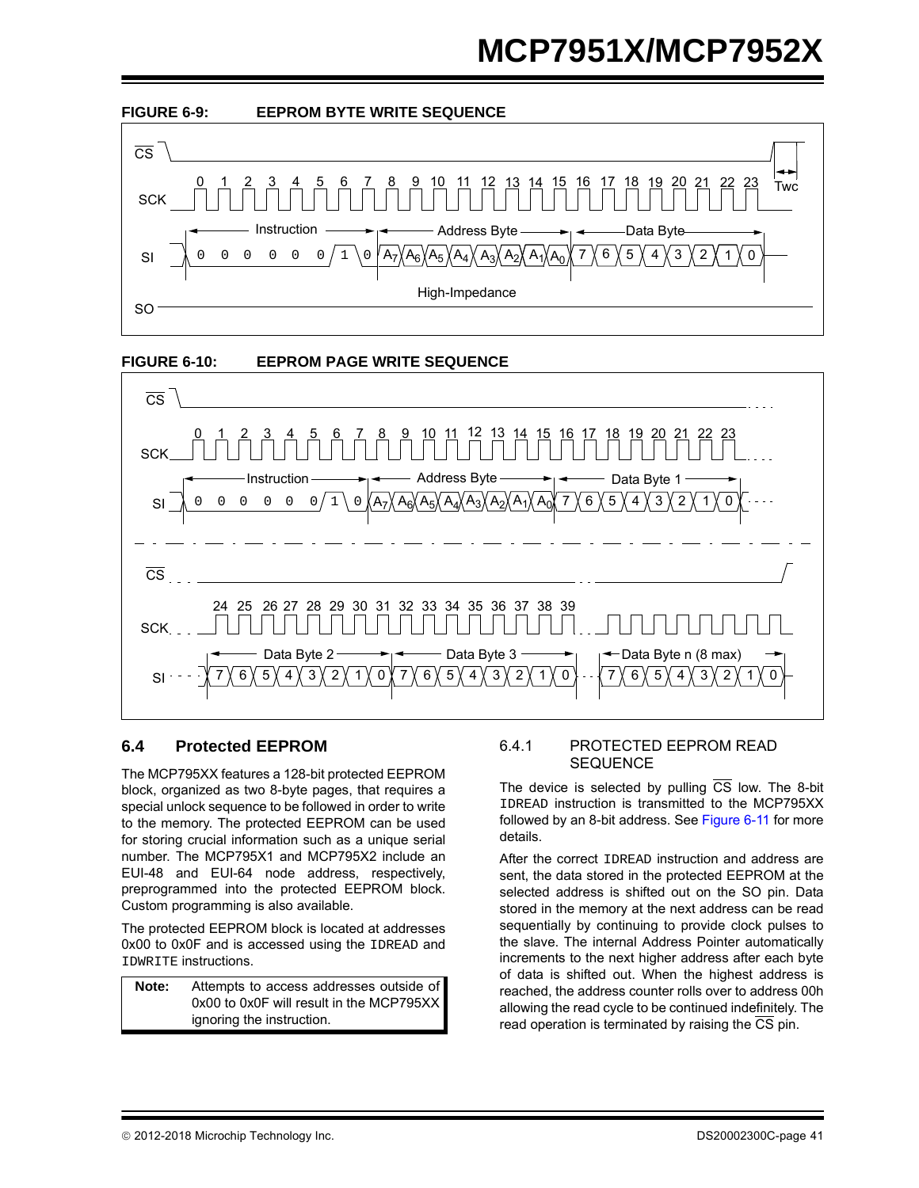**FIGURE 6-9: EEPROM BYTE WRITE SEQUENCE**

**FIGURE 6-10: EEPROM PAGE WRITE SEQUENCE**

## 6.4 Protected EEPROM

The MCP795XX features a 128-bit protected EEPROM block, organized as two 8-byte pages, that requires a special unlock sequence to be followed in order to write to the memory. The protected EEPROM can be used for storing crucial information such as a unique serial number. The MCP795X1 and MCP795X2 include an EUI-48 and EUI-64 node address, respectively, preprogrammed into the protected EEPROM block. Custom programming is also available.

The protected EEPROM block is located at addresses 0x00 to 0x0F and is accessed using the IDREAD and IDWRITE instructions.

> **Note:** Attempts to access addresses outside of 0x00 to 0x0F will result in the MCP795XX ignoring the instruction.

### 6.4.1 PROTECTED EEPROM READ SEQUENCE

The device is selected by pulling CS low. The 8-bit IDREAD instruction is transmitted to the MCP795XX followed by an 8-bit address. See Figure 6-11 for more details.

After the correct IDREAD instruction and address are sent, the data stored in the protected EEPROM at the selected address is shifted out on the SO pin. Data stored in the memory at the next address can be read sequentially by continuing to provide clock pulses to the slave. The internal Address Pointer automatically increments to the next higher address after each byte of data is shifted out. When the highest address is reached, the address counter rolls over to address 00h allowing the read cycle to be continued indefinitely. The read operation is terminated by raising the CS pin.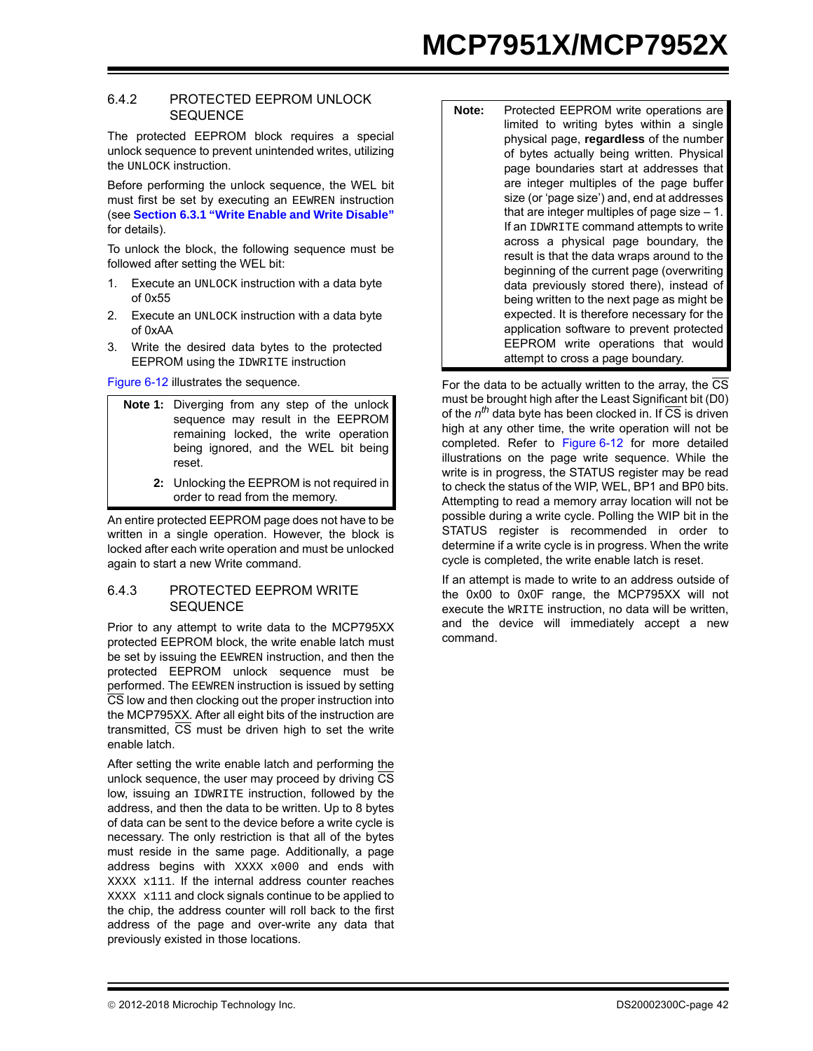### 6.4.2 PROTECTED EEPROM UNLOCK SEQUENCE

The protected EEPROM block requires a special unlock sequence to prevent unintended writes, utilizing the UNLOCK instruction.

Before performing the unlock sequence, the WEL bit must first be set by executing an EEWREN instruction (see **Section 6.3.1 "Write Enable and Write Disable"** for details).

To unlock the block, the following sequence must be followed after setting the WEL bit:

1. Execute an UNLOCK instruction with a data byte of 0x55
2. Execute an UNLOCK instruction with a data byte of 0xAA
3. Write the desired data bytes to the protected EEPROM using the IDWRITE instruction

Figure 6-12 illustrates the sequence.

> **Note 1:** Diverging from any step of the unlock sequence may result in the EEPROM remaining locked, the write operation being ignored, and the WEL bit being reset.
>
> **2:** Unlocking the EEPROM is not required in order to read from the memory.

An entire protected EEPROM page does not have to be written in a single operation. However, the block is locked after each write operation and must be unlocked again to start a new Write command.

### 6.4.3 PROTECTED EEPROM WRITE SEQUENCE

Prior to any attempt to write data to the MCP795XX protected EEPROM block, the write enable latch must be set by issuing the EEWREN instruction, and then the protected EEPROM unlock sequence must be performed. The EEWREN instruction is issued by setting CS low and then clocking out the proper instruction into the MCP795XX. After all eight bits of the instruction are transmitted, CS must be driven high to set the write enable latch.

After setting the write enable latch and performing the unlock sequence, the user may proceed by driving CS low, issuing an IDWRITE instruction, followed by the address, and then the data to be written. Up to 8 bytes of data can be sent to the device before a write cycle is necessary. The only restriction is that all of the bytes must reside in the same page. Additionally, a page address begins with XXXX x000 and ends with XXXX x111. If the internal address counter reaches XXXX x111 and clock signals continue to be applied to the chip, the address counter will roll back to the first address of the page and over-write any data that previously existed in those locations.

> **Note:** Protected EEPROM write operations are limited to writing bytes within a single physical page, **regardless** of the number of bytes actually being written. Physical page boundaries start at addresses that are integer multiples of the page buffer size (or 'page size') and, end at addresses that are integer multiples of page size – 1. If an IDWRITE command attempts to write across a physical page boundary, the result is that the data wraps around to the beginning of the current page (overwriting data previously stored there), instead of being written to the next page as might be expected. It is therefore necessary for the application software to prevent protected EEPROM write operations that would attempt to cross a page boundary.

For the data to be actually written to the array, the CS must be brought high after the Least Significant bit (D0) of the $n^{th}$ data byte has been clocked in. If CS is driven high at any other time, the write operation will not be completed. Refer to Figure 6-12 for more detailed illustrations on the page write sequence. While the write is in progress, the STATUS register may be read to check the status of the WIP, WEL, BP1 and BP0 bits. Attempting to read a memory array location will not be possible during a write cycle. Polling the WIP bit in the STATUS register is recommended in order to determine if a write cycle is in progress. When the write cycle is completed, the write enable latch is reset.

If an attempt is made to write to an address outside of the 0x00 to 0x0F range, the MCP795XX will not execute the WRITE instruction, no data will be written, and the device will immediately accept a new command.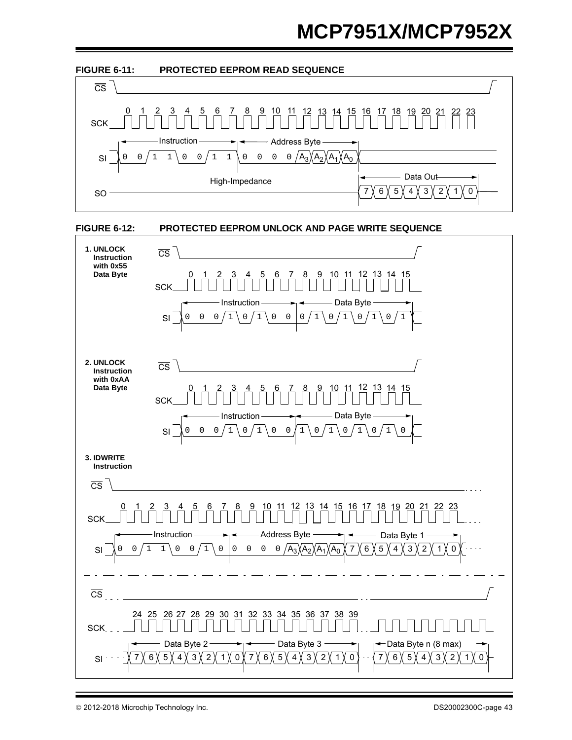**FIGURE 6-11: PROTECTED EEPROM READ SEQUENCE**

CS

SCK 0 1 2 3 4 5 6 7 8 9 10 11 12 13 14 15 16 17 18 19 20 21 22 23

SI Instruction: 0 0 1 1 0 0 1 1 | Address Byte: 0 0 0 0 $A_3$ $A_2$ $A_1$ $A_0$

SO High-Impedance | Data Out: 7 6 5 4 3 2 1 0

**FIGURE 6-12: PROTECTED EEPROM UNLOCK AND PAGE WRITE SEQUENCE**

**1. UNLOCK Instruction with 0x55 Data Byte**

CS

SCK 0 1 2 3 4 5 6 7 8 9 10 11 12 13 14 15

SI Instruction: 0 0 0 1 0 1 0 0 | Data Byte: 0 1 0 1 0 1 0 1

**2. UNLOCK Instruction with 0xAA Data Byte**

CS

SCK 0 1 2 3 4 5 6 7 8 9 10 11 12 13 14 15

SI Instruction: 0 0 0 1 0 1 0 0 | Data Byte: 1 0 1 0 1 0 1 0

**3. IDWRITE Instruction**

CS

SCK 0 1 2 3 4 5 6 7 8 9 10 11 12 13 14 15 16 17 18 19 20 21 22 23

SI Instruction: 0 0 1 1 0 0 1 0 | Address Byte: 0 0 0 0 $A_3$ $A_2$ $A_1$ $A_0$ | Data Byte 1: 7 6 5 4 3 2 1 0

CS

SCK 24 25 26 27 28 29 30 31 32 33 34 35 36 37 38 39

SI Data Byte 2: 7 6 5 4 3 2 1 0 | Data Byte 3: 7 6 5 4 3 2 1 0 | Data Byte n (8 max): 7 6 5 4 3 2 1 0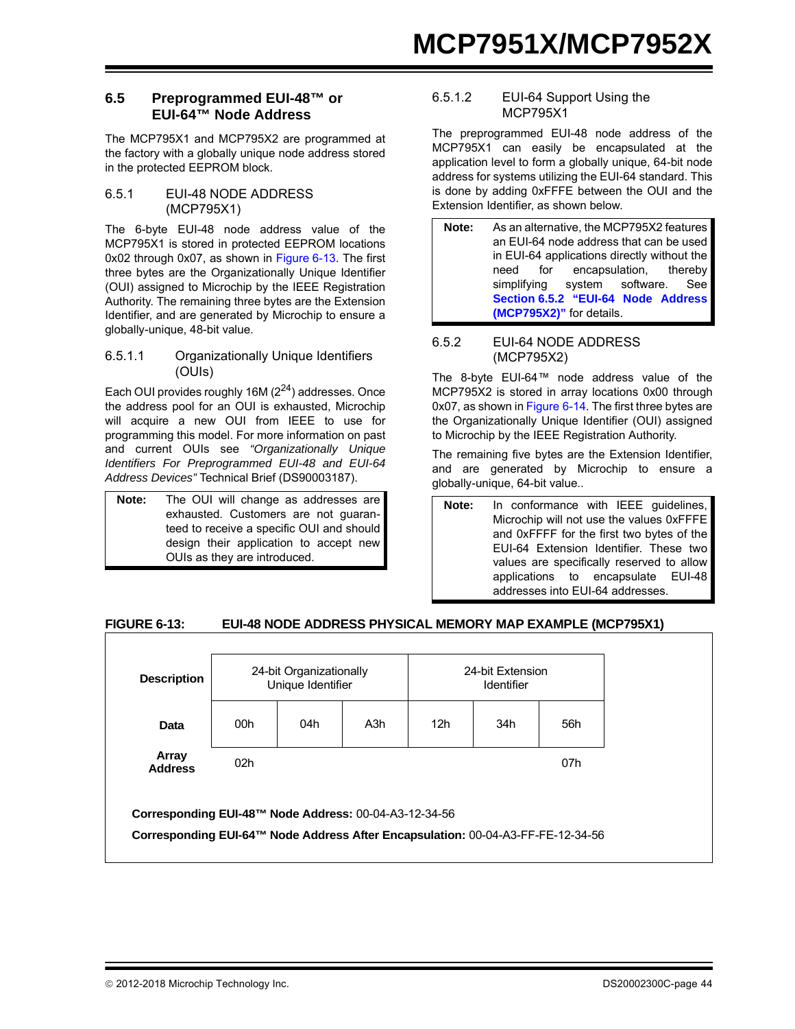## 6.5 Preprogrammed EUI-48™ or EUI-64™ Node Address

The MCP795X1 and MCP795X2 are programmed at the factory with a globally unique node address stored in the protected EEPROM block.

### 6.5.1 EUI-48 NODE ADDRESS (MCP795X1)

The 6-byte EUI-48 node address value of the MCP795X1 is stored in protected EEPROM locations 0x02 through 0x07, as shown in Figure 6-13. The first three bytes are the Organizationally Unique Identifier (OUI) assigned to Microchip by the IEEE Registration Authority. The remaining three bytes are the Extension Identifier, and are generated by Microchip to ensure a globally-unique, 48-bit value.

#### 6.5.1.1 Organizationally Unique Identifiers (OUIs)

Each OUI provides roughly 16M ($2^{24}$) addresses. Once the address pool for an OUI is exhausted, Microchip will acquire a new OUI from IEEE to use for programming this model. For more information on past and current OUIs see *"Organizationally Unique Identifiers For Preprogrammed EUI-48 and EUI-64 Address Devices"* Technical Brief (DS90003187).

> **Note:** The OUI will change as addresses are exhausted. Customers are not guaranteed to receive a specific OUI and should design their application to accept new OUIs as they are introduced.

#### 6.5.1.2 EUI-64 Support Using the MCP795X1

The preprogrammed EUI-48 node address of the MCP795X1 can easily be encapsulated at the application level to form a globally unique, 64-bit node address for systems utilizing the EUI-64 standard. This is done by adding 0xFFFE between the OUI and the Extension Identifier, as shown below.

> **Note:** As an alternative, the MCP795X2 features an EUI-64 node address that can be used in EUI-64 applications directly without the need for encapsulation, thereby simplifying system software. See **Section 6.5.2 "EUI-64 Node Address (MCP795X2)"** for details.

### 6.5.2 EUI-64 NODE ADDRESS (MCP795X2)

The 8-byte EUI-64™ node address value of the MCP795X2 is stored in array locations 0x00 through 0x07, as shown in Figure 6-14. The first three bytes are the Organizationally Unique Identifier (OUI) assigned to Microchip by the IEEE Registration Authority.

The remaining five bytes are the Extension Identifier, and are generated by Microchip to ensure a globally-unique, 64-bit value..

> **Note:** In conformance with IEEE guidelines, Microchip will not use the values 0xFFFE and 0xFFFF for the first two bytes of the EUI-64 Extension Identifier. These two values are specifically reserved to allow applications to encapsulate EUI-48 addresses into EUI-64 addresses.

**FIGURE 6-13: EUI-48 NODE ADDRESS PHYSICAL MEMORY MAP EXAMPLE (MCP795X1)**

| **Description** | 24-bit Organizationally Unique Identifier | | | 24-bit Extension Identifier | | |
|---|---|---|---|---|---|---|
| **Data** | 00h | 04h | A3h | 12h | 34h | 56h |
| **Array Address** | 02h | | | | | 07h |

**Corresponding EUI-48™ Node Address:** 00-04-A3-12-34-56

**Corresponding EUI-64™ Node Address After Encapsulation:** 00-04-A3-FF-FE-12-34-56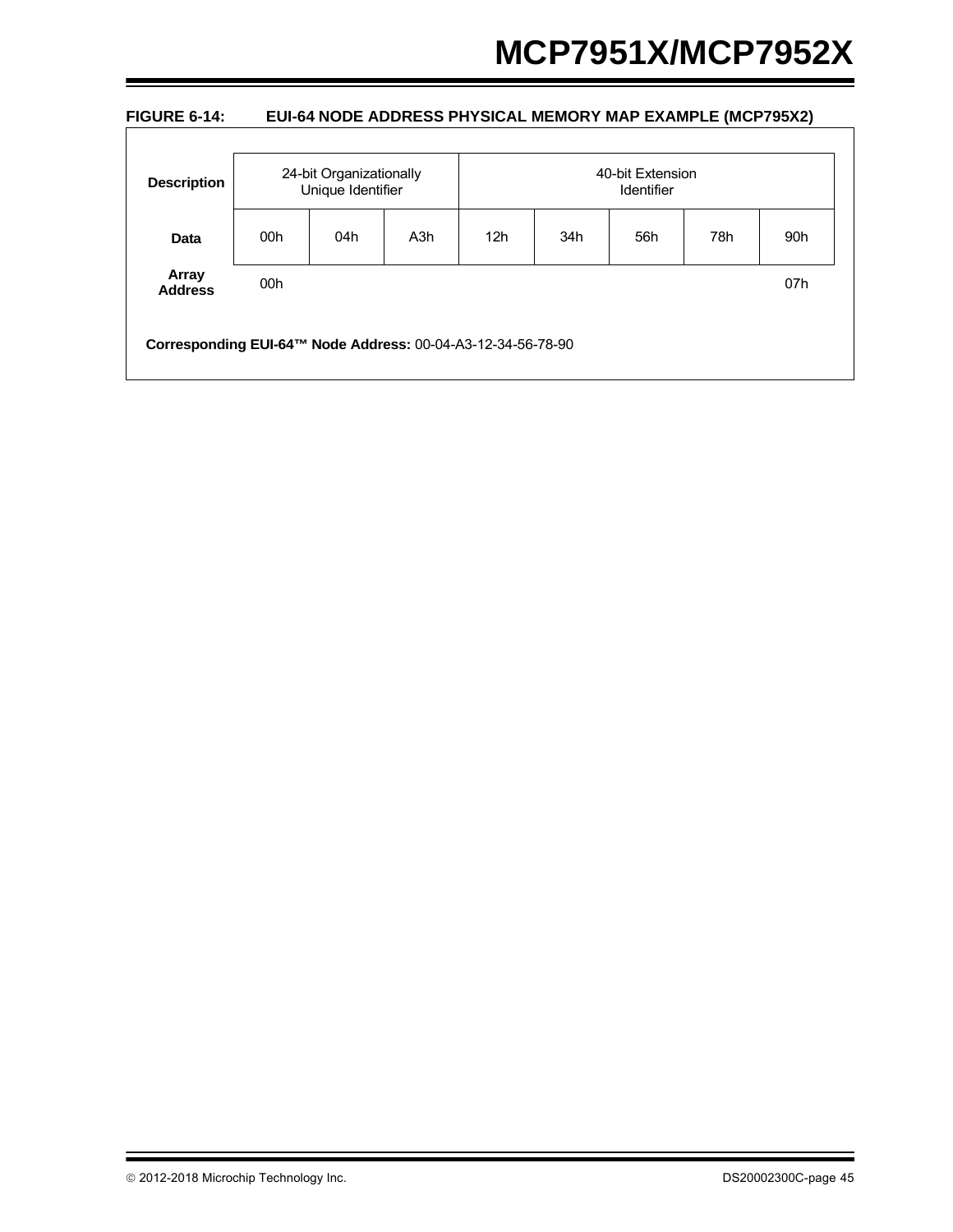**FIGURE 6-14: EUI-64 NODE ADDRESS PHYSICAL MEMORY MAP EXAMPLE (MCP795X2)**

| Description | 24-bit Organizationally Unique Identifier | | | 40-bit Extension Identifier | | | | |
|---|---|---|---|---|---|---|---|---|
| **Data** | 00h | 04h | A3h | 12h | 34h | 56h | 78h | 90h |
| **Array Address** | 00h | | | | | | | 07h |

**Corresponding EUI-64™ Node Address:** 00-04-A3-12-34-56-78-90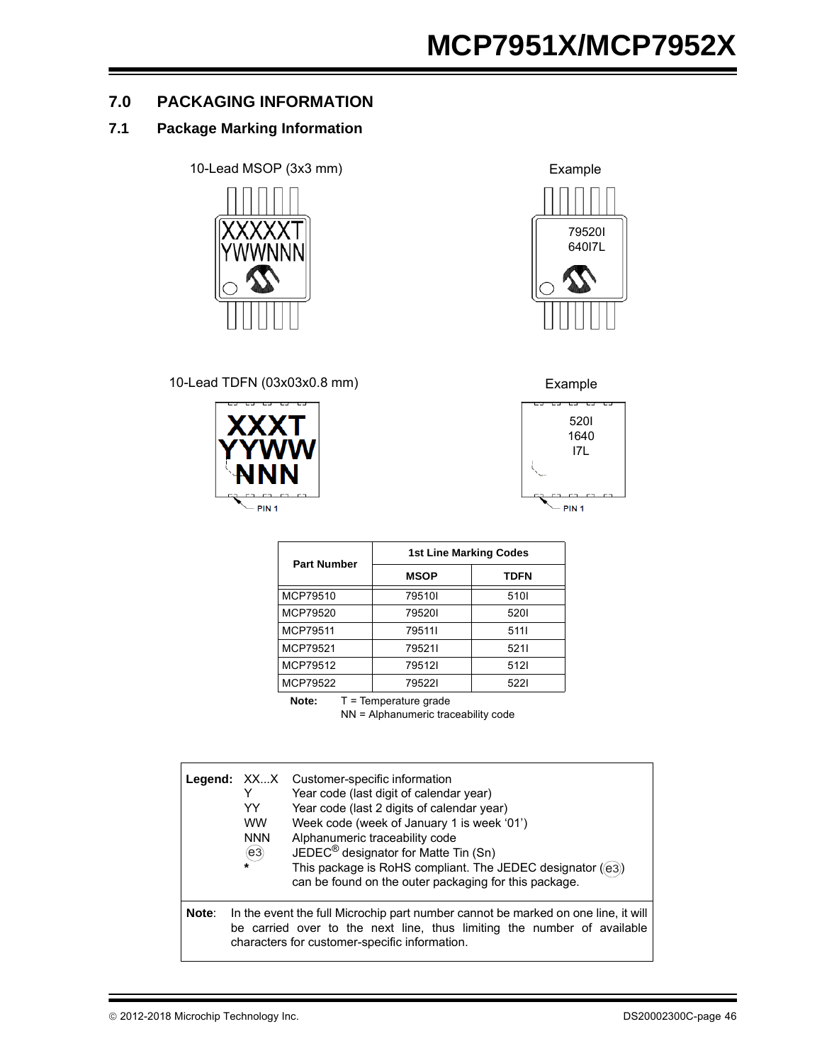## 7.0 PACKAGING INFORMATION

### 7.1 Package Marking Information

10-Lead MSOP (3x3 mm)

```
XXXXXT
YWWNNN
```

Example

```
79520I
640I7L
```

10-Lead TDFN (03x03x0.8 mm)

```
XXXT
YYWW
NNN
```

PIN 1

Example

```
520I
1640
I7L
```

PIN 1

| Part Number | 1st Line Marking Codes | |
|---|---|---|
| | **MSOP** | **TDFN** |
| MCP79510 | 79510I | 510I |
| MCP79520 | 79520I | 520I |
| MCP79511 | 79511I | 511I |
| MCP79521 | 79521I | 521I |
| MCP79512 | 79512I | 512I |
| MCP79522 | 79522I | 522I |

**Note:** T = Temperature grade
NN = Alphanumeric traceability code

**Legend:**
- XX...X Customer-specific information
- Y Year code (last digit of calendar year)
- YY Year code (last 2 digits of calendar year)
- WW Week code (week of January 1 is week '01')
- NNN Alphanumeric traceability code
- (e3) JEDEC® designator for Matte Tin (Sn)
- * This package is RoHS compliant. The JEDEC designator ((e3)) can be found on the outer packaging for this package.

**Note**: In the event the full Microchip part number cannot be marked on one line, it will be carried over to the next line, thus limiting the number of available characters for customer-specific information.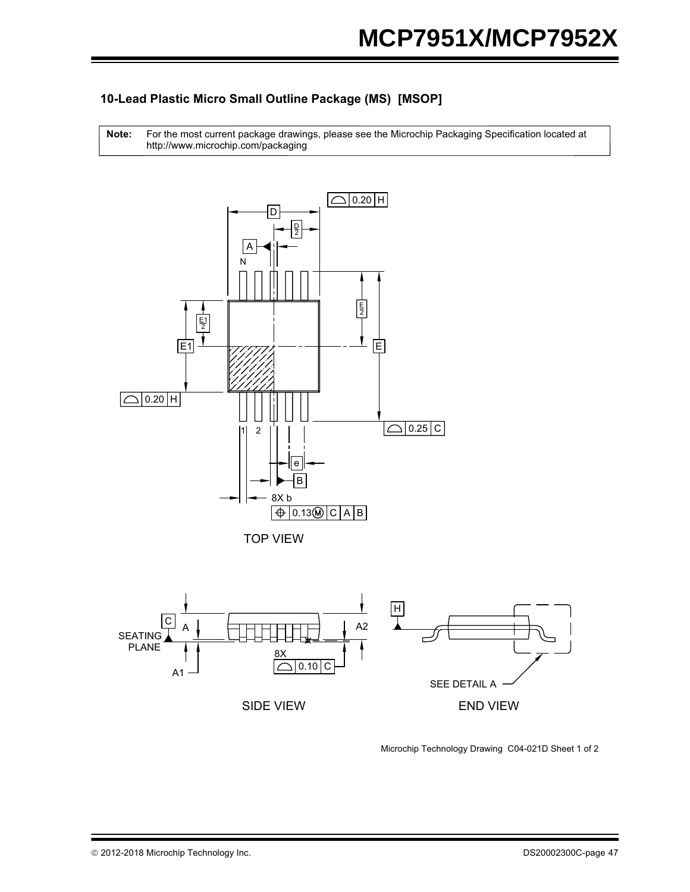### 10-Lead Plastic Micro Small Outline Package (MS) [MSOP]

| **Note:** | For the most current package drawings, please see the Microchip Packaging Specification located at http://www.microchip.com/packaging |
|---|---|

TOP VIEW

SIDE VIEW

END VIEW

SEE DETAIL A

Microchip Technology Drawing C04-021D Sheet 1 of 2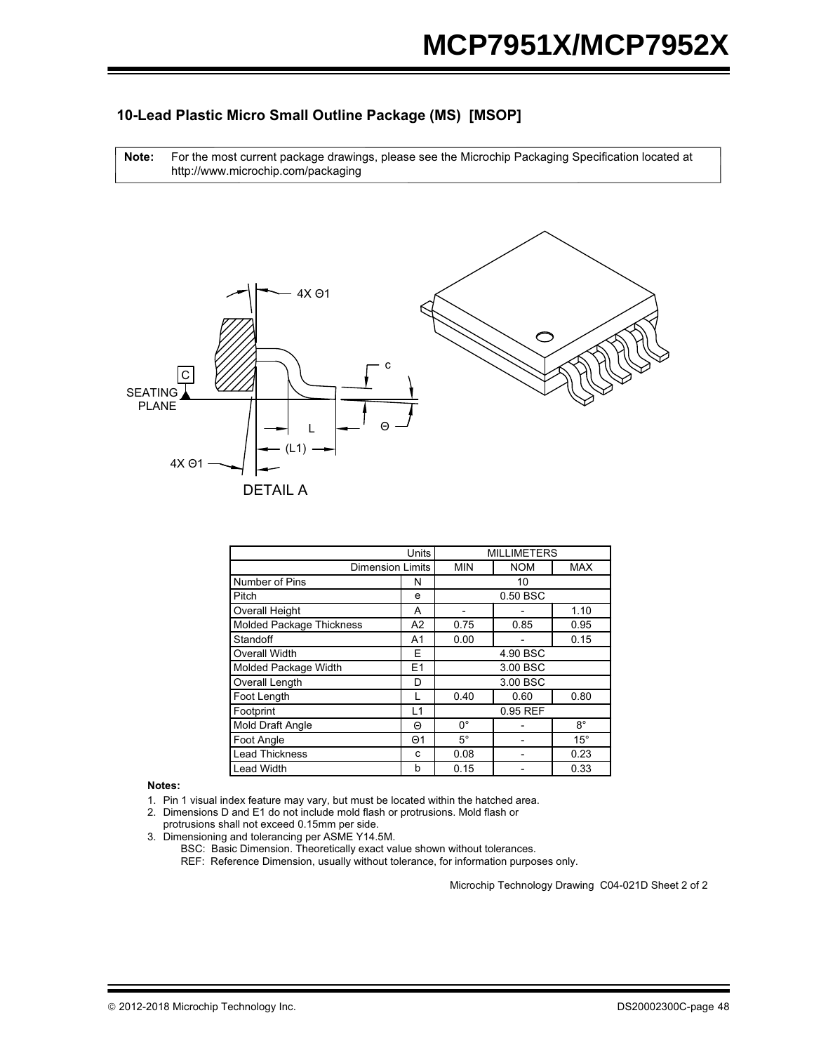## 10-Lead Plastic Micro Small Outline Package (MS) [MSOP]

**Note:** For the most current package drawings, please see the Microchip Packaging Specification located at http://www.microchip.com/packaging

4X Θ1

C

SEATING PLANE

c

L

(L1)

Θ

4X Θ1

DETAIL A

| Units | | MILLIMETERS | | |
|---|---|---|---|---|
| Dimension Limits | | MIN | NOM | MAX |
| Number of Pins | N | | 10 | |
| Pitch | e | | 0.50 BSC | |
| Overall Height | A | - | - | 1.10 |
| Molded Package Thickness | A2 | 0.75 | 0.85 | 0.95 |
| Standoff | A1 | 0.00 | - | 0.15 |
| Overall Width | E | | 4.90 BSC | |
| Molded Package Width | E1 | | 3.00 BSC | |
| Overall Length | D | | 3.00 BSC | |
| Foot Length | L | 0.40 | 0.60 | 0.80 |
| Footprint | L1 | | 0.95 REF | |
| Mold Draft Angle | Θ | 0° | - | 8° |
| Foot Angle | Θ1 | 5° | - | 15° |
| Lead Thickness | c | 0.08 | - | 0.23 |
| Lead Width | b | 0.15 | - | 0.33 |

**Notes:**

1. Pin 1 visual index feature may vary, but must be located within the hatched area.
2. Dimensions D and E1 do not include mold flash or protrusions. Mold flash or protrusions shall not exceed 0.15mm per side.
3. Dimensioning and tolerancing per ASME Y14.5M.
   BSC: Basic Dimension. Theoretically exact value shown without tolerances.
   REF: Reference Dimension, usually without tolerance, for information purposes only.

Microchip Technology Drawing C04-021D Sheet 2 of 2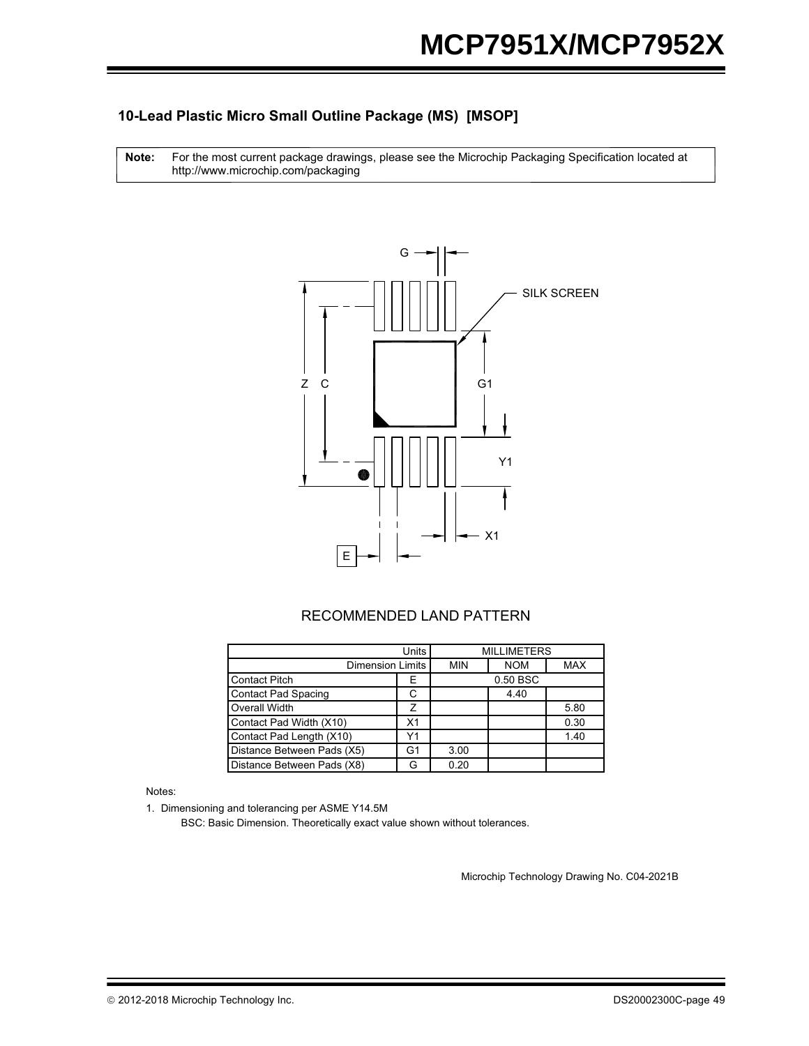### 10-Lead Plastic Micro Small Outline Package (MS) [MSOP]

**Note:** For the most current package drawings, please see the Microchip Packaging Specification located at http://www.microchip.com/packaging

RECOMMENDED LAND PATTERN

| Units | | MILLIMETERS | | |
|---|---|---|---|---|
| Dimension Limits | | MIN | NOM | MAX |
| Contact Pitch | E | 0.50 BSC | | |
| Contact Pad Spacing | C | | 4.40 | |
| Overall Width | Z | | | 5.80 |
| Contact Pad Width (X10) | X1 | | | 0.30 |
| Contact Pad Length (X10) | Y1 | | | 1.40 |
| Distance Between Pads (X5) | G1 | 3.00 | | |
| Distance Between Pads (X8) | G | 0.20 | | |

Notes:

1. Dimensioning and tolerancing per ASME Y14.5M

   BSC: Basic Dimension. Theoretically exact value shown without tolerances.

Microchip Technology Drawing No. C04-2021B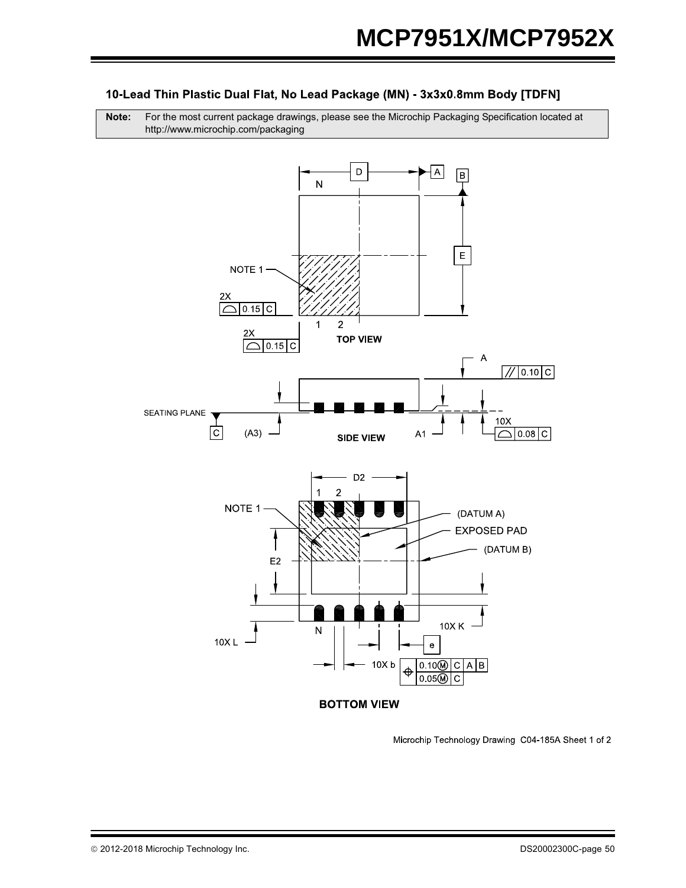### 10-Lead Thin Plastic Dual Flat, No Lead Package (MN) - 3x3x0.8mm Body [TDFN]

| **Note:** | For the most current package drawings, please see the Microchip Packaging Specification located at http://www.microchip.com/packaging |
|---|---|

TOP VIEW

SIDE VIEW

BOTTOM VIEW

Microchip Technology Drawing C04-185A Sheet 1 of 2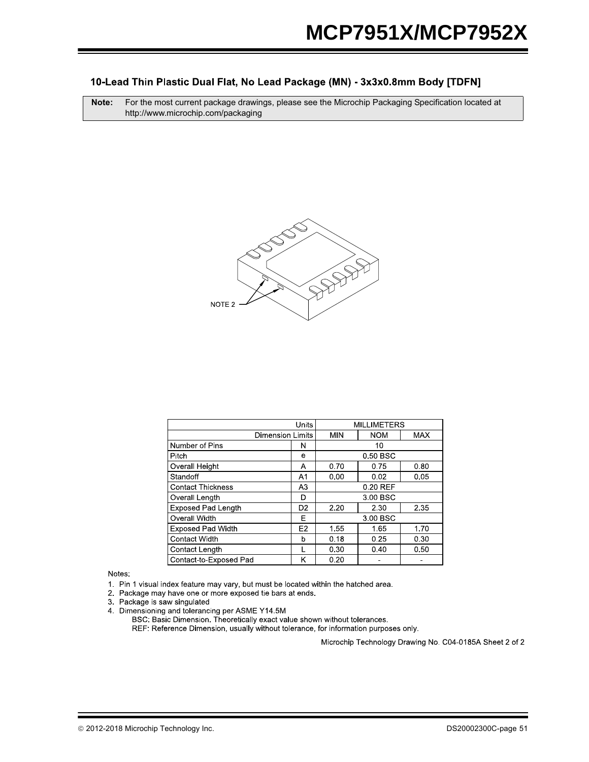### 10-Lead Thin Plastic Dual Flat, No Lead Package (MN) - 3x3x0.8mm Body [TDFN]

| **Note:** | For the most current package drawings, please see the Microchip Packaging Specification located at http://www.microchip.com/packaging |
|---|---|

NOTE 2

| Units | | MILLIMETERS | | |
|---|---|---|---|---|
| Dimension Limits | | MIN | NOM | MAX |
| Number of Pins | N | | 10 | |
| Pitch | e | | 0.50 BSC | |
| Overall Height | A | 0.70 | 0.75 | 0.80 |
| Standoff | A1 | 0.00 | 0.02 | 0.05 |
| Contact Thickness | A3 | | 0.20 REF | |
| Overall Length | D | | 3.00 BSC | |
| Exposed Pad Length | D2 | 2.20 | 2.30 | 2.35 |
| Overall Width | E | | 3.00 BSC | |
| Exposed Pad Width | E2 | 1.55 | 1.65 | 1.70 |
| Contact Width | b | 0.18 | 0.25 | 0.30 |
| Contact Length | L | 0.30 | 0.40 | 0.50 |
| Contact-to-Exposed Pad | K | 0.20 | - | - |

Notes:

1. Pin 1 visual index feature may vary, but must be located within the hatched area.
2. Package may have one or more exposed tie bars at ends.
3. Package is saw singulated
4. Dimensioning and tolerancing per ASME Y14.5M

   BSC: Basic Dimension. Theoretically exact value shown without tolerances.

   REF: Reference Dimension, usually without tolerance, for information purposes only.

Microchip Technology Drawing No. C04-0185A Sheet 2 of 2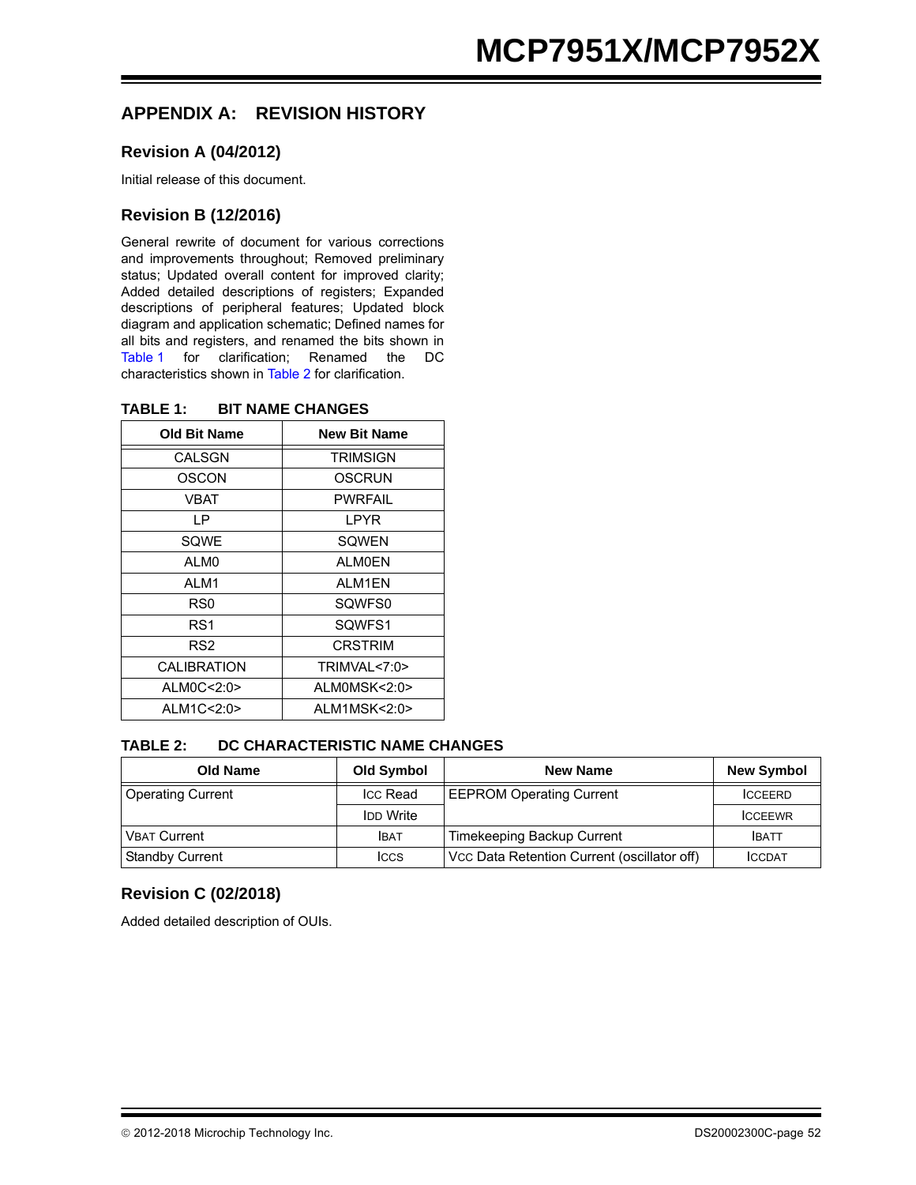## APPENDIX A: REVISION HISTORY

### Revision A (04/2012)

Initial release of this document.

### Revision B (12/2016)

General rewrite of document for various corrections and improvements throughout; Removed preliminary status; Updated overall content for improved clarity; Added detailed descriptions of registers; Expanded descriptions of peripheral features; Updated block diagram and application schematic; Defined names for all bits and registers, and renamed the bits shown in Table 1 for clarification; Renamed the DC characteristics shown in Table 2 for clarification.

**TABLE 1: BIT NAME CHANGES**

| Old Bit Name | New Bit Name |
|---|---|
| CALSGN | TRIMSIGN |
| OSCON | OSCRUN |
| VBAT | PWRFAIL |
| LP | LPYR |
| SQWE | SQWEN |
| ALM0 | ALM0EN |
| ALM1 | ALM1EN |
| RS0 | SQWFS0 |
| RS1 | SQWFS1 |
| RS2 | CRSTRIM |
| CALIBRATION | TRIMVAL<7:0> |
| ALM0C<2:0> | ALM0MSK<2:0> |
| ALM1C<2:0> | ALM1MSK<2:0> |

**TABLE 2: DC CHARACTERISTIC NAME CHANGES**

| Old Name | Old Symbol | New Name | New Symbol |
|---|---|---|---|
| Operating Current | $I_{CC}$ Read | EEPROM Operating Current | $I_{CCEERD}$ |
| | $I_{DD}$ Write | | $I_{CCEEWR}$ |
| $V_{BAT}$ Current | $I_{BAT}$ | Timekeeping Backup Current | $I_{BATT}$ |
| Standby Current | $I_{CCS}$ | $V_{CC}$ Data Retention Current (oscillator off) | $I_{CCDAT}$ |

### Revision C (02/2018)

Added detailed description of OUIs.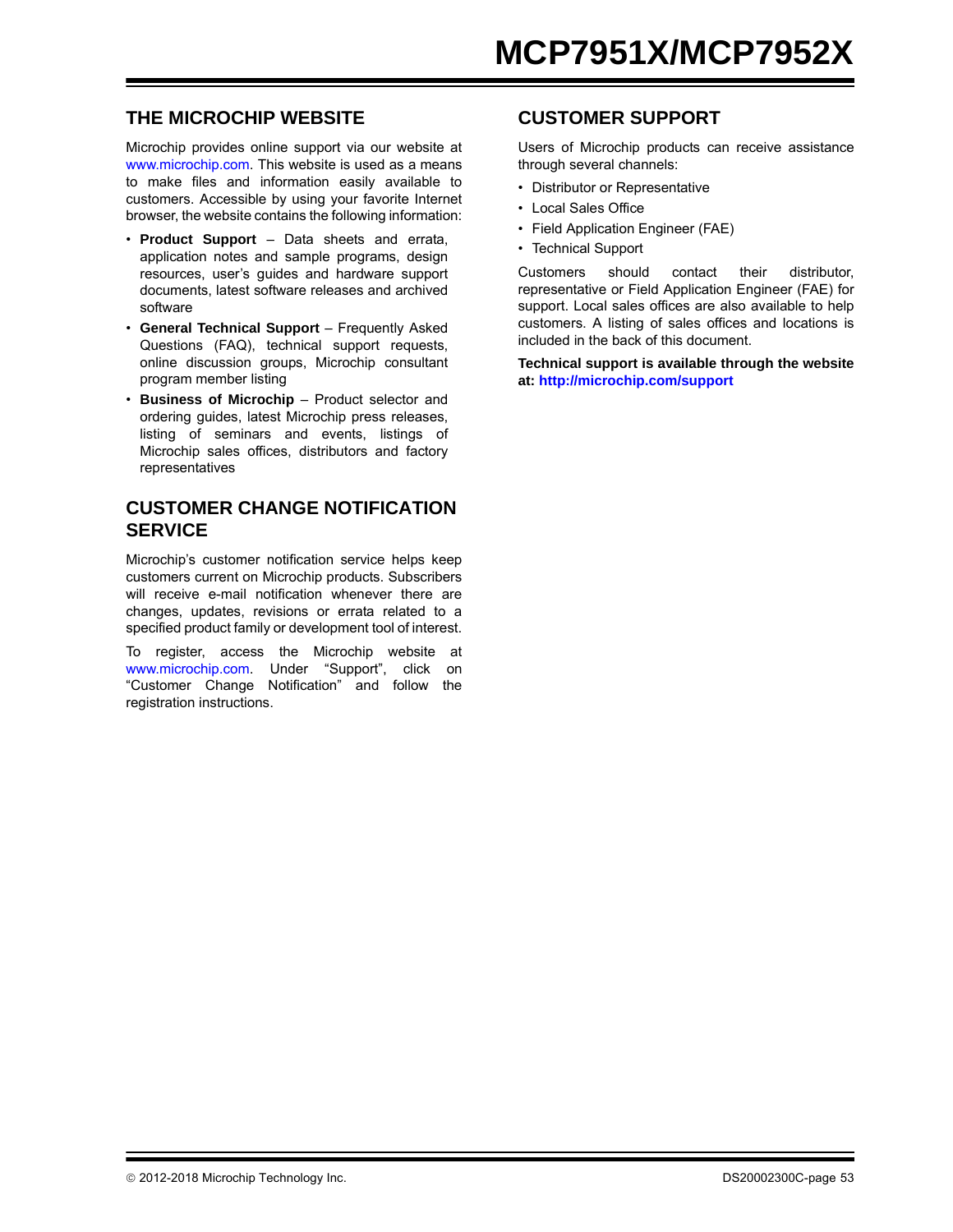## THE MICROCHIP WEBSITE

Microchip provides online support via our website at www.microchip.com. This website is used as a means to make files and information easily available to customers. Accessible by using your favorite Internet browser, the website contains the following information:

- **Product Support** – Data sheets and errata, application notes and sample programs, design resources, user's guides and hardware support documents, latest software releases and archived software
- **General Technical Support** – Frequently Asked Questions (FAQ), technical support requests, online discussion groups, Microchip consultant program member listing
- **Business of Microchip** – Product selector and ordering guides, latest Microchip press releases, listing of seminars and events, listings of Microchip sales offices, distributors and factory representatives

## CUSTOMER CHANGE NOTIFICATION SERVICE

Microchip's customer notification service helps keep customers current on Microchip products. Subscribers will receive e-mail notification whenever there are changes, updates, revisions or errata related to a specified product family or development tool of interest.

To register, access the Microchip website at www.microchip.com. Under "Support", click on "Customer Change Notification" and follow the registration instructions.

## CUSTOMER SUPPORT

Users of Microchip products can receive assistance through several channels:

- Distributor or Representative
- Local Sales Office
- Field Application Engineer (FAE)
- Technical Support

Customers should contact their distributor, representative or Field Application Engineer (FAE) for support. Local sales offices are also available to help customers. A listing of sales offices and locations is included in the back of this document.

**Technical support is available through the website at: http://microchip.com/support**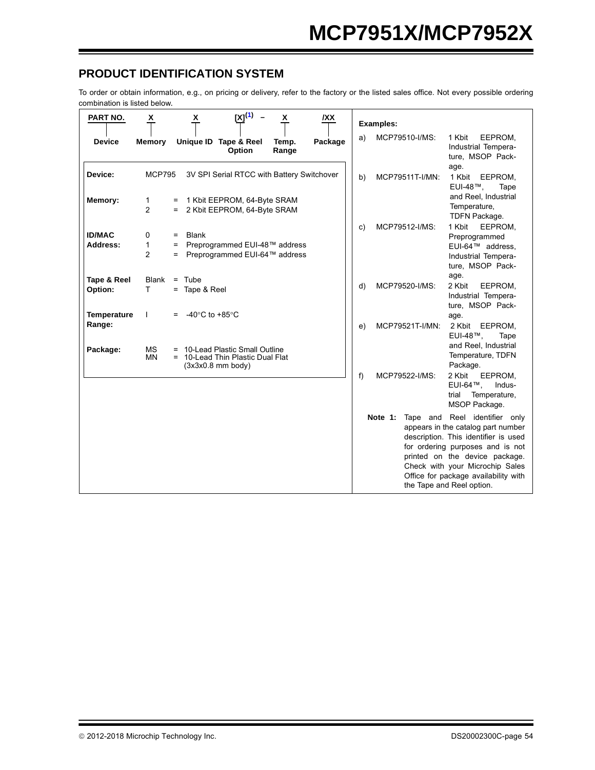## PRODUCT IDENTIFICATION SYSTEM

To order or obtain information, e.g., on pricing or delivery, refer to the factory or the listed sales office. Not every possible ordering combination is listed below.

| PART NO. | X | X | [X][(1)] – | X | /XX |
|---|---|---|---|---|---|
| Device | Memory | Unique ID | Tape & Reel Option | Temp. Range | Package |

| | | |
|---|---|---|
| **Device:** | MCP795 | 3V SPI Serial RTCC with Battery Switchover |
| **Memory:** | 1<br>2 | = 1 Kbit EEPROM, 64-Byte SRAM<br>= 2 Kbit EEPROM, 64-Byte SRAM |
| **ID/MAC Address:** | 0<br>1<br>2 | = Blank<br>= Preprogrammed EUI-48™ address<br>= Preprogrammed EUI-64™ address |
| **Tape & Reel Option:** | Blank<br>T | = Tube<br>= Tape & Reel |
| **Temperature Range:** | I | = -40°C to +85°C |
| **Package:** | MS<br>MN | = 10-Lead Plastic Small Outline<br>= 10-Lead Thin Plastic Dual Flat (3x3x0.8 mm body) |

**Examples:**

a) MCP79510-I/MS: 1 Kbit EEPROM, Industrial Temperature, MSOP Package.

b) MCP79511T-I/MN: 1 Kbit EEPROM, EUI-48™, Tape and Reel, Industrial Temperature, TDFN Package.

c) MCP79512-I/MS: 1 Kbit EEPROM, Preprogrammed EUI-64™ address, Industrial Temperature, MSOP Package.

d) MCP79520-I/MS: 2 Kbit EEPROM, Industrial Temperature, MSOP Package.

e) MCP79521T-I/MN: 2 Kbit EEPROM, EUI-48™, Tape and Reel, Industrial Temperature, TDFN Package.

f) MCP79522-I/MS: 2 Kbit EEPROM, EUI-64™, Industrial Temperature, MSOP Package.

**Note 1:** Tape and Reel identifier only appears in the catalog part number description. This identifier is used for ordering purposes and is not printed on the device package. Check with your Microchip Sales Office for package availability with the Tape and Reel option.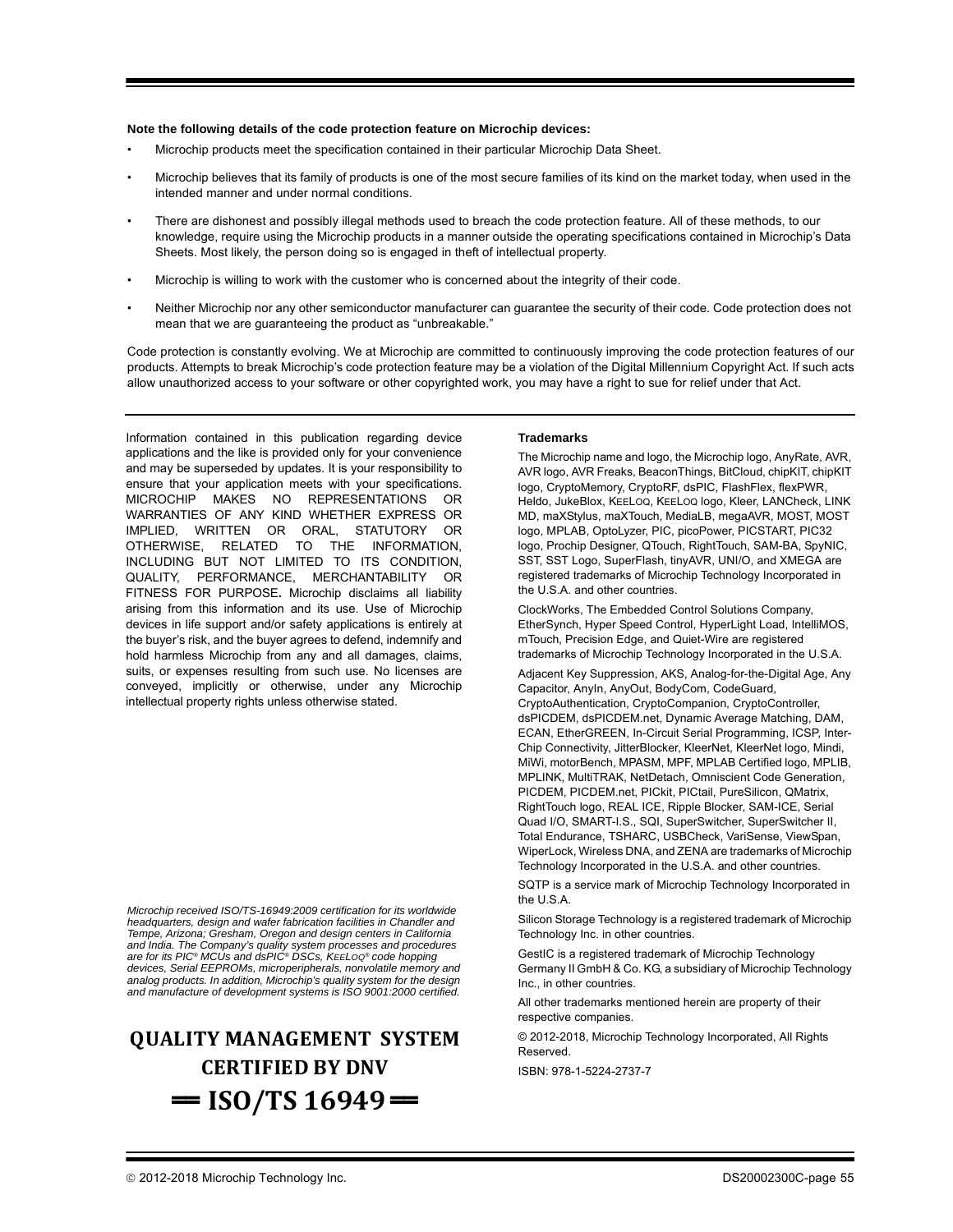**Note the following details of the code protection feature on Microchip devices:**

- Microchip products meet the specification contained in their particular Microchip Data Sheet.
- Microchip believes that its family of products is one of the most secure families of its kind on the market today, when used in the intended manner and under normal conditions.
- There are dishonest and possibly illegal methods used to breach the code protection feature. All of these methods, to our knowledge, require using the Microchip products in a manner outside the operating specifications contained in Microchip's Data Sheets. Most likely, the person doing so is engaged in theft of intellectual property.
- Microchip is willing to work with the customer who is concerned about the integrity of their code.
- Neither Microchip nor any other semiconductor manufacturer can guarantee the security of their code. Code protection does not mean that we are guaranteeing the product as "unbreakable."

Code protection is constantly evolving. We at Microchip are committed to continuously improving the code protection features of our products. Attempts to break Microchip's code protection feature may be a violation of the Digital Millennium Copyright Act. If such acts allow unauthorized access to your software or other copyrighted work, you may have a right to sue for relief under that Act.

---

Information contained in this publication regarding device applications and the like is provided only for your convenience and may be superseded by updates. It is your responsibility to ensure that your application meets with your specifications. MICROCHIP MAKES NO REPRESENTATIONS OR WARRANTIES OF ANY KIND WHETHER EXPRESS OR IMPLIED, WRITTEN OR ORAL, STATUTORY OR OTHERWISE, RELATED TO THE INFORMATION, INCLUDING BUT NOT LIMITED TO ITS CONDITION, QUALITY, PERFORMANCE, MERCHANTABILITY OR FITNESS FOR PURPOSE**.** Microchip disclaims all liability arising from this information and its use. Use of Microchip devices in life support and/or safety applications is entirely at the buyer's risk, and the buyer agrees to defend, indemnify and hold harmless Microchip from any and all damages, claims, suits, or expenses resulting from such use. No licenses are conveyed, implicitly or otherwise, under any Microchip intellectual property rights unless otherwise stated.

*Microchip received ISO/TS-16949:2009 certification for its worldwide headquarters, design and wafer fabrication facilities in Chandler and Tempe, Arizona; Gresham, Oregon and design centers in California and India. The Company's quality system processes and procedures are for its PIC® MCUs and dsPIC® DSCs, KEELOQ® code hopping devices, Serial EEPROMs, microperipherals, nonvolatile memory and analog products. In addition, Microchip's quality system for the design and manufacture of development systems is ISO 9001:2000 certified.*

**QUALITY MANAGEMENT SYSTEM CERTIFIED BY DNV**

**== ISO/TS 16949 ==**

**Trademarks**

The Microchip name and logo, the Microchip logo, AnyRate, AVR, AVR logo, AVR Freaks, BeaconThings, BitCloud, chipKIT, chipKIT logo, CryptoMemory, CryptoRF, dsPIC, FlashFlex, flexPWR, Heldo, JukeBlox, KEELOQ, KEELOQ logo, Kleer, LANCheck, LINK MD, maXStylus, maXTouch, MediaLB, megaAVR, MOST, MOST logo, MPLAB, OptoLyzer, PIC, picoPower, PICSTART, PIC32 logo, Prochip Designer, QTouch, RightTouch, SAM-BA, SpyNIC, SST, SST Logo, SuperFlash, tinyAVR, UNI/O, and XMEGA are registered trademarks of Microchip Technology Incorporated in the U.S.A. and other countries.

ClockWorks, The Embedded Control Solutions Company, EtherSynch, Hyper Speed Control, HyperLight Load, IntelliMOS, mTouch, Precision Edge, and Quiet-Wire are registered trademarks of Microchip Technology Incorporated in the U.S.A.

Adjacent Key Suppression, AKS, Analog-for-the-Digital Age, Any Capacitor, AnyIn, AnyOut, BodyCom, CodeGuard, CryptoAuthentication, CryptoCompanion, CryptoController, dsPICDEM, dsPICDEM.net, Dynamic Average Matching, DAM, ECAN, EtherGREEN, In-Circuit Serial Programming, ICSP, Inter-Chip Connectivity, JitterBlocker, KleerNet, KleerNet logo, Mindi, MiWi, motorBench, MPASM, MPF, MPLAB Certified logo, MPLIB, MPLINK, MultiTRAK, NetDetach, Omniscient Code Generation, PICDEM, PICDEM.net, PICkit, PICtail, PureSilicon, QMatrix, RightTouch logo, REAL ICE, Ripple Blocker, SAM-ICE, Serial Quad I/O, SMART-I.S., SQI, SuperSwitcher, SuperSwitcher II, Total Endurance, TSHARC, USBCheck, VariSense, ViewSpan, WiperLock, Wireless DNA, and ZENA are trademarks of Microchip Technology Incorporated in the U.S.A. and other countries.

SQTP is a service mark of Microchip Technology Incorporated in the U.S.A.

Silicon Storage Technology is a registered trademark of Microchip Technology Inc. in other countries.

GestIC is a registered trademark of Microchip Technology Germany II GmbH & Co. KG, a subsidiary of Microchip Technology Inc., in other countries.

All other trademarks mentioned herein are property of their respective companies.

© 2012-2018, Microchip Technology Incorporated, All Rights Reserved.

ISBN: 978-1-5224-2737-7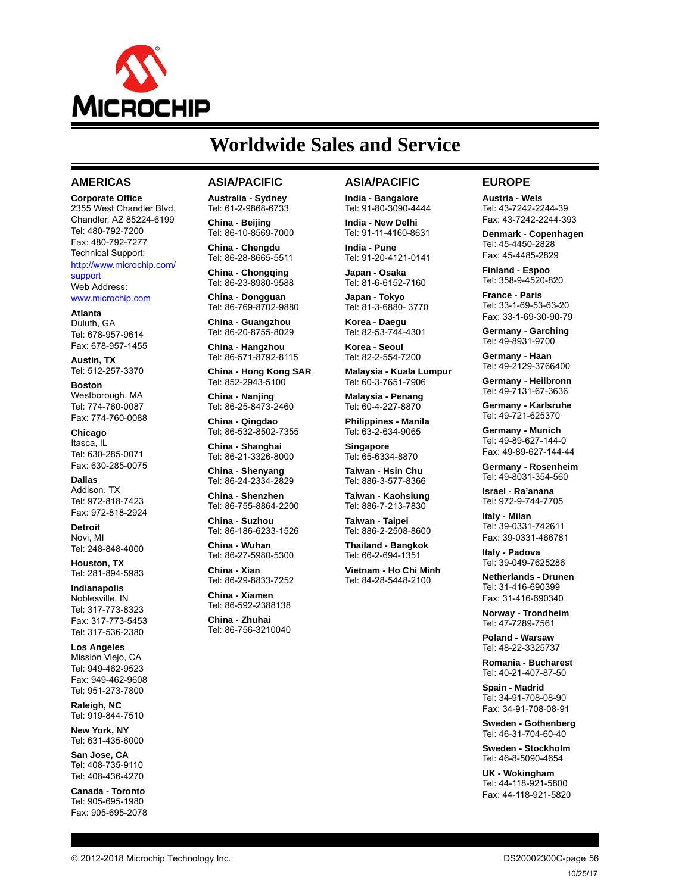# Worldwide Sales and Service

## AMERICAS

**Corporate Office**
2355 West Chandler Blvd.
Chandler, AZ 85224-6199
Tel: 480-792-7200
Fax: 480-792-7277
Technical Support:
http://www.microchip.com/support
Web Address:
www.microchip.com

**Atlanta**
Duluth, GA
Tel: 678-957-9614
Fax: 678-957-1455

**Austin, TX**
Tel: 512-257-3370

**Boston**
Westborough, MA
Tel: 774-760-0087
Fax: 774-760-0088

**Chicago**
Itasca, IL
Tel: 630-285-0071
Fax: 630-285-0075

**Dallas**
Addison, TX
Tel: 972-818-7423
Fax: 972-818-2924

**Detroit**
Novi, MI
Tel: 248-848-4000

**Houston, TX**
Tel: 281-894-5983

**Indianapolis**
Noblesville, IN
Tel: 317-773-8323
Fax: 317-773-5453
Tel: 317-536-2380

**Los Angeles**
Mission Viejo, CA
Tel: 949-462-9523
Fax: 949-462-9608
Tel: 951-273-7800

**Raleigh, NC**
Tel: 919-844-7510

**New York, NY**
Tel: 631-435-6000

**San Jose, CA**
Tel: 408-735-9110
Tel: 408-436-4270

**Canada - Toronto**
Tel: 905-695-1980
Fax: 905-695-2078

## ASIA/PACIFIC

**Australia - Sydney**
Tel: 61-2-9868-6733

**China - Beijing**
Tel: 86-10-8569-7000

**China - Chengdu**
Tel: 86-28-8665-5511

**China - Chongqing**
Tel: 86-23-8980-9588

**China - Dongguan**
Tel: 86-769-8702-9880

**China - Guangzhou**
Tel: 86-20-8755-8029

**China - Hangzhou**
Tel: 86-571-8792-8115

**China - Hong Kong SAR**
Tel: 852-2943-5100

**China - Nanjing**
Tel: 86-25-8473-2460

**China - Qingdao**
Tel: 86-532-8502-7355

**China - Shanghai**
Tel: 86-21-3326-8000

**China - Shenyang**
Tel: 86-24-2334-2829

**China - Shenzhen**
Tel: 86-755-8864-2200

**China - Suzhou**
Tel: 86-186-6233-1526

**China - Wuhan**
Tel: 86-27-5980-5300

**China - Xian**
Tel: 86-29-8833-7252

**China - Xiamen**
Tel: 86-592-2388138

**China - Zhuhai**
Tel: 86-756-3210040

## ASIA/PACIFIC

**India - Bangalore**
Tel: 91-80-3090-4444

**India - New Delhi**
Tel: 91-11-4160-8631

**India - Pune**
Tel: 91-20-4121-0141

**Japan - Osaka**
Tel: 81-6-6152-7160

**Japan - Tokyo**
Tel: 81-3-6880- 3770

**Korea - Daegu**
Tel: 82-53-744-4301

**Korea - Seoul**
Tel: 82-2-554-7200

**Malaysia - Kuala Lumpur**
Tel: 60-3-7651-7906

**Malaysia - Penang**
Tel: 60-4-227-8870

**Philippines - Manila**
Tel: 63-2-634-9065

**Singapore**
Tel: 65-6334-8870

**Taiwan - Hsin Chu**
Tel: 886-3-577-8366

**Taiwan - Kaohsiung**
Tel: 886-7-213-7830

**Taiwan - Taipei**
Tel: 886-2-2508-8600

**Thailand - Bangkok**
Tel: 66-2-694-1351

**Vietnam - Ho Chi Minh**
Tel: 84-28-5448-2100

## EUROPE

**Austria - Wels**
Tel: 43-7242-2244-39
Fax: 43-7242-2244-393

**Denmark - Copenhagen**
Tel: 45-4450-2828
Fax: 45-4485-2829

**Finland - Espoo**
Tel: 358-9-4520-820

**France - Paris**
Tel: 33-1-69-53-63-20
Fax: 33-1-69-30-90-79

**Germany - Garching**
Tel: 49-8931-9700

**Germany - Haan**
Tel: 49-2129-3766400

**Germany - Heilbronn**
Tel: 49-7131-67-3636

**Germany - Karlsruhe**
Tel: 49-721-625370

**Germany - Munich**
Tel: 49-89-627-144-0
Fax: 49-89-627-144-44

**Germany - Rosenheim**
Tel: 49-8031-354-560

**Israel - Ra'anana**
Tel: 972-9-744-7705

**Italy - Milan**
Tel: 39-0331-742611
Fax: 39-0331-466781

**Italy - Padova**
Tel: 39-049-7625286

**Netherlands - Drunen**
Tel: 31-416-690399
Fax: 31-416-690340

**Norway - Trondheim**
Tel: 47-7289-7561

**Poland - Warsaw**
Tel: 48-22-3325737

**Romania - Bucharest**
Tel: 40-21-407-87-50

**Spain - Madrid**
Tel: 34-91-708-08-90
Fax: 34-91-708-08-91

**Sweden - Gothenberg**
Tel: 46-31-704-60-40

**Sweden - Stockholm**
Tel: 46-8-5090-4654

**UK - Wokingham**
Tel: 44-118-921-5800
Fax: 44-118-921-5820

10/25/17